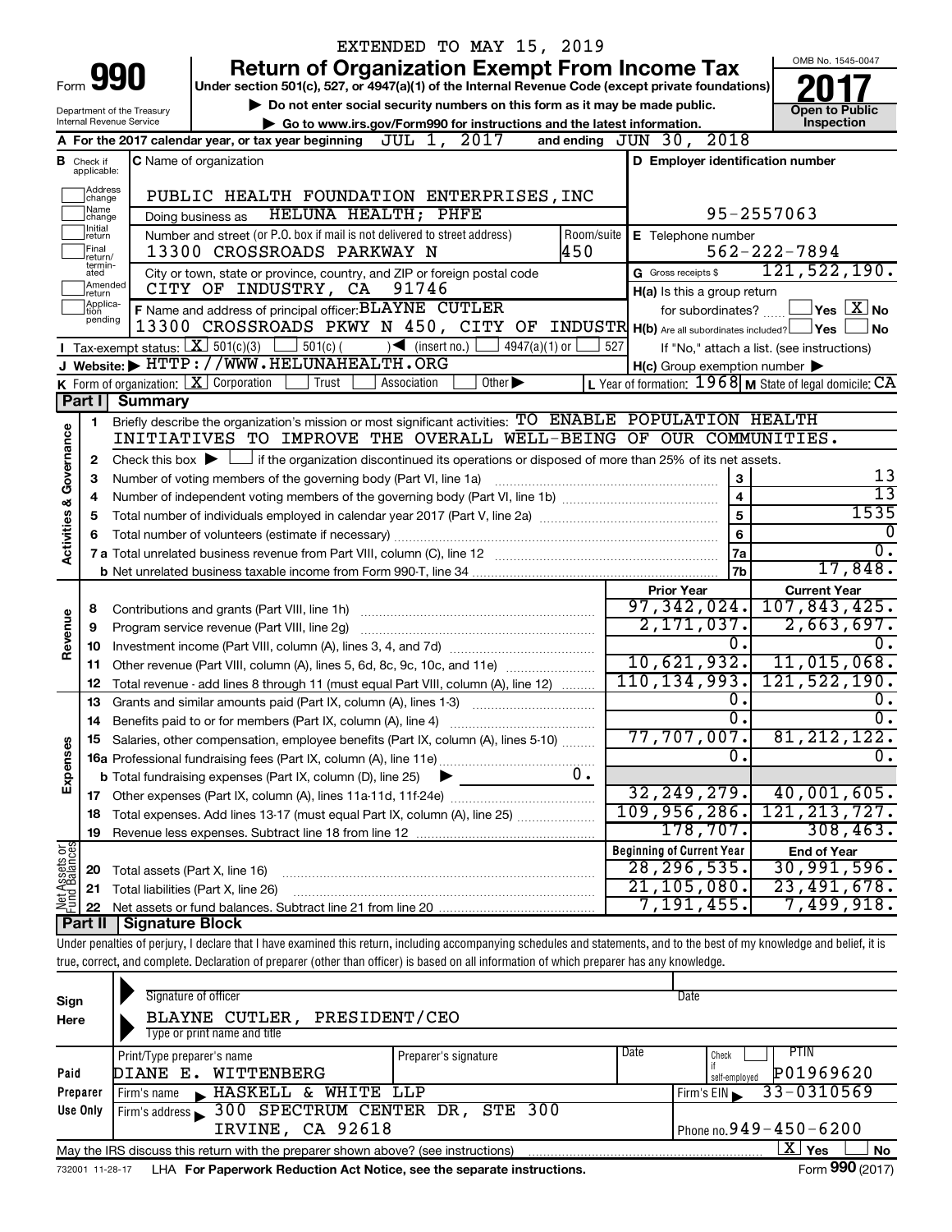EXTENDED TO MAY 15, 2019

# Form 990 — Return of Organization Exempt From Income Tax

Under section 501(c), 527, or 4947(a)(1) of the Internal Revenue Code (except private foundations)

▶ Do not enter social security numbers on this form as it may be made public.

▶ Go to www.irs.gov/Form990 for instructions and the latest information.

Department of the Treasury
Internal Revenue Service

OMB No. 1545-0047

**2017**

**Open to Public Inspection**

**A** For the 2017 calendar year, or tax year beginning JUL 1, 2017 and ending JUN 30, 2018

**B** Check if applicable: Address change, Name change, Initial return, Final return/terminated, Amended return, Application pending

**C** Name of organization: PUBLIC HEALTH FOUNDATION ENTERPRISES,INC

Doing business as: HELUNA HEALTH; PHFE

Number and street (or P.O. box if mail is not delivered to street address): 13300 CROSSROADS PARKWAY N — Room/suite: 450

City or town, state or province, country, and ZIP or foreign postal code: CITY OF INDUSTRY, CA 91746

**D** Employer identification number: 95-2557063

**E** Telephone number: 562-222-7894

**G** Gross receipts $ 121,522,190.

**F** Name and address of principal officer: BLAYNE CUTLER, 13300 CROSSROADS PKWY N 450, CITY OF INDUSTR

**H(a)** Is this a group return for subordinates? ☐ Yes ☒ No

**H(b)** Are all subordinates included? ☐ Yes ☐ No — If "No," attach a list. (see instructions)

**H(c)** Group exemption number ▶

**I** Tax-exempt status: ☒ 501(c)(3) ☐ 501(c) ( ) ◀ (insert no.) ☐ 4947(a)(1) or ☐ 527

**J** Website: ▶ HTTP://WWW.HELUNAHEALTH.ORG

**K** Form of organization: ☒ Corporation ☐ Trust ☐ Association ☐ Other ▶

**L** Year of formation: 1968 **M** State of legal domicile: CA

## Part I Summary

**Activities & Governance**

1. Briefly describe the organization's mission or most significant activities: TO ENABLE POPULATION HEALTH INITIATIVES TO IMPROVE THE OVERALL WELL-BEING OF OUR COMMUNITIES.
2. Check this box ▶ ☐ if the organization discontinued its operations or disposed of more than 25% of its net assets.

| Line | Description | | Value |
|---|---|---|---|
| 3 | Number of voting members of the governing body (Part VI, line 1a) | 3 | 13 |
| 4 | Number of independent voting members of the governing body (Part VI, line 1b) | 4 | 13 |
| 5 | Total number of individuals employed in calendar year 2017 (Part V, line 2a) | 5 | 1535 |
| 6 | Total number of volunteers (estimate if necessary) | 6 | 0 |
| 7a | Total unrelated business revenue from Part VIII, column (C), line 12 | 7a | 0. |
| 7b | Net unrelated business taxable income from Form 990-T, line 34 | 7b | 17,848. |

| Line | Description | Prior Year | Current Year |
|---|---|---|---|
| **Revenue** | | | |
| 8 | Contributions and grants (Part VIII, line 1h) | 97,342,024. | 107,843,425. |
| 9 | Program service revenue (Part VIII, line 2g) | 2,171,037. | 2,663,697. |
| 10 | Investment income (Part VIII, column (A), lines 3, 4, and 7d) | 0. | 0. |
| 11 | Other revenue (Part VIII, column (A), lines 5, 6d, 8c, 9c, 10c, and 11e) | 10,621,932. | 11,015,068. |
| 12 | Total revenue - add lines 8 through 11 (must equal Part VIII, column (A), line 12) | 110,134,993. | 121,522,190. |
| **Expenses** | | | |
| 13 | Grants and similar amounts paid (Part IX, column (A), lines 1-3) | 0. | 0. |
| 14 | Benefits paid to or for members (Part IX, column (A), line 4) | 0. | 0. |
| 15 | Salaries, other compensation, employee benefits (Part IX, column (A), lines 5-10) | 77,707,007. | 81,212,122. |
| 16a | Professional fundraising fees (Part IX, column (A), line 11e) | 0. | 0. |
| b | Total fundraising expenses (Part IX, column (D), line 25) ▶ 0. | | |
| 17 | Other expenses (Part IX, column (A), lines 11a-11d, 11f-24e) | 32,249,279. | 40,001,605. |
| 18 | Total expenses. Add lines 13-17 (must equal Part IX, column (A), line 25) | 109,956,286. | 121,213,727. |
| 19 | Revenue less expenses. Subtract line 18 from line 12 | 178,707. | 308,463. |
| **Net Assets or Fund Balances** | | **Beginning of Current Year** | **End of Year** |
| 20 | Total assets (Part X, line 16) | 28,296,535. | 30,991,596. |
| 21 | Total liabilities (Part X, line 26) | 21,105,080. | 23,491,678. |
| 22 | Net assets or fund balances. Subtract line 21 from line 20 | 7,191,455. | 7,499,918. |

## Part II Signature Block

Under penalties of perjury, I declare that I have examined this return, including accompanying schedules and statements, and to the best of my knowledge and belief, it is true, correct, and complete. Declaration of preparer (other than officer) is based on all information of which preparer has any knowledge.

**Sign Here**

Signature of officer — Date

BLAYNE CUTLER, PRESIDENT/CEO
Type or print name and title

**Paid Preparer Use Only**

| Print/Type preparer's name | Preparer's signature | Date | Check if self-employed | PTIN |
|---|---|---|---|---|
| DIANE E. WITTENBERG | | | ☐ | P01969620 |

Firm's name ▶ HASKELL & WHITE LLP — Firm's EIN ▶ 33-0310569

Firm's address ▶ 300 SPECTRUM CENTER DR, STE 300, IRVINE, CA 92618 — Phone no. 949-450-6200

May the IRS discuss this return with the preparer shown above? (see instructions) ☒ Yes ☐ No

732001 11-28-17 LHA For Paperwork Reduction Act Notice, see the separate instructions. Form **990** (2017)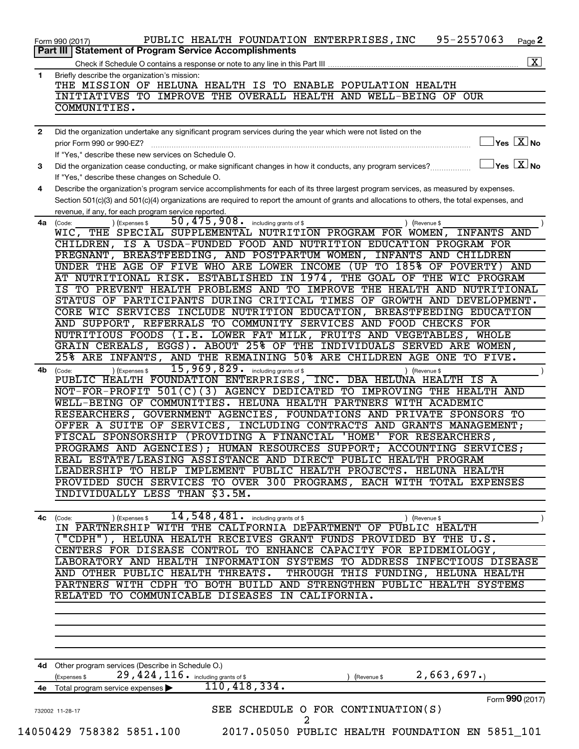Form 990 (2017) PUBLIC HEALTH FOUNDATION ENTERPRISES,INC 95-2557063 Page **2**

**Part III | Statement of Program Service Accomplishments**

Check if Schedule O contains a response or note to any line in this Part III ..... [X]

**1** Briefly describe the organization's mission:

THE MISSION OF HELUNA HEALTH IS TO ENABLE POPULATION HEALTH INITIATIVES TO IMPROVE THE OVERALL HEALTH AND WELL-BEING OF OUR COMMUNITIES.

**2** Did the organization undertake any significant program services during the year which were not listed on the prior Form 990 or 990-EZ? ..... [ ] Yes [X] No

If "Yes," describe these new services on Schedule O.

**3** Did the organization cease conducting, or make significant changes in how it conducts, any program services? ..... [ ] Yes [X] No

If "Yes," describe these changes on Schedule O.

**4** Describe the organization's program service accomplishments for each of its three largest program services, as measured by expenses. Section 501(c)(3) and 501(c)(4) organizations are required to report the amount of grants and allocations to others, the total expenses, and revenue, if any, for each program service reported.

**4a** (Code: ) (Expenses $ 50,475,908. including grants of $ ) (Revenue $ )

WIC, THE SPECIAL SUPPLEMENTAL NUTRITION PROGRAM FOR WOMEN, INFANTS AND CHILDREN, IS A USDA-FUNDED FOOD AND NUTRITION EDUCATION PROGRAM FOR PREGNANT, BREASTFEEDING, AND POSTPARTUM WOMEN, INFANTS AND CHILDREN UNDER THE AGE OF FIVE WHO ARE LOWER INCOME (UP TO 185% OF POVERTY) AND AT NUTRITIONAL RISK. ESTABLISHED IN 1974, THE GOAL OF THE WIC PROGRAM IS TO PREVENT HEALTH PROBLEMS AND TO IMPROVE THE HEALTH AND NUTRITIONAL STATUS OF PARTICIPANTS DURING CRITICAL TIMES OF GROWTH AND DEVELOPMENT. CORE WIC SERVICES INCLUDE NUTRITION EDUCATION, BREASTFEEDING EDUCATION AND SUPPORT, REFERRALS TO COMMUNITY SERVICES AND FOOD CHECKS FOR NUTRITIOUS FOODS (I.E. LOWER FAT MILK, FRUITS AND VEGETABLES, WHOLE GRAIN CEREALS, EGGS). ABOUT 25% OF THE INDIVIDUALS SERVED ARE WOMEN, 25% ARE INFANTS, AND THE REMAINING 50% ARE CHILDREN AGE ONE TO FIVE.

**4b** (Code: ) (Expenses $ 15,969,829. including grants of $ ) (Revenue $ )

PUBLIC HEALTH FOUNDATION ENTERPRISES, INC. DBA HELUNA HEALTH IS A NOT-FOR-PROFIT 501(C)(3) AGENCY DEDICATED TO IMPROVING THE HEALTH AND WELL-BEING OF COMMUNITIES. HELUNA HEALTH PARTNERS WITH ACADEMIC RESEARCHERS, GOVERNMENT AGENCIES, FOUNDATIONS AND PRIVATE SPONSORS TO OFFER A SUITE OF SERVICES, INCLUDING CONTRACTS AND GRANTS MANAGEMENT; FISCAL SPONSORSHIP (PROVIDING A FINANCIAL 'HOME' FOR RESEARCHERS, PROGRAMS AND AGENCIES); HUMAN RESOURCES SUPPORT; ACCOUNTING SERVICES; REAL ESTATE/LEASING ASSISTANCE AND DIRECT PUBLIC HEALTH PROGRAM LEADERSHIP TO HELP IMPLEMENT PUBLIC HEALTH PROJECTS. HELUNA HEALTH PROVIDED SUCH SERVICES TO OVER 300 PROGRAMS, EACH WITH TOTAL EXPENSES INDIVIDUALLY LESS THAN $3.5M.

**4c** (Code: ) (Expenses $ 14,548,481. including grants of $ ) (Revenue $ )

IN PARTNERSHIP WITH THE CALIFORNIA DEPARTMENT OF PUBLIC HEALTH ("CDPH"), HELUNA HEALTH RECEIVES GRANT FUNDS PROVIDED BY THE U.S. CENTERS FOR DISEASE CONTROL TO ENHANCE CAPACITY FOR EPIDEMIOLOGY, LABORATORY AND HEALTH INFORMATION SYSTEMS TO ADDRESS INFECTIOUS DISEASE AND OTHER PUBLIC HEALTH THREATS. THROUGH THIS FUNDING, HELUNA HEALTH PARTNERS WITH CDPH TO BOTH BUILD AND STRENGTHEN PUBLIC HEALTH SYSTEMS RELATED TO COMMUNICABLE DISEASES IN CALIFORNIA.

**4d** Other program services (Describe in Schedule O.)

(Expenses $ 29,424,116. including grants of $ ) (Revenue $ 2,663,697.)

**4e** Total program service expenses ▶ 110,418,334.

Form **990** (2017)

732002 11-28-17

SEE SCHEDULE O FOR CONTINUATION(S)

14050429 758382 5851.100 2017.05050 PUBLIC HEALTH FOUNDATION EN 5851_101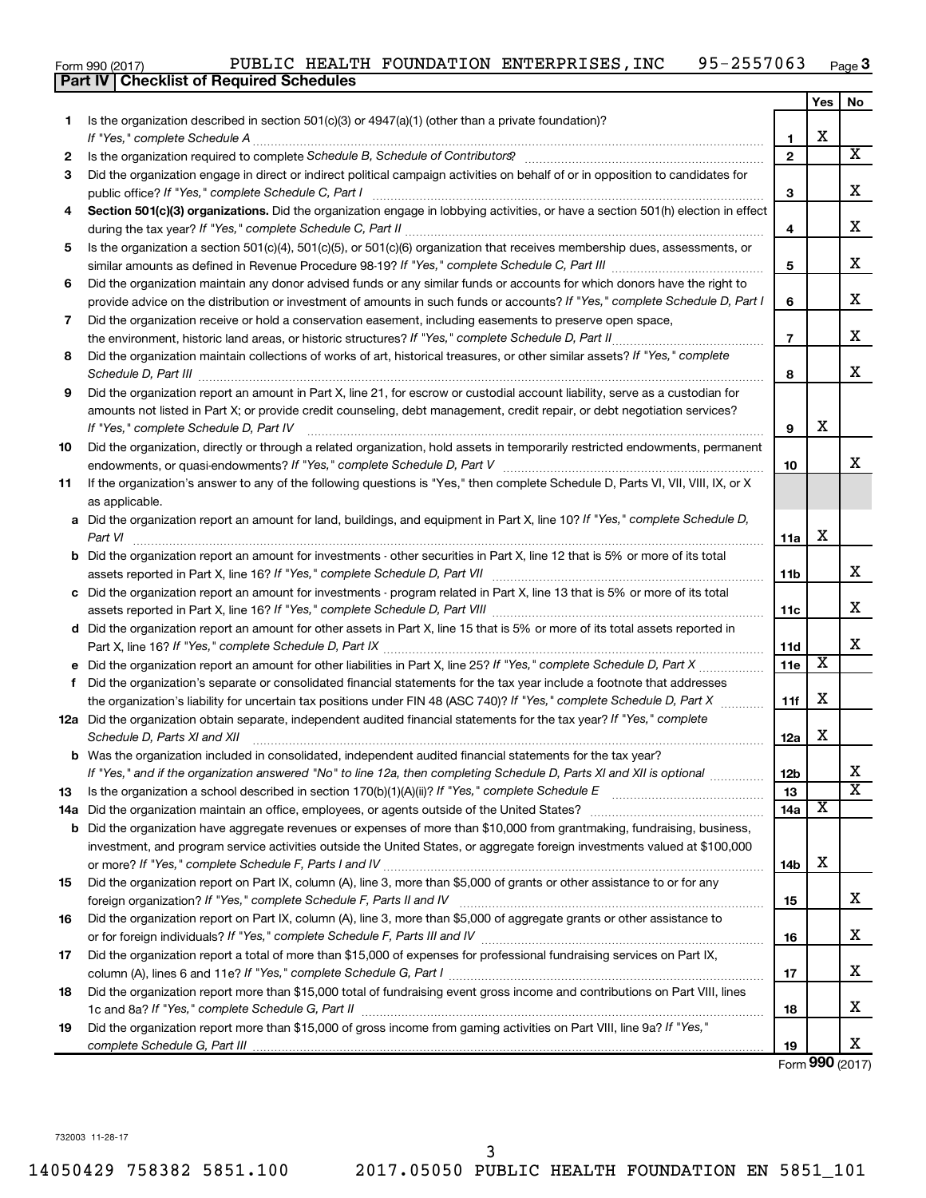Form 990 (2017) PUBLIC HEALTH FOUNDATION ENTERPRISES,INC 95-2557063 Page 3

## Part IV Checklist of Required Schedules

| | | | Yes | No |
|---|---|---|---|---|
| 1 | Is the organization described in section 501(c)(3) or 4947(a)(1) (other than a private foundation)? *If "Yes," complete Schedule A* | 1 | X | |
| 2 | Is the organization required to complete *Schedule B, Schedule of Contributors*? | 2 | | X |
| 3 | Did the organization engage in direct or indirect political campaign activities on behalf of or in opposition to candidates for public office? *If "Yes," complete Schedule C, Part I* | 3 | | X |
| 4 | **Section 501(c)(3) organizations.** Did the organization engage in lobbying activities, or have a section 501(h) election in effect during the tax year? *If "Yes," complete Schedule C, Part II* | 4 | | X |
| 5 | Is the organization a section 501(c)(4), 501(c)(5), or 501(c)(6) organization that receives membership dues, assessments, or similar amounts as defined in Revenue Procedure 98-19? *If "Yes," complete Schedule C, Part III* | 5 | | X |
| 6 | Did the organization maintain any donor advised funds or any similar funds or accounts for which donors have the right to provide advice on the distribution or investment of amounts in such funds or accounts? *If "Yes," complete Schedule D, Part I* | 6 | | X |
| 7 | Did the organization receive or hold a conservation easement, including easements to preserve open space, the environment, historic land areas, or historic structures? *If "Yes," complete Schedule D, Part II* | 7 | | X |
| 8 | Did the organization maintain collections of works of art, historical treasures, or other similar assets? *If "Yes," complete Schedule D, Part III* | 8 | | X |
| 9 | Did the organization report an amount in Part X, line 21, for escrow or custodial account liability, serve as a custodian for amounts not listed in Part X; or provide credit counseling, debt management, credit repair, or debt negotiation services? *If "Yes," complete Schedule D, Part IV* | 9 | X | |
| 10 | Did the organization, directly or through a related organization, hold assets in temporarily restricted endowments, permanent endowments, or quasi-endowments? *If "Yes," complete Schedule D, Part V* | 10 | | X |
| 11 | If the organization's answer to any of the following questions is "Yes," then complete Schedule D, Parts VI, VII, VIII, IX, or X as applicable. | | | |
| a | Did the organization report an amount for land, buildings, and equipment in Part X, line 10? *If "Yes," complete Schedule D, Part VI* | 11a | X | |
| b | Did the organization report an amount for investments - other securities in Part X, line 12 that is 5% or more of its total assets reported in Part X, line 16? *If "Yes," complete Schedule D, Part VII* | 11b | | X |
| c | Did the organization report an amount for investments - program related in Part X, line 13 that is 5% or more of its total assets reported in Part X, line 16? *If "Yes," complete Schedule D, Part VIII* | 11c | | X |
| d | Did the organization report an amount for other assets in Part X, line 15 that is 5% or more of its total assets reported in Part X, line 16? *If "Yes," complete Schedule D, Part IX* | 11d | | X |
| e | Did the organization report an amount for other liabilities in Part X, line 25? *If "Yes," complete Schedule D, Part X* | 11e | X | |
| f | Did the organization's separate or consolidated financial statements for the tax year include a footnote that addresses the organization's liability for uncertain tax positions under FIN 48 (ASC 740)? *If "Yes," complete Schedule D, Part X* | 11f | X | |
| 12a | Did the organization obtain separate, independent audited financial statements for the tax year? *If "Yes," complete Schedule D, Parts XI and XII* | 12a | X | |
| b | Was the organization included in consolidated, independent audited financial statements for the tax year? *If "Yes," and if the organization answered "No" to line 12a, then completing Schedule D, Parts XI and XII is optional* | 12b | | X |
| 13 | Is the organization a school described in section 170(b)(1)(A)(ii)? *If "Yes," complete Schedule E* | 13 | | X |
| 14a | Did the organization maintain an office, employees, or agents outside of the United States? | 14a | X | |
| b | Did the organization have aggregate revenues or expenses of more than $10,000 from grantmaking, fundraising, business, investment, and program service activities outside the United States, or aggregate foreign investments valued at $100,000 or more? *If "Yes," complete Schedule F, Parts I and IV* | 14b | X | |
| 15 | Did the organization report on Part IX, column (A), line 3, more than $5,000 of grants or other assistance to or for any foreign organization? *If "Yes," complete Schedule F, Parts II and IV* | 15 | | X |
| 16 | Did the organization report on Part IX, column (A), line 3, more than $5,000 of aggregate grants or other assistance to or for foreign individuals? *If "Yes," complete Schedule F, Parts III and IV* | 16 | | X |
| 17 | Did the organization report a total of more than $15,000 of expenses for professional fundraising services on Part IX, column (A), lines 6 and 11e? *If "Yes," complete Schedule G, Part I* | 17 | | X |
| 18 | Did the organization report more than $15,000 total of fundraising event gross income and contributions on Part VIII, lines 1c and 8a? *If "Yes," complete Schedule G, Part II* | 18 | | X |
| 19 | Did the organization report more than $15,000 of gross income from gaming activities on Part VIII, line 9a? *If "Yes," complete Schedule G, Part III* | 19 | | X |

Form **990** (2017)

732003 11-28-17

14050429 758382 5851.100 2017.05050 PUBLIC HEALTH FOUNDATION EN 5851_101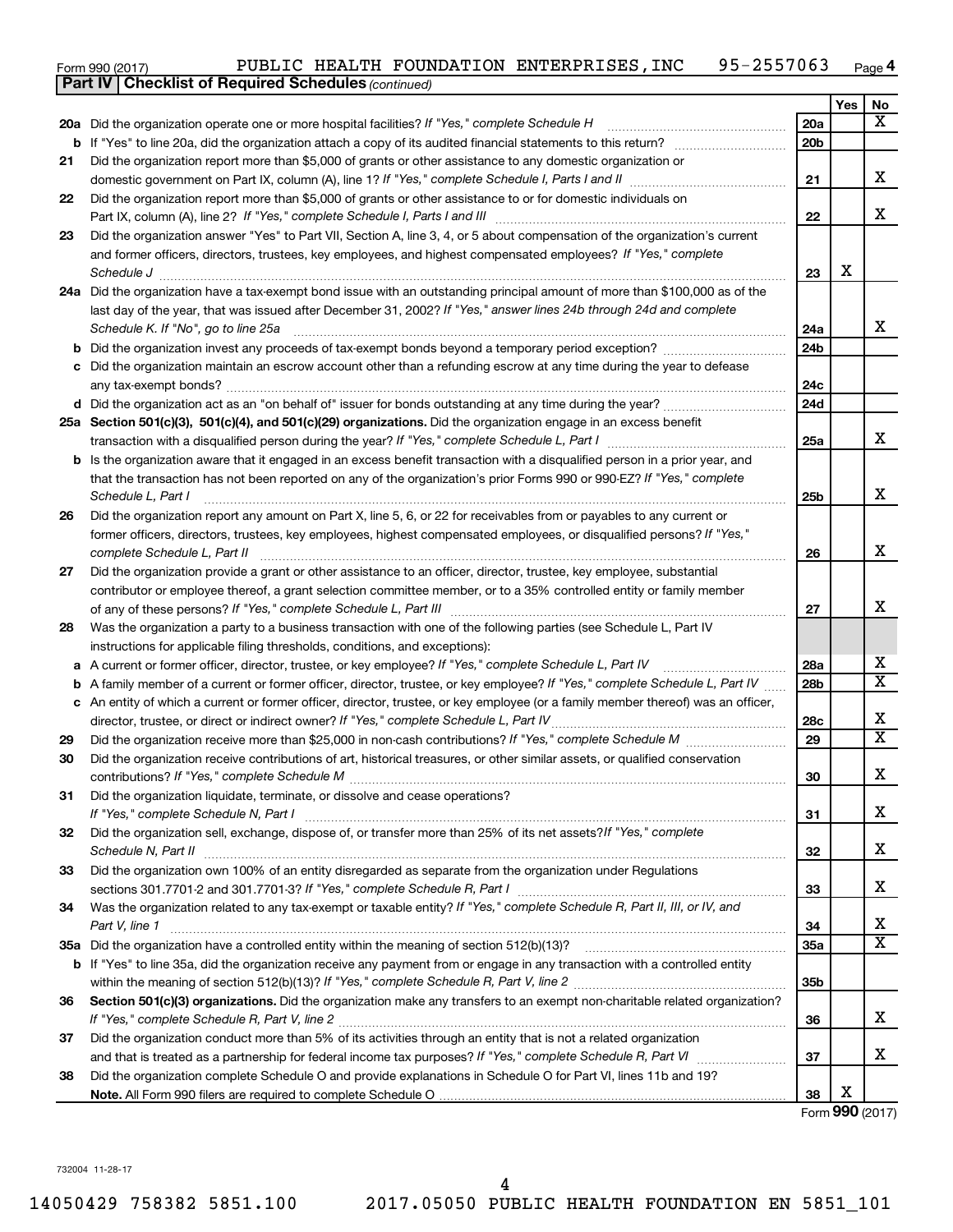Form 990 (2017) PUBLIC HEALTH FOUNDATION ENTERPRISES, INC 95-2557063 Page 4

**Part IV | Checklist of Required Schedules** *(continued)*

| | | | Yes | No |
|---|---|---|---|---|
| 20a | Did the organization operate one or more hospital facilities? *If "Yes," complete Schedule H* | 20a | | X |
| b | If "Yes" to line 20a, did the organization attach a copy of its audited financial statements to this return? | 20b | | |
| 21 | Did the organization report more than $5,000 of grants or other assistance to any domestic organization or domestic government on Part IX, column (A), line 1? *If "Yes," complete Schedule I, Parts I and II* | 21 | | X |
| 22 | Did the organization report more than $5,000 of grants or other assistance to or for domestic individuals on Part IX, column (A), line 2? *If "Yes," complete Schedule I, Parts I and III* | 22 | | X |
| 23 | Did the organization answer "Yes" to Part VII, Section A, line 3, 4, or 5 about compensation of the organization's current and former officers, directors, trustees, key employees, and highest compensated employees? *If "Yes," complete Schedule J* | 23 | X | |
| 24a | Did the organization have a tax-exempt bond issue with an outstanding principal amount of more than $100,000 as of the last day of the year, that was issued after December 31, 2002? *If "Yes," answer lines 24b through 24d and complete Schedule K. If "No", go to line 25a* | 24a | | X |
| b | Did the organization invest any proceeds of tax-exempt bonds beyond a temporary period exception? | 24b | | |
| c | Did the organization maintain an escrow account other than a refunding escrow at any time during the year to defease any tax-exempt bonds? | 24c | | |
| d | Did the organization act as an "on behalf of" issuer for bonds outstanding at any time during the year? | 24d | | |
| 25a | **Section 501(c)(3), 501(c)(4), and 501(c)(29) organizations.** Did the organization engage in an excess benefit transaction with a disqualified person during the year? *If "Yes," complete Schedule L, Part I* | 25a | | X |
| b | Is the organization aware that it engaged in an excess benefit transaction with a disqualified person in a prior year, and that the transaction has not been reported on any of the organization's prior Forms 990 or 990-EZ? *If "Yes," complete Schedule L, Part I* | 25b | | X |
| 26 | Did the organization report any amount on Part X, line 5, 6, or 22 for receivables from or payables to any current or former officers, directors, trustees, key employees, highest compensated employees, or disqualified persons? *If "Yes," complete Schedule L, Part II* | 26 | | X |
| 27 | Did the organization provide a grant or other assistance to an officer, director, trustee, key employee, substantial contributor or employee thereof, a grant selection committee member, or to a 35% controlled entity or family member of any of these persons? *If "Yes," complete Schedule L, Part III* | 27 | | X |
| 28 | Was the organization a party to a business transaction with one of the following parties (see Schedule L, Part IV instructions for applicable filing thresholds, conditions, and exceptions): | | | |
| a | A current or former officer, director, trustee, or key employee? *If "Yes," complete Schedule L, Part IV* | 28a | | X |
| b | A family member of a current or former officer, director, trustee, or key employee? *If "Yes," complete Schedule L, Part IV* | 28b | | X |
| c | An entity of which a current or former officer, director, trustee, or key employee (or a family member thereof) was an officer, director, trustee, or direct or indirect owner? *If "Yes," complete Schedule L, Part IV* | 28c | | X |
| 29 | Did the organization receive more than $25,000 in non-cash contributions? *If "Yes," complete Schedule M* | 29 | | X |
| 30 | Did the organization receive contributions of art, historical treasures, or other similar assets, or qualified conservation contributions? *If "Yes," complete Schedule M* | 30 | | X |
| 31 | Did the organization liquidate, terminate, or dissolve and cease operations? *If "Yes," complete Schedule N, Part I* | 31 | | X |
| 32 | Did the organization sell, exchange, dispose of, or transfer more than 25% of its net assets? *If "Yes," complete Schedule N, Part II* | 32 | | X |
| 33 | Did the organization own 100% of an entity disregarded as separate from the organization under Regulations sections 301.7701-2 and 301.7701-3? *If "Yes," complete Schedule R, Part I* | 33 | | X |
| 34 | Was the organization related to any tax-exempt or taxable entity? *If "Yes," complete Schedule R, Part II, III, or IV, and Part V, line 1* | 34 | | X |
| 35a | Did the organization have a controlled entity within the meaning of section 512(b)(13)? | 35a | | X |
| b | If "Yes" to line 35a, did the organization receive any payment from or engage in any transaction with a controlled entity within the meaning of section 512(b)(13)? *If "Yes," complete Schedule R, Part V, line 2* | 35b | | |
| 36 | **Section 501(c)(3) organizations.** Did the organization make any transfers to an exempt non-charitable related organization? *If "Yes," complete Schedule R, Part V, line 2* | 36 | | X |
| 37 | Did the organization conduct more than 5% of its activities through an entity that is not a related organization and that is treated as a partnership for federal income tax purposes? *If "Yes," complete Schedule R, Part VI* | 37 | | X |
| 38 | Did the organization complete Schedule O and provide explanations in Schedule O for Part VI, lines 11b and 19? **Note.** All Form 990 filers are required to complete Schedule O | 38 | X | |

Form **990** (2017)

732004 11-28-17

14050429 758382 5851.100 2017.05050 PUBLIC HEALTH FOUNDATION EN 5851_101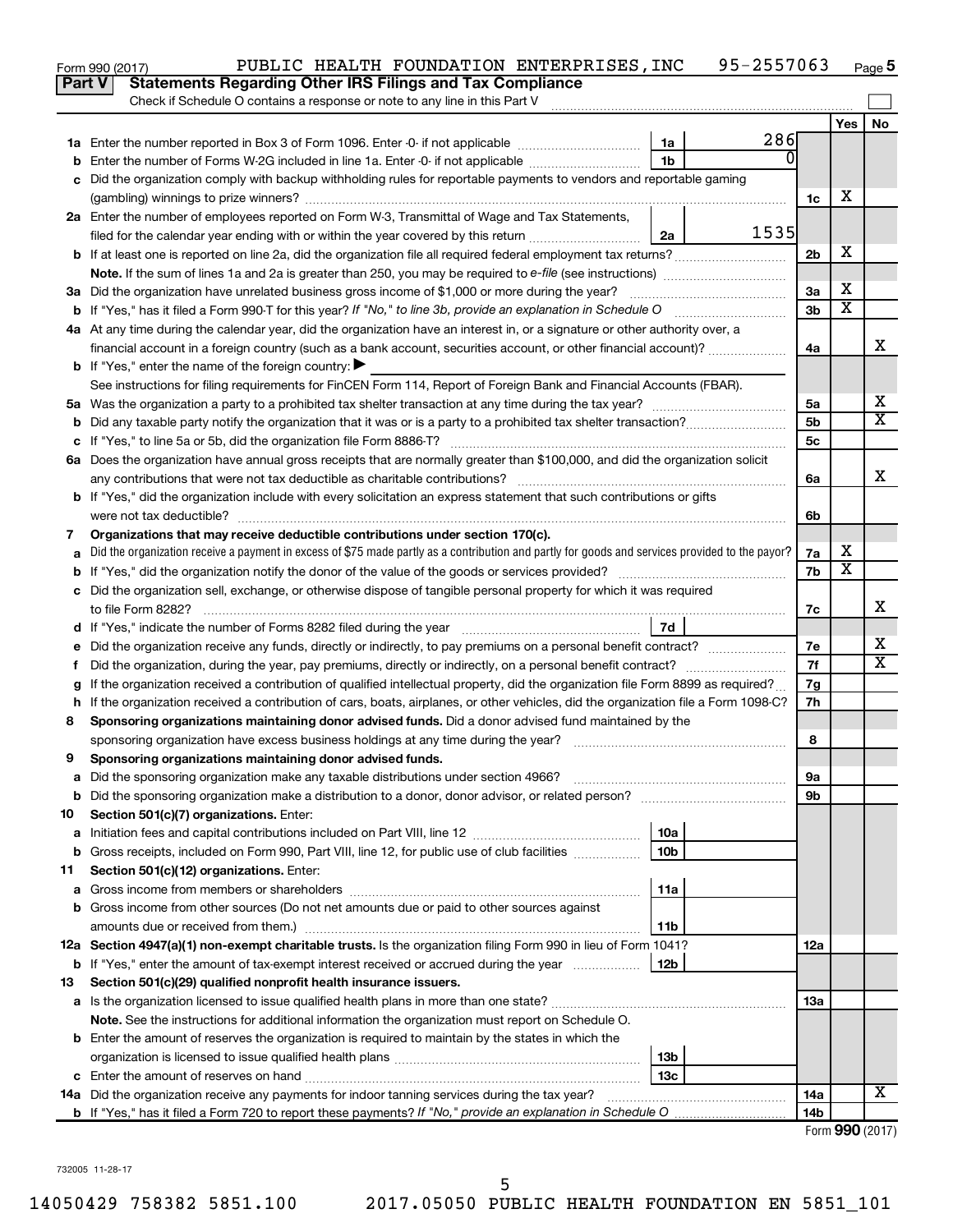Form 990 (2017) PUBLIC HEALTH FOUNDATION ENTERPRISES,INC 95-2557063 Page 5

## Part V Statements Regarding Other IRS Filings and Tax Compliance

Check if Schedule O contains a response or note to any line in this Part V

| | | | | | Yes | No |
|---|---|---|---|---|---|---|
| 1a | Enter the number reported in Box 3 of Form 1096. Enter -0- if not applicable | 1a | 286 | | | |
| b | Enter the number of Forms W-2G included in line 1a. Enter -0- if not applicable | 1b | 0 | | | |
| c | Did the organization comply with backup withholding rules for reportable payments to vendors and reportable gaming (gambling) winnings to prize winners? | | | 1c | X | |
| 2a | Enter the number of employees reported on Form W-3, Transmittal of Wage and Tax Statements, filed for the calendar year ending with or within the year covered by this return | 2a | 1535 | | | |
| b | If at least one is reported on line 2a, did the organization file all required federal employment tax returns? | | | 2b | X | |
| | Note. If the sum of lines 1a and 2a is greater than 250, you may be required to e-file (see instructions) | | | | | |
| 3a | Did the organization have unrelated business gross income of $1,000 or more during the year? | | | 3a | X | |
| b | If "Yes," has it filed a Form 990-T for this year? If "No," to line 3b, provide an explanation in Schedule O | | | 3b | X | |
| 4a | At any time during the calendar year, did the organization have an interest in, or a signature or other authority over, a financial account in a foreign country (such as a bank account, securities account, or other financial account)? | | | 4a | | X |
| b | If "Yes," enter the name of the foreign country: ▶ | | | | | |
| | See instructions for filing requirements for FinCEN Form 114, Report of Foreign Bank and Financial Accounts (FBAR). | | | | | |
| 5a | Was the organization a party to a prohibited tax shelter transaction at any time during the tax year? | | | 5a | | X |
| b | Did any taxable party notify the organization that it was or is a party to a prohibited tax shelter transaction? | | | 5b | | X |
| c | If "Yes," to line 5a or 5b, did the organization file Form 8886-T? | | | 5c | | |
| 6a | Does the organization have annual gross receipts that are normally greater than $100,000, and did the organization solicit any contributions that were not tax deductible as charitable contributions? | | | 6a | | X |
| b | If "Yes," did the organization include with every solicitation an express statement that such contributions or gifts were not tax deductible? | | | 6b | | |
| 7 | **Organizations that may receive deductible contributions under section 170(c).** | | | | | |
| a | Did the organization receive a payment in excess of $75 made partly as a contribution and partly for goods and services provided to the payor? | | | 7a | X | |
| b | If "Yes," did the organization notify the donor of the value of the goods or services provided? | | | 7b | X | |
| c | Did the organization sell, exchange, or otherwise dispose of tangible personal property for which it was required to file Form 8282? | | | 7c | | X |
| d | If "Yes," indicate the number of Forms 8282 filed during the year | 7d | | | | |
| e | Did the organization receive any funds, directly or indirectly, to pay premiums on a personal benefit contract? | | | 7e | | X |
| f | Did the organization, during the year, pay premiums, directly or indirectly, on a personal benefit contract? | | | 7f | | X |
| g | If the organization received a contribution of qualified intellectual property, did the organization file Form 8899 as required? | | | 7g | | |
| h | If the organization received a contribution of cars, boats, airplanes, or other vehicles, did the organization file a Form 1098-C? | | | 7h | | |
| 8 | **Sponsoring organizations maintaining donor advised funds.** Did a donor advised fund maintained by the sponsoring organization have excess business holdings at any time during the year? | | | 8 | | |
| 9 | **Sponsoring organizations maintaining donor advised funds.** | | | | | |
| a | Did the sponsoring organization make any taxable distributions under section 4966? | | | 9a | | |
| b | Did the sponsoring organization make a distribution to a donor, donor advisor, or related person? | | | 9b | | |
| 10 | **Section 501(c)(7) organizations.** Enter: | | | | | |
| a | Initiation fees and capital contributions included on Part VIII, line 12 | 10a | | | | |
| b | Gross receipts, included on Form 990, Part VIII, line 12, for public use of club facilities | 10b | | | | |
| 11 | **Section 501(c)(12) organizations.** Enter: | | | | | |
| a | Gross income from members or shareholders | 11a | | | | |
| b | Gross income from other sources (Do not net amounts due or paid to other sources against amounts due or received from them.) | 11b | | | | |
| 12a | **Section 4947(a)(1) non-exempt charitable trusts.** Is the organization filing Form 990 in lieu of Form 1041? | | | 12a | | |
| b | If "Yes," enter the amount of tax-exempt interest received or accrued during the year | 12b | | | | |
| 13 | **Section 501(c)(29) qualified nonprofit health insurance issuers.** | | | | | |
| a | Is the organization licensed to issue qualified health plans in more than one state? | | | 13a | | |
| | **Note.** See the instructions for additional information the organization must report on Schedule O. | | | | | |
| b | Enter the amount of reserves the organization is required to maintain by the states in which the organization is licensed to issue qualified health plans | 13b | | | | |
| c | Enter the amount of reserves on hand | 13c | | | | |
| 14a | Did the organization receive any payments for indoor tanning services during the tax year? | | | 14a | | X |
| b | If "Yes," has it filed a Form 720 to report these payments? If "No," provide an explanation in Schedule O | | | 14b | | |

Form **990** (2017)

732005 11-28-17

14050429 758382 5851.100 2017.05050 PUBLIC HEALTH FOUNDATION EN 5851_101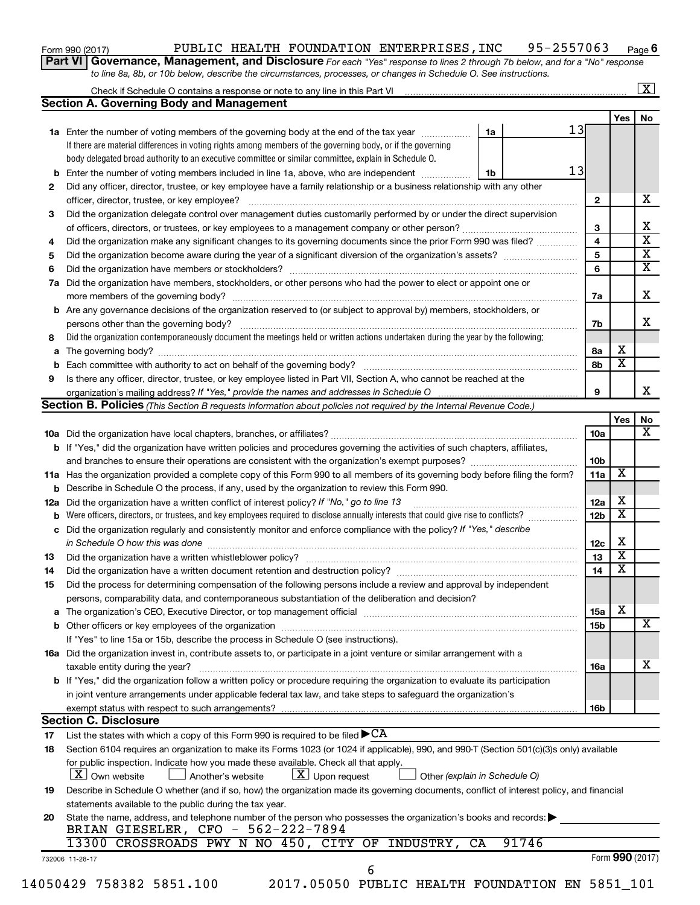Form 990 (2017) PUBLIC HEALTH FOUNDATION ENTERPRISES,INC 95-2557063 Page 6

**Part VI Governance, Management, and Disclosure** *For each "Yes" response to lines 2 through 7b below, and for a "No" response to line 8a, 8b, or 10b below, describe the circumstances, processes, or changes in Schedule O. See instructions.*

Check if Schedule O contains a response or note to any line in this Part VI [X]

## Section A. Governing Body and Management

| | | | Yes | No |
|---|---|---|---|---|
| **1a** | Enter the number of voting members of the governing body at the end of the tax year — **1a** 13. If there are material differences in voting rights among members of the governing body, or if the governing body delegated broad authority to an executive committee or similar committee, explain in Schedule O. | | | |
| **b** | Enter the number of voting members included in line 1a, above, who are independent — **1b** 13 | | | |
| **2** | Did any officer, director, trustee, or key employee have a family relationship or a business relationship with any other officer, director, trustee, or key employee? | 2 | | X |
| **3** | Did the organization delegate control over management duties customarily performed by or under the direct supervision of officers, directors, or trustees, or key employees to a management company or other person? | 3 | | X |
| **4** | Did the organization make any significant changes to its governing documents since the prior Form 990 was filed? | 4 | | X |
| **5** | Did the organization become aware during the year of a significant diversion of the organization's assets? | 5 | | X |
| **6** | Did the organization have members or stockholders? | 6 | | X |
| **7a** | Did the organization have members, stockholders, or other persons who had the power to elect or appoint one or more members of the governing body? | 7a | | X |
| **b** | Are any governance decisions of the organization reserved to (or subject to approval by) members, stockholders, or persons other than the governing body? | 7b | | X |
| **8** | Did the organization contemporaneously document the meetings held or written actions undertaken during the year by the following: | | | |
| **a** | The governing body? | 8a | X | |
| **b** | Each committee with authority to act on behalf of the governing body? | 8b | X | |
| **9** | Is there any officer, director, trustee, or key employee listed in Part VII, Section A, who cannot be reached at the organization's mailing address? *If "Yes," provide the names and addresses in Schedule O* | 9 | | X |

## Section B. Policies *(This Section B requests information about policies not required by the Internal Revenue Code.)*

| | | | Yes | No |
|---|---|---|---|---|
| **10a** | Did the organization have local chapters, branches, or affiliates? | 10a | | X |
| **b** | If "Yes," did the organization have written policies and procedures governing the activities of such chapters, affiliates, and branches to ensure their operations are consistent with the organization's exempt purposes? | 10b | | |
| **11a** | Has the organization provided a complete copy of this Form 990 to all members of its governing body before filing the form? | 11a | X | |
| **b** | Describe in Schedule O the process, if any, used by the organization to review this Form 990. | | | |
| **12a** | Did the organization have a written conflict of interest policy? *If "No," go to line 13* | 12a | X | |
| **b** | Were officers, directors, or trustees, and key employees required to disclose annually interests that could give rise to conflicts? | 12b | X | |
| **c** | Did the organization regularly and consistently monitor and enforce compliance with the policy? *If "Yes," describe in Schedule O how this was done* | 12c | X | |
| **13** | Did the organization have a written whistleblower policy? | 13 | X | |
| **14** | Did the organization have a written document retention and destruction policy? | 14 | X | |
| **15** | Did the process for determining compensation of the following persons include a review and approval by independent persons, comparability data, and contemporaneous substantiation of the deliberation and decision? | | | |
| **a** | The organization's CEO, Executive Director, or top management official | 15a | X | |
| **b** | Other officers or key employees of the organization | 15b | | X |
| | If "Yes" to line 15a or 15b, describe the process in Schedule O (see instructions). | | | |
| **16a** | Did the organization invest in, contribute assets to, or participate in a joint venture or similar arrangement with a taxable entity during the year? | 16a | | X |
| **b** | If "Yes," did the organization follow a written policy or procedure requiring the organization to evaluate its participation in joint venture arrangements under applicable federal tax law, and take steps to safeguard the organization's exempt status with respect to such arrangements? | 16b | | |

## Section C. Disclosure

**17** List the states with which a copy of this Form 990 is required to be filed ▶CA

**18** Section 6104 requires an organization to make its Forms 1023 (or 1024 if applicable), 990, and 990-T (Section 501(c)(3)s only) available for public inspection. Indicate how you made these available. Check all that apply.

[X] Own website [ ] Another's website [X] Upon request [ ] Other *(explain in Schedule O)*

**19** Describe in Schedule O whether (and if so, how) the organization made its governing documents, conflict of interest policy, and financial statements available to the public during the tax year.

**20** State the name, address, and telephone number of the person who possesses the organization's books and records: ▶

BRIAN GIESELER, CFO - 562-222-7894
13300 CROSSROADS PWY N NO 450, CITY OF INDUSTRY, CA 91746

732006 11-28-17 Form **990** (2017)

14050429 758382 5851.100 2017.05050 PUBLIC HEALTH FOUNDATION EN 5851_101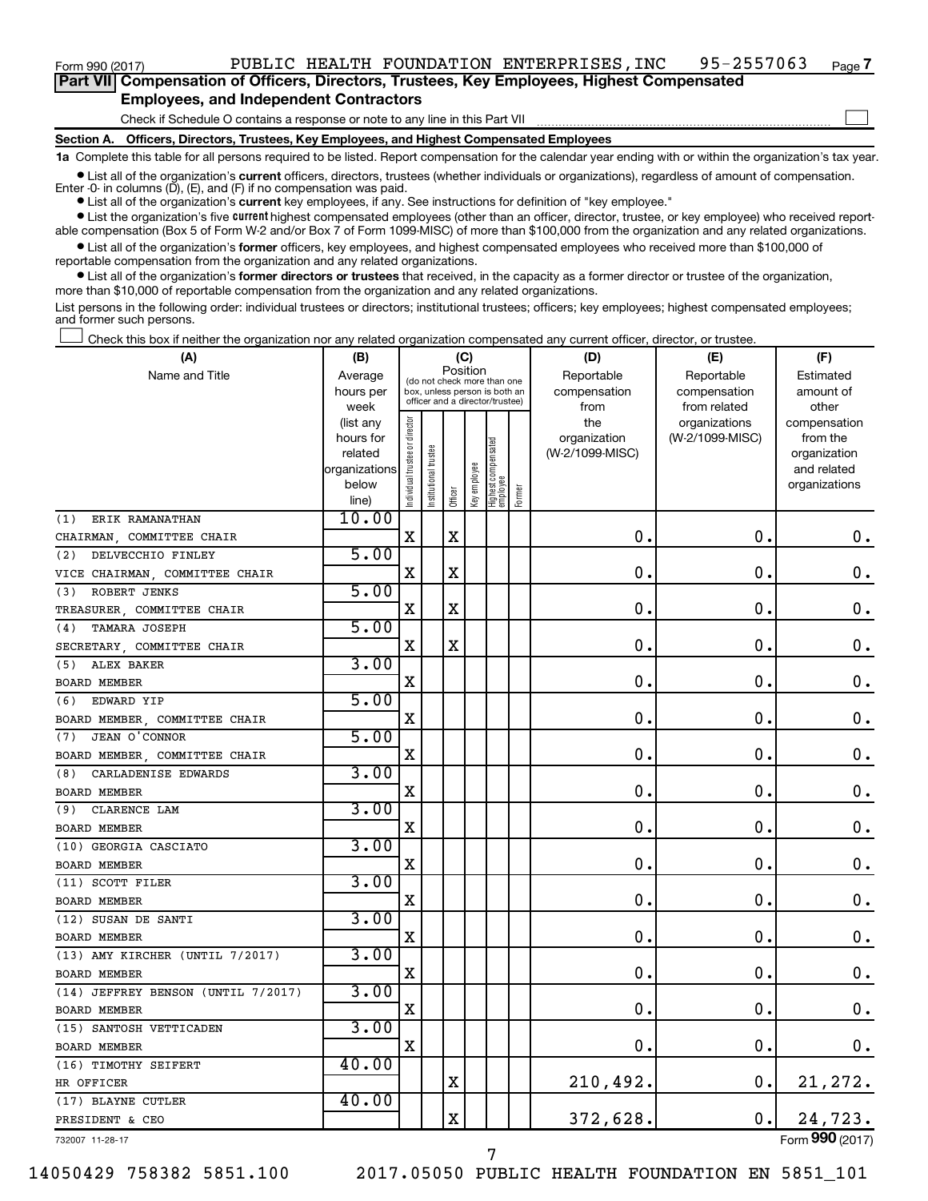Form 990 (2017) PUBLIC HEALTH FOUNDATION ENTERPRISES,INC 95-2557063

**Part VII Compensation of Officers, Directors, Trustees, Key Employees, Highest Compensated Employees, and Independent Contractors**

Check if Schedule O contains a response or note to any line in this Part VII

**Section A. Officers, Directors, Trustees, Key Employees, and Highest Compensated Employees**

**1a** Complete this table for all persons required to be listed. Report compensation for the calendar year ending with or within the organization's tax year.

- List all of the organization's **current** officers, directors, trustees (whether individuals or organizations), regardless of amount of compensation. Enter -0- in columns (D), (E), and (F) if no compensation was paid.
- List all of the organization's **current** key employees, if any. See instructions for definition of "key employee."
- List the organization's five **current** highest compensated employees (other than an officer, director, trustee, or key employee) who received reportable compensation (Box 5 of Form W-2 and/or Box 7 of Form 1099-MISC) of more than $100,000 from the organization and any related organizations.
- List all of the organization's **former** officers, key employees, and highest compensated employees who received more than $100,000 of reportable compensation from the organization and any related organizations.
- List all of the organization's **former directors or trustees** that received, in the capacity as a former director or trustee of the organization, more than $10,000 of reportable compensation from the organization and any related organizations.

List persons in the following order: individual trustees or directors; institutional trustees; officers; key employees; highest compensated employees; and former such persons.

Check this box if neither the organization nor any related organization compensated any current officer, director, or trustee.

| (A) Name and Title | (B) Average hours per week (list any hours for related organizations below line) | (C) Position: Individual trustee or director | Institutional trustee | Officer | Key employee | Highest compensated employee | Former | (D) Reportable compensation from the organization (W-2/1099-MISC) | (E) Reportable compensation from related organizations (W-2/1099-MISC) | (F) Estimated amount of other compensation from the organization and related organizations |
|---|---|---|---|---|---|---|---|---|---|---|
| (1) ERIK RAMANATHAN<br>CHAIRMAN, COMMITTEE CHAIR | 10.00 | X | | X | | | | 0. | 0. | 0. |
| (2) DELVECCHIO FINLEY<br>VICE CHAIRMAN, COMMITTEE CHAIR | 5.00 | X | | X | | | | 0. | 0. | 0. |
| (3) ROBERT JENKS<br>TREASURER, COMMITTEE CHAIR | 5.00 | X | | X | | | | 0. | 0. | 0. |
| (4) TAMARA JOSEPH<br>SECRETARY, COMMITTEE CHAIR | 5.00 | X | | X | | | | 0. | 0. | 0. |
| (5) ALEX BAKER<br>BOARD MEMBER | 3.00 | X | | | | | | 0. | 0. | 0. |
| (6) EDWARD YIP<br>BOARD MEMBER, COMMITTEE CHAIR | 5.00 | X | | | | | | 0. | 0. | 0. |
| (7) JEAN O'CONNOR<br>BOARD MEMBER, COMMITTEE CHAIR | 5.00 | X | | | | | | 0. | 0. | 0. |
| (8) CARLADENISE EDWARDS<br>BOARD MEMBER | 3.00 | X | | | | | | 0. | 0. | 0. |
| (9) CLARENCE LAM<br>BOARD MEMBER | 3.00 | X | | | | | | 0. | 0. | 0. |
| (10) GEORGIA CASCIATO<br>BOARD MEMBER | 3.00 | X | | | | | | 0. | 0. | 0. |
| (11) SCOTT FILER<br>BOARD MEMBER | 3.00 | X | | | | | | 0. | 0. | 0. |
| (12) SUSAN DE SANTI<br>BOARD MEMBER | 3.00 | X | | | | | | 0. | 0. | 0. |
| (13) AMY KIRCHER (UNTIL 7/2017)<br>BOARD MEMBER | 3.00 | X | | | | | | 0. | 0. | 0. |
| (14) JEFFREY BENSON (UNTIL 7/2017)<br>BOARD MEMBER | 3.00 | X | | | | | | 0. | 0. | 0. |
| (15) SANTOSH VETTICADEN<br>BOARD MEMBER | 3.00 | X | | | | | | 0. | 0. | 0. |
| (16) TIMOTHY SEIFERT<br>HR OFFICER | 40.00 | | | X | | | | 210,492. | 0. | 21,272. |
| (17) BLAYNE CUTLER<br>PRESIDENT & CEO | 40.00 | | | X | | | | 372,628. | 0. | 24,723. |

732007 11-28-17 Form **990** (2017)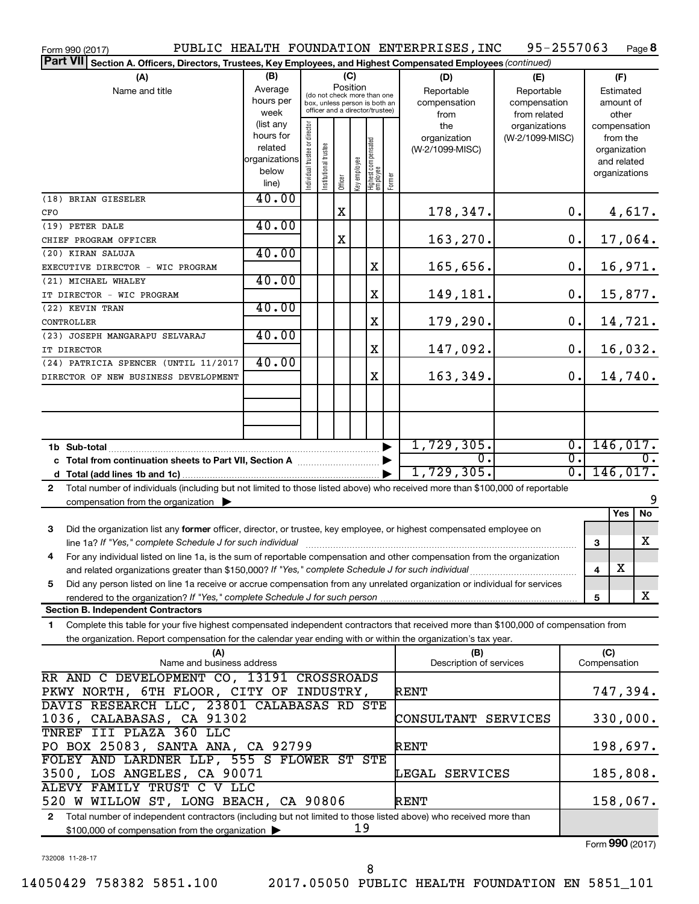Form 990 (2017) PUBLIC HEALTH FOUNDATION ENTERPRISES,INC 95-2557063 Page 8

**Part VII Section A. Officers, Directors, Trustees, Key Employees, and Highest Compensated Employees** *(continued)*

| (A) Name and title | (B) Average hours per week (list any hours for related organizations below line) | (C) Position: Individual trustee or director | Institutional trustee | Officer | Key employee | Highest compensated employee | Former | (D) Reportable compensation from the organization (W-2/1099-MISC) | (E) Reportable compensation from related organizations (W-2/1099-MISC) | (F) Estimated amount of other compensation from the organization and related organizations |
|---|---|---|---|---|---|---|---|---|---|---|
| (18) BRIAN GIESELER<br>CFO | 40.00 | | | X | | | | 178,347. | 0. | 4,617. |
| (19) PETER DALE<br>CHIEF PROGRAM OFFICER | 40.00 | | | X | | | | 163,270. | 0. | 17,064. |
| (20) KIRAN SALUJA<br>EXECUTIVE DIRECTOR - WIC PROGRAM | 40.00 | | | | | X | | 165,656. | 0. | 16,971. |
| (21) MICHAEL WHALEY<br>IT DIRECTOR - WIC PROGRAM | 40.00 | | | | | X | | 149,181. | 0. | 15,877. |
| (22) KEVIN TRAN<br>CONTROLLER | 40.00 | | | | | X | | 179,290. | 0. | 14,721. |
| (23) JOSEPH MANGARAPU SELVARAJ<br>IT DIRECTOR | 40.00 | | | | | X | | 147,092. | 0. | 16,032. |
| (24) PATRICIA SPENCER (UNTIL 11/2017<br>DIRECTOR OF NEW BUSINESS DEVELOPMENT | 40.00 | | | | | X | | 163,349. | 0. | 14,740. |
| **1b Sub-total** | | | | | | | | 1,729,305. | 0. | 146,017. |
| **c Total from continuation sheets to Part VII, Section A** | | | | | | | | 0. | 0. | 0. |
| **d Total (add lines 1b and 1c)** | | | | | | | | 1,729,305. | 0. | 146,017. |

**2** Total number of individuals (including but not limited to those listed above) who received more than $100,000 of reportable compensation from the organization ▶ 9

| | | Yes | No |
|---|---|---|---|
| **3** Did the organization list any **former** officer, director, or trustee, key employee, or highest compensated employee on line 1a? *If "Yes," complete Schedule J for such individual* | 3 | | X |
| **4** For any individual listed on line 1a, is the sum of reportable compensation and other compensation from the organization and related organizations greater than $150,000? *If "Yes," complete Schedule J for such individual* | 4 | X | |
| **5** Did any person listed on line 1a receive or accrue compensation from any unrelated organization or individual for services rendered to the organization? *If "Yes," complete Schedule J for such person* | 5 | | X |

**Section B. Independent Contractors**

**1** Complete this table for your five highest compensated independent contractors that received more than $100,000 of compensation from the organization. Report compensation for the calendar year ending with or within the organization's tax year.

| (A) Name and business address | (B) Description of services | (C) Compensation |
|---|---|---|
| RR AND C DEVELOPMENT CO, 13191 CROSSROADS PKWY NORTH, 6TH FLOOR, CITY OF INDUSTRY, | RENT | 747,394. |
| DAVIS RESEARCH LLC, 23801 CALABASAS RD STE 1036, CALABASAS, CA 91302 | CONSULTANT SERVICES | 330,000. |
| TNREF III PLAZA 360 LLC PO BOX 25083, SANTA ANA, CA 92799 | RENT | 198,697. |
| FOLEY AND LARDNER LLP, 555 S FLOWER ST STE 3500, LOS ANGELES, CA 90071 | LEGAL SERVICES | 185,808. |
| ALEVY FAMILY TRUST C V LLC 520 W WILLOW ST, LONG BEACH, CA 90806 | RENT | 158,067. |

**2** Total number of independent contractors (including but not limited to those listed above) who received more than $100,000 of compensation from the organization ▶ 19

Form **990** (2017)

732008 11-28-17

14050429 758382 5851.100 2017.05050 PUBLIC HEALTH FOUNDATION EN 5851_101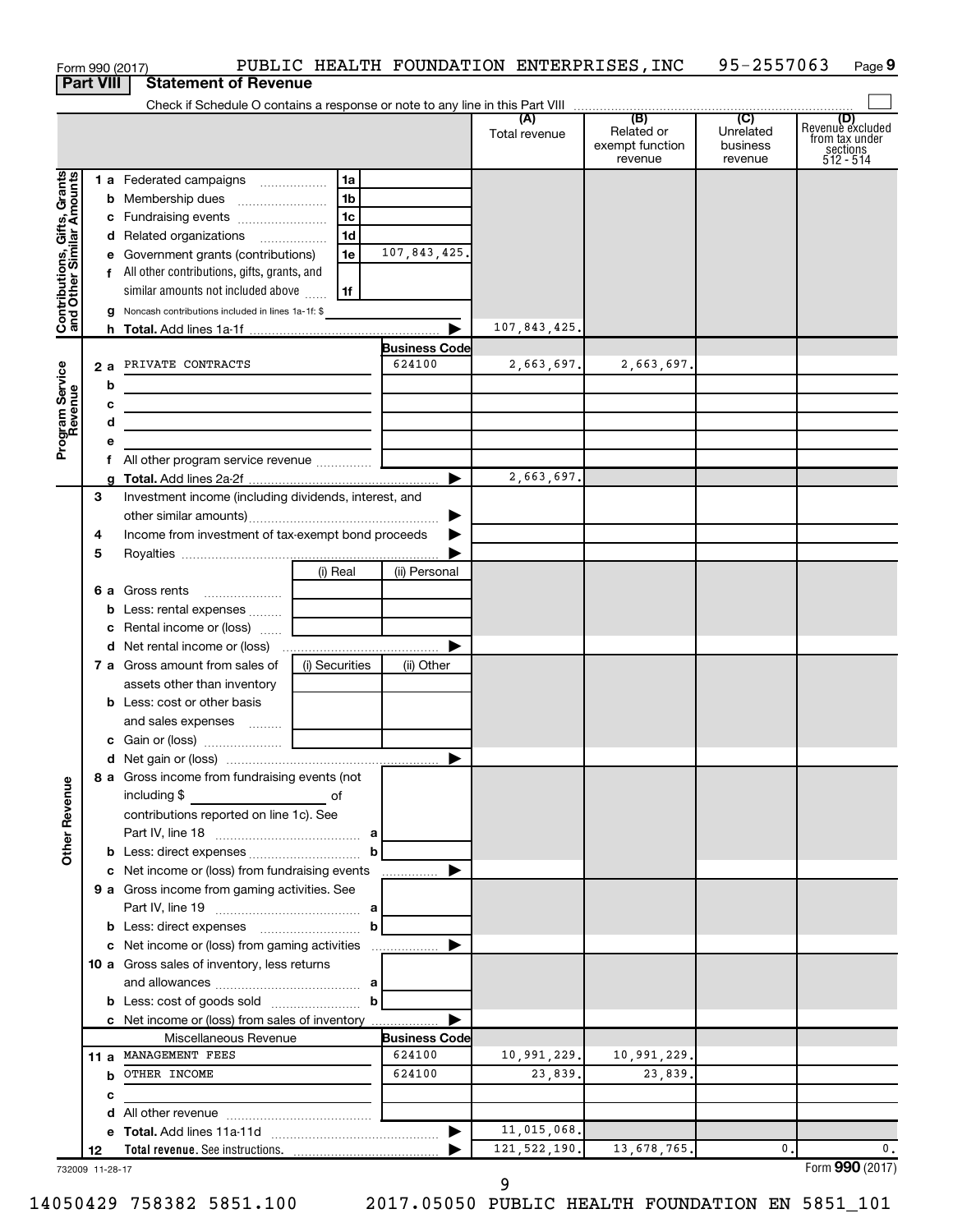Form 990 (2017) PUBLIC HEALTH FOUNDATION ENTERPRISES,INC 95-2557063 Page 9

## Part VIII Statement of Revenue

Check if Schedule O contains a response or note to any line in this Part VIII

| | | | | (A) Total revenue | (B) Related or exempt function revenue | (C) Unrelated business revenue | (D) Revenue excluded from tax under sections 512 - 514 |
|---|---|---|---|---|---|---|---|
| **Contributions, Gifts, Grants and Other Similar Amounts** | 1 a Federated campaigns | 1a | | | | | |
| | b Membership dues | 1b | | | | | |
| | c Fundraising events | 1c | | | | | |
| | d Related organizations | 1d | | | | | |
| | e Government grants (contributions) | 1e | 107,843,425. | | | | |
| | f All other contributions, gifts, grants, and similar amounts not included above | 1f | | | | | |
| | g Noncash contributions included in lines 1a-1f: $ | | | | | | |
| | h **Total.** Add lines 1a-1f | | ▶ | 107,843,425. | | | |
| **Program Service Revenue** | | | Business Code | | | | |
| | 2 a PRIVATE CONTRACTS | | 624100 | 2,663,697. | 2,663,697. | | |
| | b | | | | | | |
| | c | | | | | | |
| | d | | | | | | |
| | e | | | | | | |
| | f All other program service revenue | | | | | | |
| | g **Total.** Add lines 2a-2f | | ▶ | 2,663,697. | | | |
| | 3 Investment income (including dividends, interest, and other similar amounts) | | ▶ | | | | |
| | 4 Income from investment of tax-exempt bond proceeds | | ▶ | | | | |
| | 5 Royalties | | ▶ | | | | |
| | | (i) Real | (ii) Personal | | | | |
| | 6 a Gross rents | | | | | | |
| | b Less: rental expenses | | | | | | |
| | c Rental income or (loss) | | | | | | |
| | d Net rental income or (loss) | | ▶ | | | | |
| | | (i) Securities | (ii) Other | | | | |
| | 7 a Gross amount from sales of assets other than inventory | | | | | | |
| | b Less: cost or other basis and sales expenses | | | | | | |
| | c Gain or (loss) | | | | | | |
| | d Net gain or (loss) | | ▶ | | | | |
| **Other Revenue** | 8 a Gross income from fundraising events (not including $ of contributions reported on line 1c). See Part IV, line 18 | a | | | | | |
| | b Less: direct expenses | b | | | | | |
| | c Net income or (loss) from fundraising events | | ▶ | | | | |
| | 9 a Gross income from gaming activities. See Part IV, line 19 | a | | | | | |
| | b Less: direct expenses | b | | | | | |
| | c Net income or (loss) from gaming activities | | ▶ | | | | |
| | 10 a Gross sales of inventory, less returns and allowances | a | | | | | |
| | b Less: cost of goods sold | b | | | | | |
| | c Net income or (loss) from sales of inventory | | ▶ | | | | |
| | Miscellaneous Revenue | | Business Code | | | | |
| | 11 a MANAGEMENT FEES | | 624100 | 10,991,229. | 10,991,229. | | |
| | b OTHER INCOME | | 624100 | 23,839. | 23,839. | | |
| | c | | | | | | |
| | d All other revenue | | | | | | |
| | e **Total.** Add lines 11a-11d | | ▶ | 11,015,068. | | | |
| | 12 **Total revenue.** See instructions. | | ▶ | 121,522,190. | 13,678,765. | 0. | 0. |

732009 11-28-17 Form **990** (2017)

14050429 758382 5851.100 2017.05050 PUBLIC HEALTH FOUNDATION EN 5851_101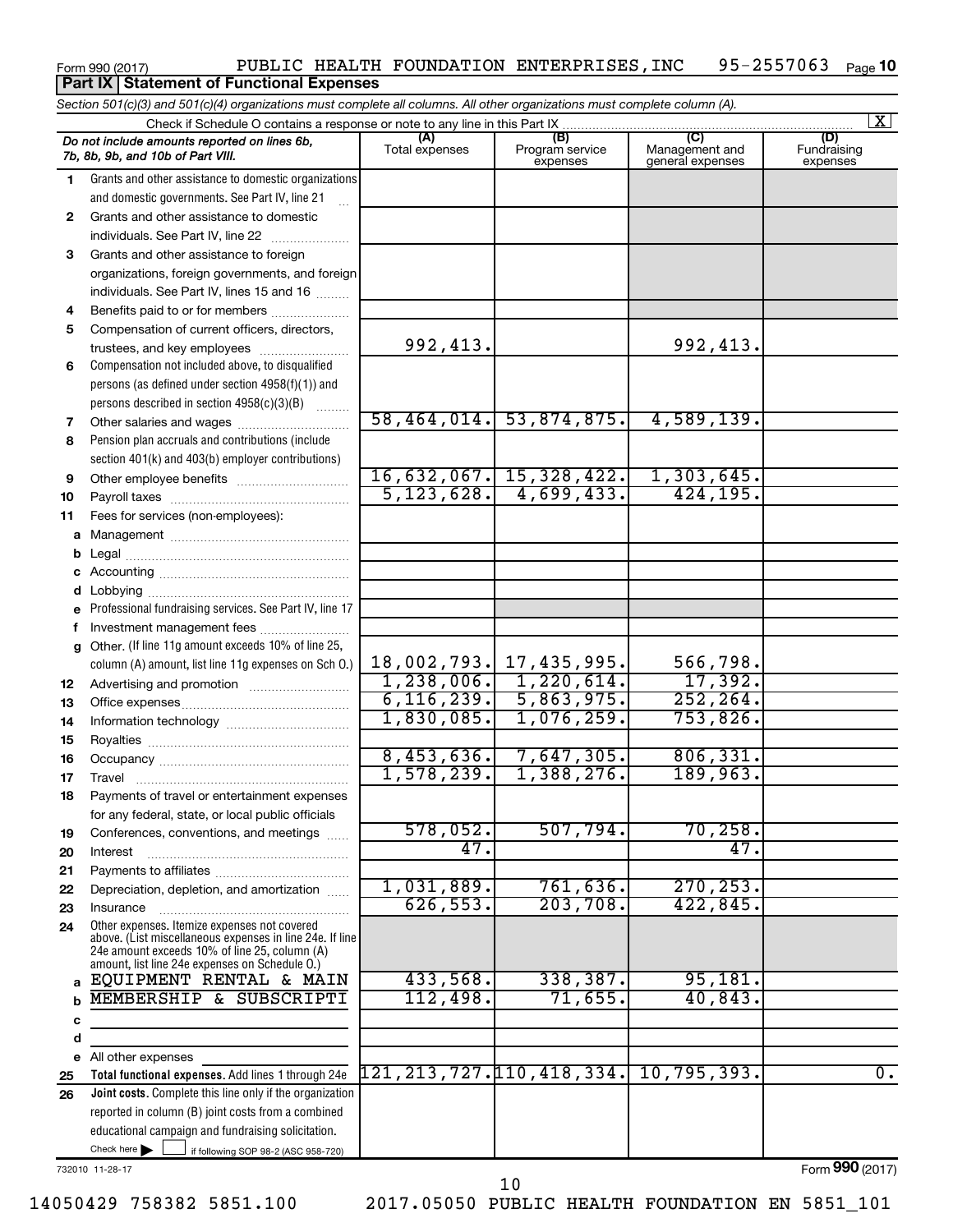Form 990 (2017) PUBLIC HEALTH FOUNDATION ENTERPRISES,INC 95-2557063 Page **10**

## Part IX Statement of Functional Expenses

*Section 501(c)(3) and 501(c)(4) organizations must complete all columns. All other organizations must complete column (A).*

Check if Schedule O contains a response or note to any line in this Part IX [X]

| | *Do not include amounts reported on lines 6b, 7b, 8b, 9b, and 10b of Part VIII.* | (A) Total expenses | (B) Program service expenses | (C) Management and general expenses | (D) Fundraising expenses |
|---|---|---|---|---|---|
| 1 | Grants and other assistance to domestic organizations and domestic governments. See Part IV, line 21 | | | | |
| 2 | Grants and other assistance to domestic individuals. See Part IV, line 22 | | | | |
| 3 | Grants and other assistance to foreign organizations, foreign governments, and foreign individuals. See Part IV, lines 15 and 16 | | | | |
| 4 | Benefits paid to or for members | | | | |
| 5 | Compensation of current officers, directors, trustees, and key employees | 992,413. | | 992,413. | |
| 6 | Compensation not included above, to disqualified persons (as defined under section 4958(f)(1)) and persons described in section 4958(c)(3)(B) | | | | |
| 7 | Other salaries and wages | 58,464,014. | 53,874,875. | 4,589,139. | |
| 8 | Pension plan accruals and contributions (include section 401(k) and 403(b) employer contributions) | | | | |
| 9 | Other employee benefits | 16,632,067. | 15,328,422. | 1,303,645. | |
| 10 | Payroll taxes | 5,123,628. | 4,699,433. | 424,195. | |
| 11 | Fees for services (non-employees): | | | | |
| a | Management | | | | |
| b | Legal | | | | |
| c | Accounting | | | | |
| d | Lobbying | | | | |
| e | Professional fundraising services. See Part IV, line 17 | | | | |
| f | Investment management fees | | | | |
| g | Other. (If line 11g amount exceeds 10% of line 25, column (A) amount, list line 11g expenses on Sch O.) | 18,002,793. | 17,435,995. | 566,798. | |
| 12 | Advertising and promotion | 1,238,006. | 1,220,614. | 17,392. | |
| 13 | Office expenses | 6,116,239. | 5,863,975. | 252,264. | |
| 14 | Information technology | 1,830,085. | 1,076,259. | 753,826. | |
| 15 | Royalties | | | | |
| 16 | Occupancy | 8,453,636. | 7,647,305. | 806,331. | |
| 17 | Travel | 1,578,239. | 1,388,276. | 189,963. | |
| 18 | Payments of travel or entertainment expenses for any federal, state, or local public officials | | | | |
| 19 | Conferences, conventions, and meetings | 578,052. | 507,794. | 70,258. | |
| 20 | Interest | 47. | | 47. | |
| 21 | Payments to affiliates | | | | |
| 22 | Depreciation, depletion, and amortization | 1,031,889. | 761,636. | 270,253. | |
| 23 | Insurance | 626,553. | 203,708. | 422,845. | |
| 24 | Other expenses. Itemize expenses not covered above. (List miscellaneous expenses in line 24e. If line 24e amount exceeds 10% of line 25, column (A) amount, list line 24e expenses on Schedule O.) | | | | |
| a | EQUIPMENT RENTAL & MAIN | 433,568. | 338,387. | 95,181. | |
| b | MEMBERSHIP & SUBSCRIPTI | 112,498. | 71,655. | 40,843. | |
| c | | | | | |
| d | | | | | |
| e | All other expenses | | | | |
| 25 | **Total functional expenses.** Add lines 1 through 24e | 121,213,727. | 110,418,334. | 10,795,393. | 0. |
| 26 | **Joint costs.** Complete this line only if the organization reported in column (B) joint costs from a combined educational campaign and fundraising solicitation. Check here [ ] if following SOP 98-2 (ASC 958-720) | | | | |

732010 11-28-17 Form **990** (2017)

14050429 758382 5851.100 2017.05050 PUBLIC HEALTH FOUNDATION EN 5851_101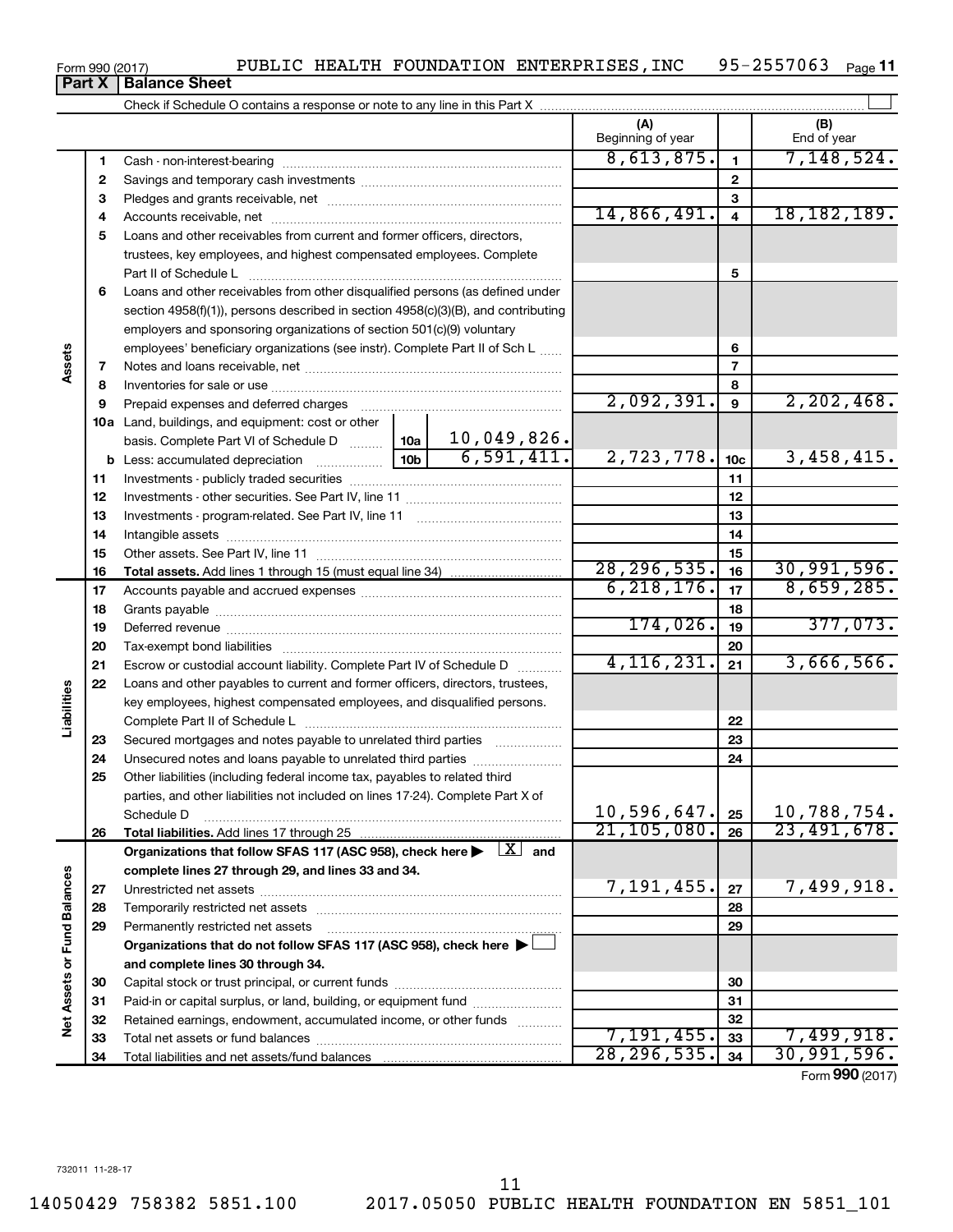Form 990 (2017) PUBLIC HEALTH FOUNDATION ENTERPRISES,INC 95-2557063 Page **11**

## Part X | Balance Sheet

Check if Schedule O contains a response or note to any line in this Part X

| | | | | (A) Beginning of year | | (B) End of year |
|---|---|---|---|---|---|---|
| **Assets** | 1 | Cash - non-interest-bearing | | 8,613,875. | 1 | 7,148,524. |
| | 2 | Savings and temporary cash investments | | | 2 | |
| | 3 | Pledges and grants receivable, net | | | 3 | |
| | 4 | Accounts receivable, net | | 14,866,491. | 4 | 18,182,189. |
| | 5 | Loans and other receivables from current and former officers, directors, trustees, key employees, and highest compensated employees. Complete Part II of Schedule L | | | 5 | |
| | 6 | Loans and other receivables from other disqualified persons (as defined under section 4958(f)(1)), persons described in section 4958(c)(3)(B), and contributing employers and sponsoring organizations of section 501(c)(9) voluntary employees' beneficiary organizations (see instr). Complete Part II of Sch L | | | 6 | |
| | 7 | Notes and loans receivable, net | | | 7 | |
| | 8 | Inventories for sale or use | | | 8 | |
| | 9 | Prepaid expenses and deferred charges | | 2,092,391. | 9 | 2,202,468. |
| | 10a | Land, buildings, and equipment: cost or other basis. Complete Part VI of Schedule D | 10a 10,049,826. | | | |
| | b | Less: accumulated depreciation | 10b 6,591,411. | 2,723,778. | 10c | 3,458,415. |
| | 11 | Investments - publicly traded securities | | | 11 | |
| | 12 | Investments - other securities. See Part IV, line 11 | | | 12 | |
| | 13 | Investments - program-related. See Part IV, line 11 | | | 13 | |
| | 14 | Intangible assets | | | 14 | |
| | 15 | Other assets. See Part IV, line 11 | | | 15 | |
| | 16 | **Total assets.** Add lines 1 through 15 (must equal line 34) | | 28,296,535. | 16 | 30,991,596. |
| **Liabilities** | 17 | Accounts payable and accrued expenses | | 6,218,176. | 17 | 8,659,285. |
| | 18 | Grants payable | | | 18 | |
| | 19 | Deferred revenue | | 174,026. | 19 | 377,073. |
| | 20 | Tax-exempt bond liabilities | | | 20 | |
| | 21 | Escrow or custodial account liability. Complete Part IV of Schedule D | | 4,116,231. | 21 | 3,666,566. |
| | 22 | Loans and other payables to current and former officers, directors, trustees, key employees, highest compensated employees, and disqualified persons. Complete Part II of Schedule L | | | 22 | |
| | 23 | Secured mortgages and notes payable to unrelated third parties | | | 23 | |
| | 24 | Unsecured notes and loans payable to unrelated third parties | | | 24 | |
| | 25 | Other liabilities (including federal income tax, payables to related third parties, and other liabilities not included on lines 17-24). Complete Part X of Schedule D | | 10,596,647. | 25 | 10,788,754. |
| | 26 | **Total liabilities.** Add lines 17 through 25 | | 21,105,080. | 26 | 23,491,678. |
| **Net Assets or Fund Balances** | | **Organizations that follow SFAS 117 (ASC 958), check here ▶ [X] and complete lines 27 through 29, and lines 33 and 34.** | | | | |
| | 27 | Unrestricted net assets | | 7,191,455. | 27 | 7,499,918. |
| | 28 | Temporarily restricted net assets | | | 28 | |
| | 29 | Permanently restricted net assets | | | 29 | |
| | | **Organizations that do not follow SFAS 117 (ASC 958), check here ▶ [ ] and complete lines 30 through 34.** | | | | |
| | 30 | Capital stock or trust principal, or current funds | | | 30 | |
| | 31 | Paid-in or capital surplus, or land, building, or equipment fund | | | 31 | |
| | 32 | Retained earnings, endowment, accumulated income, or other funds | | | 32 | |
| | 33 | Total net assets or fund balances | | 7,191,455. | 33 | 7,499,918. |
| | 34 | Total liabilities and net assets/fund balances | | 28,296,535. | 34 | 30,991,596. |

Form **990** (2017)

732011 11-28-17

14050429 758382 5851.100 2017.05050 PUBLIC HEALTH FOUNDATION EN 5851_101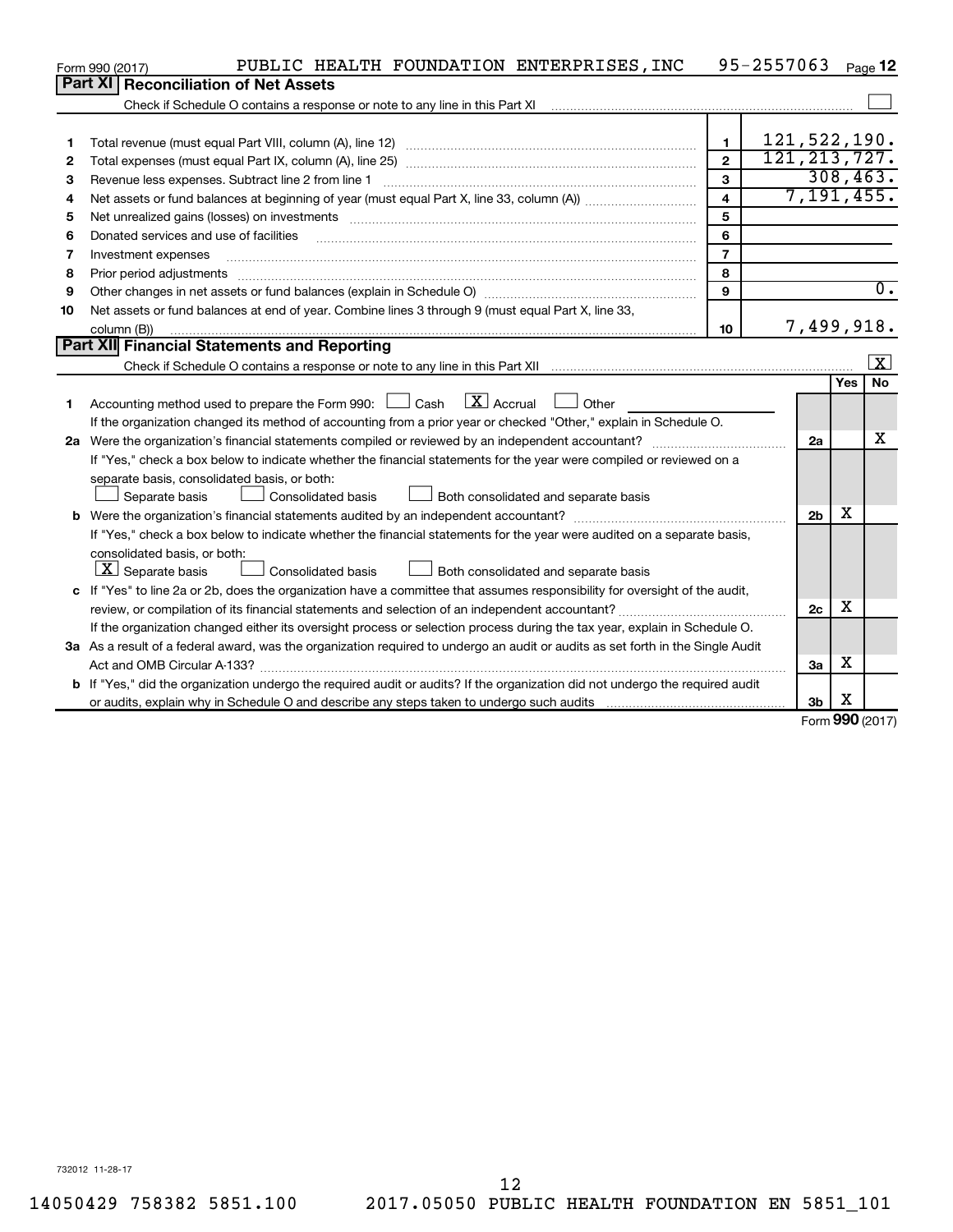Form 990 (2017) PUBLIC HEALTH FOUNDATION ENTERPRISES, INC 95-2557063 Page 12

## Part XI Reconciliation of Net Assets

Check if Schedule O contains a response or note to any line in this Part XI [ ]

| | | | |
|---|---|---|---|
| 1 | Total revenue (must equal Part VIII, column (A), line 12) | 1 | 121,522,190. |
| 2 | Total expenses (must equal Part IX, column (A), line 25) | 2 | 121,213,727. |
| 3 | Revenue less expenses. Subtract line 2 from line 1 | 3 | 308,463. |
| 4 | Net assets or fund balances at beginning of year (must equal Part X, line 33, column (A)) | 4 | 7,191,455. |
| 5 | Net unrealized gains (losses) on investments | 5 | |
| 6 | Donated services and use of facilities | 6 | |
| 7 | Investment expenses | 7 | |
| 8 | Prior period adjustments | 8 | |
| 9 | Other changes in net assets or fund balances (explain in Schedule O) | 9 | 0. |
| 10 | Net assets or fund balances at end of year. Combine lines 3 through 9 (must equal Part X, line 33, column (B)) | 10 | 7,499,918. |

## Part XII Financial Statements and Reporting

Check if Schedule O contains a response or note to any line in this Part XII [X]

| | | | Yes | No |
|---|---|---|---|---|
| 1 | Accounting method used to prepare the Form 990: [ ] Cash [X] Accrual [ ] Other<br>If the organization changed its method of accounting from a prior year or checked "Other," explain in Schedule O. | | | |
| 2a | Were the organization's financial statements compiled or reviewed by an independent accountant?<br>If "Yes," check a box below to indicate whether the financial statements for the year were compiled or reviewed on a separate basis, consolidated basis, or both:<br>[ ] Separate basis [ ] Consolidated basis [ ] Both consolidated and separate basis | 2a | | X |
| b | Were the organization's financial statements audited by an independent accountant?<br>If "Yes," check a box below to indicate whether the financial statements for the year were audited on a separate basis, consolidated basis, or both:<br>[X] Separate basis [ ] Consolidated basis [ ] Both consolidated and separate basis | 2b | X | |
| c | If "Yes" to line 2a or 2b, does the organization have a committee that assumes responsibility for oversight of the audit, review, or compilation of its financial statements and selection of an independent accountant?<br>If the organization changed either its oversight process or selection process during the tax year, explain in Schedule O. | 2c | X | |
| 3a | As a result of a federal award, was the organization required to undergo an audit or audits as set forth in the Single Audit Act and OMB Circular A-133? | 3a | X | |
| b | If "Yes," did the organization undergo the required audit or audits? If the organization did not undergo the required audit or audits, explain why in Schedule O and describe any steps taken to undergo such audits | 3b | X | |

Form 990 (2017)

732012 11-28-17

14050429 758382 5851.100 2017.05050 PUBLIC HEALTH FOUNDATION EN 5851_101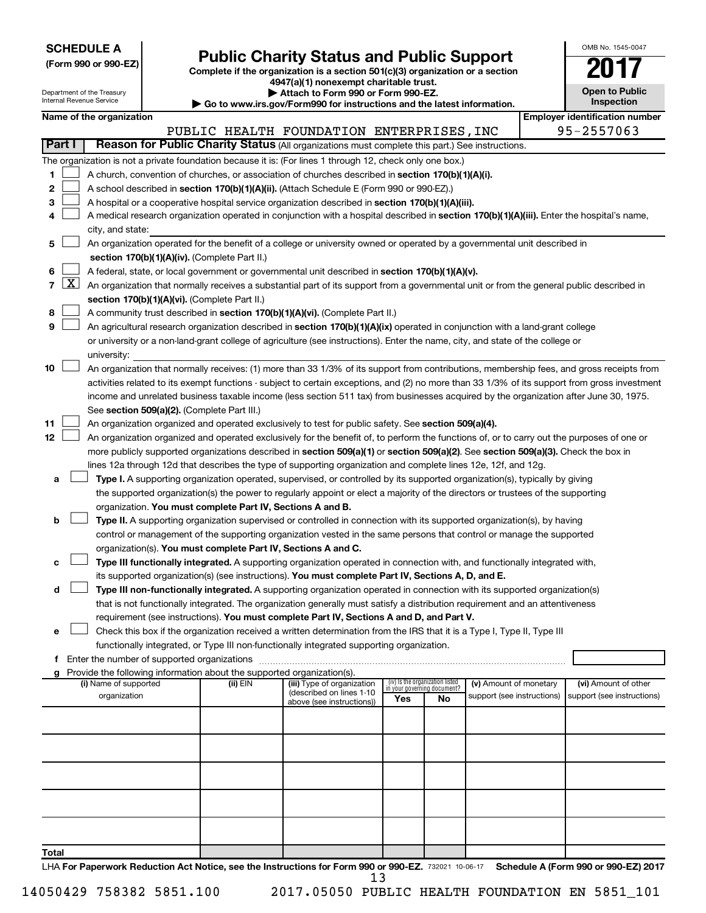**SCHEDULE A**
**(Form 990 or 990-EZ)**

Department of the Treasury
Internal Revenue Service

# Public Charity Status and Public Support

**Complete if the organization is a section 501(c)(3) organization or a section 4947(a)(1) nonexempt charitable trust.**
**▶ Attach to Form 990 or Form 990-EZ.**
**▶ Go to www.irs.gov/Form990 for instructions and the latest information.**

OMB No. 1545-0047
**2017**
**Open to Public Inspection**

**Name of the organization:** PUBLIC HEALTH FOUNDATION ENTERPRISES,INC
**Employer identification number:** 95-2557063

## Part I Reason for Public Charity Status (All organizations must complete this part.) See instructions.

The organization is not a private foundation because it is: (For lines 1 through 12, check only one box.)

1. ☐ A church, convention of churches, or association of churches described in **section 170(b)(1)(A)(i).**
2. ☐ A school described in **section 170(b)(1)(A)(ii).** (Attach Schedule E (Form 990 or 990-EZ).)
3. ☐ A hospital or a cooperative hospital service organization described in **section 170(b)(1)(A)(iii).**
4. ☐ A medical research organization operated in conjunction with a hospital described in **section 170(b)(1)(A)(iii).** Enter the hospital's name, city, and state: 
5. ☐ An organization operated for the benefit of a college or university owned or operated by a governmental unit described in **section 170(b)(1)(A)(iv).** (Complete Part II.)
6. ☐ A federal, state, or local government or governmental unit described in **section 170(b)(1)(A)(v).**
7. ☒ An organization that normally receives a substantial part of its support from a governmental unit or from the general public described in **section 170(b)(1)(A)(vi).** (Complete Part II.)
8. ☐ A community trust described in **section 170(b)(1)(A)(vi).** (Complete Part II.)
9. ☐ An agricultural research organization described in **section 170(b)(1)(A)(ix)** operated in conjunction with a land-grant college or university or a non-land-grant college of agriculture (see instructions). Enter the name, city, and state of the college or university: 
10. ☐ An organization that normally receives: (1) more than 33 1/3% of its support from contributions, membership fees, and gross receipts from activities related to its exempt functions - subject to certain exceptions, and (2) no more than 33 1/3% of its support from gross investment income and unrelated business taxable income (less section 511 tax) from businesses acquired by the organization after June 30, 1975. See **section 509(a)(2).** (Complete Part III.)
11. ☐ An organization organized and operated exclusively to test for public safety. See **section 509(a)(4).**
12. ☐ An organization organized and operated exclusively for the benefit of, to perform the functions of, or to carry out the purposes of one or more publicly supported organizations described in **section 509(a)(1)** or **section 509(a)(2).** See **section 509(a)(3).** Check the box in lines 12a through 12d that describes the type of supporting organization and complete lines 12e, 12f, and 12g.
   - **a** ☐ **Type I.** A supporting organization operated, supervised, or controlled by its supported organization(s), typically by giving the supported organization(s) the power to regularly appoint or elect a majority of the directors or trustees of the supporting organization. **You must complete Part IV, Sections A and B.**
   - **b** ☐ **Type II.** A supporting organization supervised or controlled in connection with its supported organization(s), by having control or management of the supporting organization vested in the same persons that control or manage the supported organization(s). **You must complete Part IV, Sections A and C.**
   - **c** ☐ **Type III functionally integrated.** A supporting organization operated in connection with, and functionally integrated with, its supported organization(s) (see instructions). **You must complete Part IV, Sections A, D, and E.**
   - **d** ☐ **Type III non-functionally integrated.** A supporting organization operated in connection with its supported organization(s) that is not functionally integrated. The organization generally must satisfy a distribution requirement and an attentiveness requirement (see instructions). **You must complete Part IV, Sections A and D, and Part V.**
   - **e** ☐ Check this box if the organization received a written determination from the IRS that it is a Type I, Type II, Type III functionally integrated, or Type III non-functionally integrated supporting organization.
   - **f** Enter the number of supported organizations
   - **g** Provide the following information about the supported organization(s).

| (i) Name of supported organization | (ii) EIN | (iii) Type of organization (described on lines 1-10 above (see instructions)) | (iv) Is the organization listed in your governing document? Yes | No | (v) Amount of monetary support (see instructions) | (vi) Amount of other support (see instructions) |
|---|---|---|---|---|---|---|
| | | | | | | |
| | | | | | | |
| | | | | | | |
| | | | | | | |
| | | | | | | |
| **Total** | | | | | | |

LHA **For Paperwork Reduction Act Notice, see the Instructions for Form 990 or 990-EZ.** 732021 10-06-17 **Schedule A (Form 990 or 990-EZ) 2017**

14050429 758382 5851.100 2017.05050 PUBLIC HEALTH FOUNDATION EN 5851_101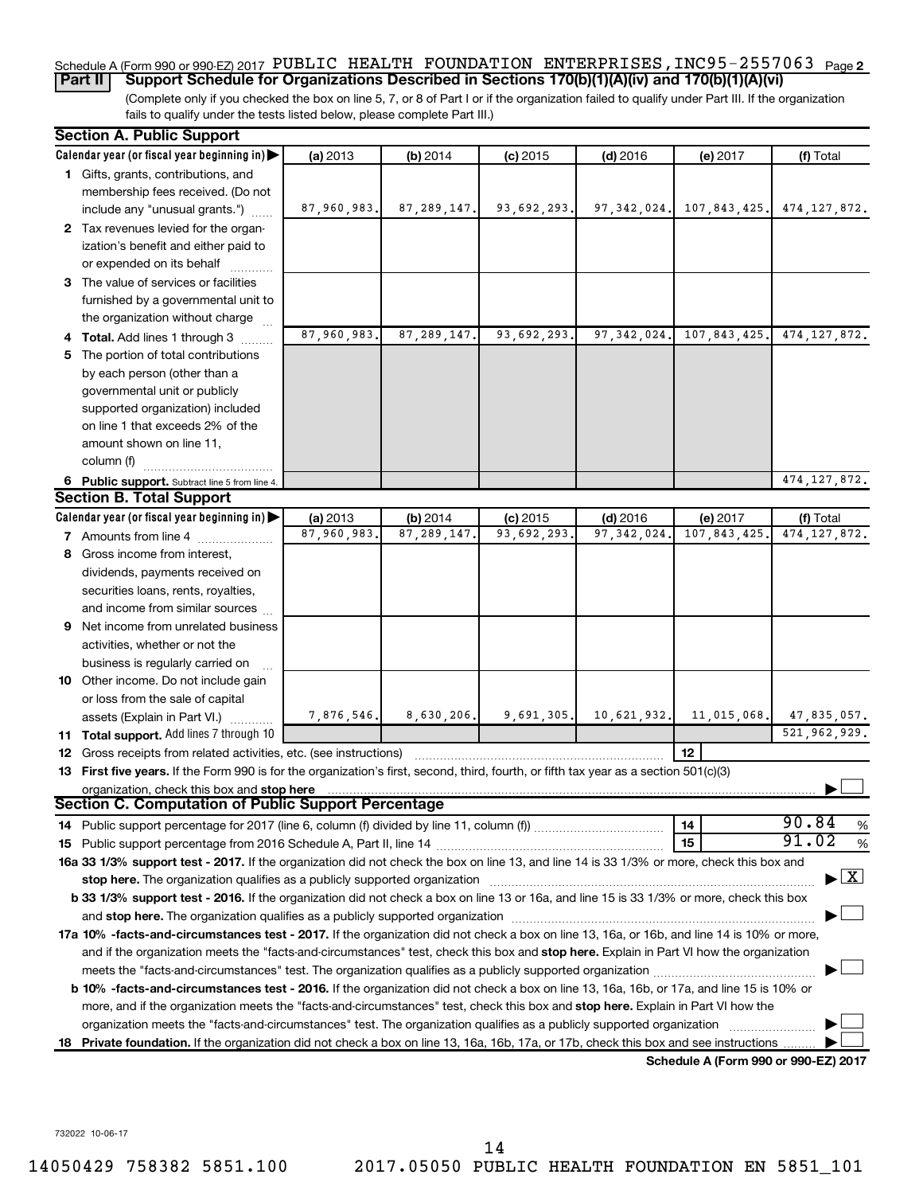Schedule A (Form 990 or 990-EZ) 2017 PUBLIC HEALTH FOUNDATION ENTERPRISES,INC95-2557063 Page 2

**Part II Support Schedule for Organizations Described in Sections 170(b)(1)(A)(iv) and 170(b)(1)(A)(vi)**

(Complete only if you checked the box on line 5, 7, or 8 of Part I or if the organization failed to qualify under Part III. If the organization fails to qualify under the tests listed below, please complete Part III.)

**Section A. Public Support**

| Calendar year (or fiscal year beginning in) ▶ | (a) 2013 | (b) 2014 | (c) 2015 | (d) 2016 | (e) 2017 | (f) Total |
|---|---|---|---|---|---|---|
| 1 Gifts, grants, contributions, and membership fees received. (Do not include any "unusual grants.") | 87,960,983. | 87,289,147. | 93,692,293. | 97,342,024. | 107,843,425. | 474,127,872. |
| 2 Tax revenues levied for the organization's benefit and either paid to or expended on its behalf | | | | | | |
| 3 The value of services or facilities furnished by a governmental unit to the organization without charge | | | | | | |
| 4 **Total.** Add lines 1 through 3 | 87,960,983. | 87,289,147. | 93,692,293. | 97,342,024. | 107,843,425. | 474,127,872. |
| 5 The portion of total contributions by each person (other than a governmental unit or publicly supported organization) included on line 1 that exceeds 2% of the amount shown on line 11, column (f) | | | | | | |
| 6 **Public support.** Subtract line 5 from line 4. | | | | | | 474,127,872. |

**Section B. Total Support**

| Calendar year (or fiscal year beginning in) ▶ | (a) 2013 | (b) 2014 | (c) 2015 | (d) 2016 | (e) 2017 | (f) Total |
|---|---|---|---|---|---|---|
| 7 Amounts from line 4 | 87,960,983. | 87,289,147. | 93,692,293. | 97,342,024. | 107,843,425. | 474,127,872. |
| 8 Gross income from interest, dividends, payments received on securities loans, rents, royalties, and income from similar sources | | | | | | |
| 9 Net income from unrelated business activities, whether or not the business is regularly carried on | | | | | | |
| 10 Other income. Do not include gain or loss from the sale of capital assets (Explain in Part VI.) | 7,876,546. | 8,630,206. | 9,691,305. | 10,621,932. | 11,015,068. | 47,835,057. |
| 11 **Total support.** Add lines 7 through 10 | | | | | | 521,962,929. |

12 Gross receipts from related activities, etc. (see instructions) | 12 |

13 **First five years.** If the Form 990 is for the organization's first, second, third, fourth, or fifth tax year as a section 501(c)(3) organization, check this box and **stop here** ▶ ☐

**Section C. Computation of Public Support Percentage**

14 Public support percentage for 2017 (line 6, column (f) divided by line 11, column (f)) | 14 | 90.84 %

15 Public support percentage from 2016 Schedule A, Part II, line 14 | 15 | 91.02 %

**16a 33 1/3% support test - 2017.** If the organization did not check the box on line 13, and line 14 is 33 1/3% or more, check this box and **stop here.** The organization qualifies as a publicly supported organization ▶ ☒

**b 33 1/3% support test - 2016.** If the organization did not check a box on line 13 or 16a, and line 15 is 33 1/3% or more, check this box and **stop here.** The organization qualifies as a publicly supported organization ▶ ☐

**17a 10% -facts-and-circumstances test - 2017.** If the organization did not check a box on line 13, 16a, or 16b, and line 14 is 10% or more, and if the organization meets the "facts-and-circumstances" test, check this box and **stop here.** Explain in Part VI how the organization meets the "facts-and-circumstances" test. The organization qualifies as a publicly supported organization ▶ ☐

**b 10% -facts-and-circumstances test - 2016.** If the organization did not check a box on line 13, 16a, 16b, or 17a, and line 15 is 10% or more, and if the organization meets the "facts-and-circumstances" test, check this box and **stop here.** Explain in Part VI how the organization meets the "facts-and-circumstances" test. The organization qualifies as a publicly supported organization ▶ ☐

**18 Private foundation.** If the organization did not check a box on line 13, 16a, 16b, 17a, or 17b, check this box and see instructions ▶ ☐

**Schedule A (Form 990 or 990-EZ) 2017**

732022 10-06-17

14050429 758382 5851.100 2017.05050 PUBLIC HEALTH FOUNDATION EN 5851_101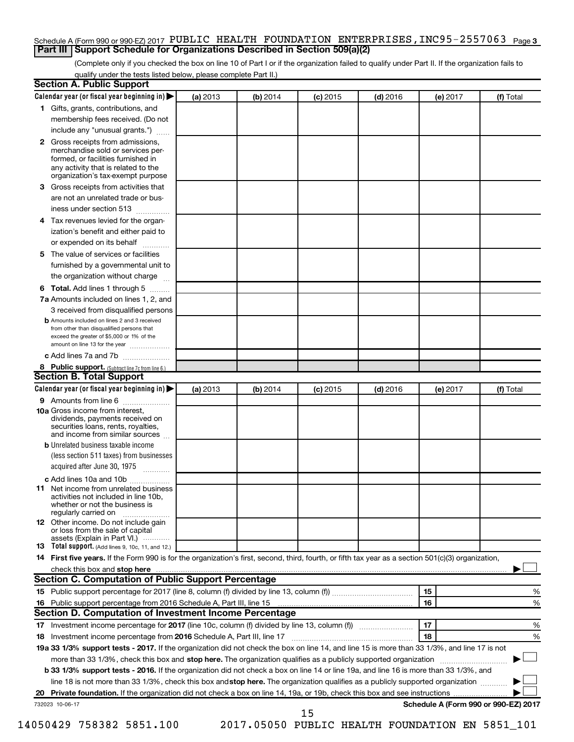Schedule A (Form 990 or 990-EZ) 2017 PUBLIC HEALTH FOUNDATION ENTERPRISES,INC95-2557063 Page **3**

## Part III Support Schedule for Organizations Described in Section 509(a)(2)

(Complete only if you checked the box on line 10 of Part I or if the organization failed to qualify under Part II. If the organization fails to qualify under the tests listed below, please complete Part II.)

### Section A. Public Support

| Calendar year (or fiscal year beginning in) ▶ | (a) 2013 | (b) 2014 | (c) 2015 | (d) 2016 | (e) 2017 | (f) Total |
|---|---|---|---|---|---|---|
| **1** Gifts, grants, contributions, and membership fees received. (Do not include any "unusual grants.") | | | | | | |
| **2** Gross receipts from admissions, merchandise sold or services performed, or facilities furnished in any activity that is related to the organization's tax-exempt purpose | | | | | | |
| **3** Gross receipts from activities that are not an unrelated trade or business under section 513 | | | | | | |
| **4** Tax revenues levied for the organization's benefit and either paid to or expended on its behalf | | | | | | |
| **5** The value of services or facilities furnished by a governmental unit to the organization without charge | | | | | | |
| **6 Total.** Add lines 1 through 5 | | | | | | |
| **7a** Amounts included on lines 1, 2, and 3 received from disqualified persons | | | | | | |
| **b** Amounts included on lines 2 and 3 received from other than disqualified persons that exceed the greater of $5,000 or 1% of the amount on line 13 for the year | | | | | | |
| **c** Add lines 7a and 7b | | | | | | |
| **8 Public support.** (Subtract line 7c from line 6.) | | | | | | |

### Section B. Total Support

| Calendar year (or fiscal year beginning in) ▶ | (a) 2013 | (b) 2014 | (c) 2015 | (d) 2016 | (e) 2017 | (f) Total |
|---|---|---|---|---|---|---|
| **9** Amounts from line 6 | | | | | | |
| **10a** Gross income from interest, dividends, payments received on securities loans, rents, royalties, and income from similar sources | | | | | | |
| **b** Unrelated business taxable income (less section 511 taxes) from businesses acquired after June 30, 1975 | | | | | | |
| **c** Add lines 10a and 10b | | | | | | |
| **11** Net income from unrelated business activities not included in line 10b, whether or not the business is regularly carried on | | | | | | |
| **12** Other income. Do not include gain or loss from the sale of capital assets (Explain in Part VI.) | | | | | | |
| **13 Total support.** (Add lines 9, 10c, 11, and 12.) | | | | | | |

**14 First five years.** If the Form 990 is for the organization's first, second, third, fourth, or fifth tax year as a section 501(c)(3) organization, check this box and **stop here** ▶ ☐

### Section C. Computation of Public Support Percentage

| | | | |
|---|---|---|---|
| **15** | Public support percentage for 2017 (line 8, column (f) divided by line 13, column (f)) | **15** | % |
| **16** | Public support percentage from 2016 Schedule A, Part III, line 15 | **16** | % |

### Section D. Computation of Investment Income Percentage

| | | | |
|---|---|---|---|
| **17** | Investment income percentage for **2017** (line 10c, column (f) divided by line 13, column (f)) | **17** | % |
| **18** | Investment income percentage from **2016** Schedule A, Part III, line 17 | **18** | % |

**19a 33 1/3% support tests - 2017.** If the organization did not check the box on line 14, and line 15 is more than 33 1/3%, and line 17 is not more than 33 1/3%, check this box and **stop here.** The organization qualifies as a publicly supported organization ▶ ☐

**b 33 1/3% support tests - 2016.** If the organization did not check a box on line 14 or line 19a, and line 16 is more than 33 1/3%, and line 18 is not more than 33 1/3%, check this box and **stop here.** The organization qualifies as a publicly supported organization ▶ ☐

**20 Private foundation.** If the organization did not check a box on line 14, 19a, or 19b, check this box and see instructions ▶ ☐

732023 10-06-17 **Schedule A (Form 990 or 990-EZ) 2017**

14050429 758382 5851.100 2017.05050 PUBLIC HEALTH FOUNDATION EN 5851_101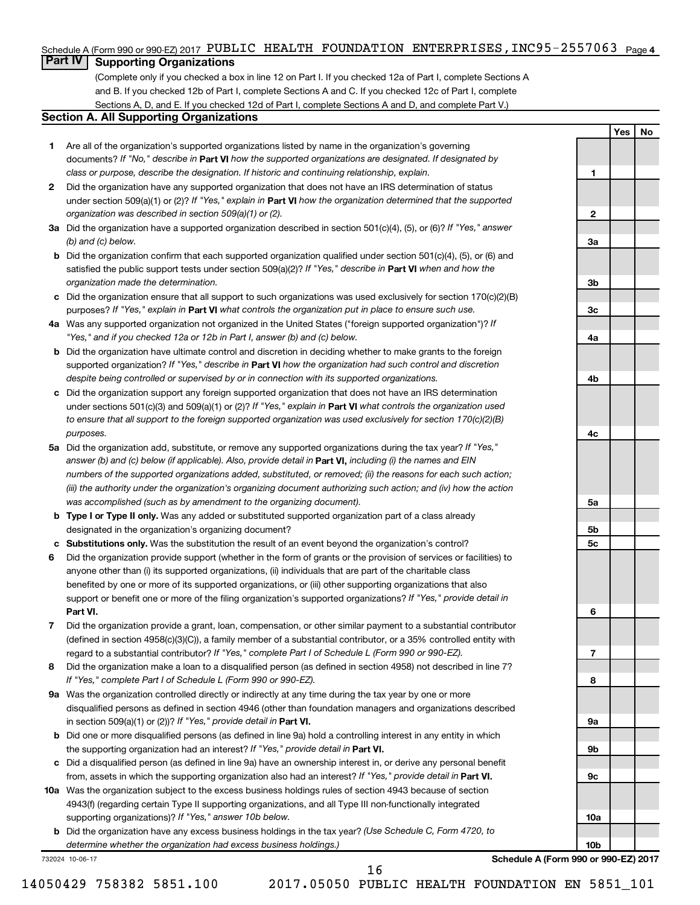Schedule A (Form 990 or 990-EZ) 2017 PUBLIC HEALTH FOUNDATION ENTERPRISES,INC95-2557063 Page 4

## Part IV Supporting Organizations

(Complete only if you checked a box in line 12 on Part I. If you checked 12a of Part I, complete Sections A and B. If you checked 12b of Part I, complete Sections A and C. If you checked 12c of Part I, complete Sections A, D, and E. If you checked 12d of Part I, complete Sections A and D, and complete Part V.)

### Section A. All Supporting Organizations

| | | | Yes | No |
|---|---|---|---|---|
| **1** | Are all of the organization's supported organizations listed by name in the organization's governing documents? *If "No," describe in* **Part VI** *how the supported organizations are designated. If designated by class or purpose, describe the designation. If historic and continuing relationship, explain.* | 1 | | |
| **2** | Did the organization have any supported organization that does not have an IRS determination of status under section 509(a)(1) or (2)? *If "Yes," explain in* **Part VI** *how the organization determined that the supported organization was described in section 509(a)(1) or (2).* | 2 | | |
| **3a** | Did the organization have a supported organization described in section 501(c)(4), (5), or (6)? *If "Yes," answer (b) and (c) below.* | 3a | | |
| **b** | Did the organization confirm that each supported organization qualified under section 501(c)(4), (5), or (6) and satisfied the public support tests under section 509(a)(2)? *If "Yes," describe in* **Part VI** *when and how the organization made the determination.* | 3b | | |
| **c** | Did the organization ensure that all support to such organizations was used exclusively for section 170(c)(2)(B) purposes? *If "Yes," explain in* **Part VI** *what controls the organization put in place to ensure such use.* | 3c | | |
| **4a** | Was any supported organization not organized in the United States ("foreign supported organization")? *If "Yes," and if you checked 12a or 12b in Part I, answer (b) and (c) below.* | 4a | | |
| **b** | Did the organization have ultimate control and discretion in deciding whether to make grants to the foreign supported organization? *If "Yes," describe in* **Part VI** *how the organization had such control and discretion despite being controlled or supervised by or in connection with its supported organizations.* | 4b | | |
| **c** | Did the organization support any foreign supported organization that does not have an IRS determination under sections 501(c)(3) and 509(a)(1) or (2)? *If "Yes," explain in* **Part VI** *what controls the organization used to ensure that all support to the foreign supported organization was used exclusively for section 170(c)(2)(B) purposes.* | 4c | | |
| **5a** | Did the organization add, substitute, or remove any supported organizations during the tax year? *If "Yes," answer (b) and (c) below (if applicable). Also, provide detail in* **Part VI,** *including (i) the names and EIN numbers of the supported organizations added, substituted, or removed; (ii) the reasons for each such action; (iii) the authority under the organization's organizing document authorizing such action; and (iv) how the action was accomplished (such as by amendment to the organizing document).* | 5a | | |
| **b** | **Type I or Type II only.** Was any added or substituted supported organization part of a class already designated in the organization's organizing document? | 5b | | |
| **c** | **Substitutions only.** Was the substitution the result of an event beyond the organization's control? | 5c | | |
| **6** | Did the organization provide support (whether in the form of grants or the provision of services or facilities) to anyone other than (i) its supported organizations, (ii) individuals that are part of the charitable class benefited by one or more of its supported organizations, or (iii) other supporting organizations that also support or benefit one or more of the filing organization's supported organizations? *If "Yes," provide detail in* **Part VI.** | 6 | | |
| **7** | Did the organization provide a grant, loan, compensation, or other similar payment to a substantial contributor (defined in section 4958(c)(3)(C)), a family member of a substantial contributor, or a 35% controlled entity with regard to a substantial contributor? *If "Yes," complete Part I of Schedule L (Form 990 or 990-EZ).* | 7 | | |
| **8** | Did the organization make a loan to a disqualified person (as defined in section 4958) not described in line 7? *If "Yes," complete Part I of Schedule L (Form 990 or 990-EZ).* | 8 | | |
| **9a** | Was the organization controlled directly or indirectly at any time during the tax year by one or more disqualified persons as defined in section 4946 (other than foundation managers and organizations described in section 509(a)(1) or (2))? *If "Yes," provide detail in* **Part VI.** | 9a | | |
| **b** | Did one or more disqualified persons (as defined in line 9a) hold a controlling interest in any entity in which the supporting organization had an interest? *If "Yes," provide detail in* **Part VI.** | 9b | | |
| **c** | Did a disqualified person (as defined in line 9a) have an ownership interest in, or derive any personal benefit from, assets in which the supporting organization also had an interest? *If "Yes," provide detail in* **Part VI.** | 9c | | |
| **10a** | Was the organization subject to the excess business holdings rules of section 4943 because of section 4943(f) (regarding certain Type II supporting organizations, and all Type III non-functionally integrated supporting organizations)? *If "Yes," answer 10b below.* | 10a | | |
| **b** | Did the organization have any excess business holdings in the tax year? *(Use Schedule C, Form 4720, to determine whether the organization had excess business holdings.)* | 10b | | |

732024 10-06-17 **Schedule A (Form 990 or 990-EZ) 2017**

14050429 758382 5851.100 2017.05050 PUBLIC HEALTH FOUNDATION EN 5851_101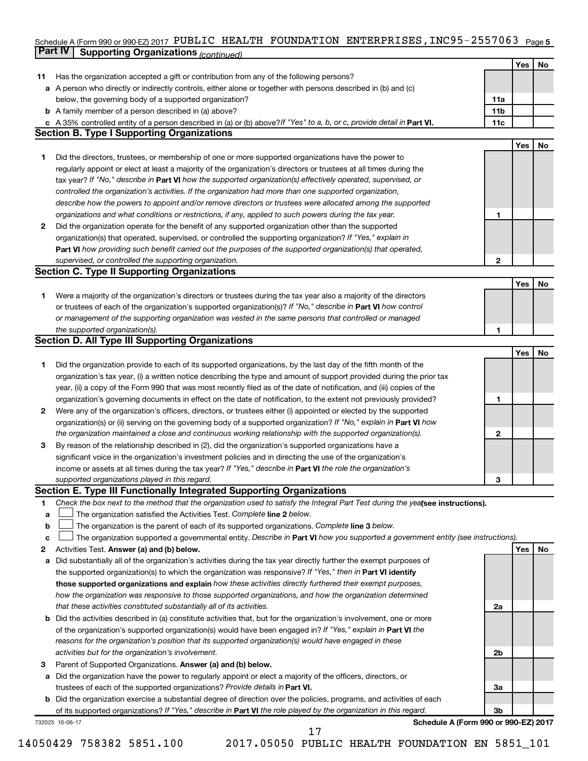Schedule A (Form 990 or 990-EZ) 2017 PUBLIC HEALTH FOUNDATION ENTERPRISES,INC95-2557063 Page 5

## Part IV Supporting Organizations *(continued)*

| | | | Yes | No |
|---|---|---|---|---|
| **11** | Has the organization accepted a gift or contribution from any of the following persons? | | | |
| **a** | A person who directly or indirectly controls, either alone or together with persons described in (b) and (c) below, the governing body of a supported organization? | **11a** | | |
| **b** | A family member of a person described in (a) above? | **11b** | | |
| **c** | A 35% controlled entity of a person described in (a) or (b) above? *If "Yes" to a, b, or c, provide detail in* **Part VI.** | **11c** | | |

### Section B. Type I Supporting Organizations

| | | | Yes | No |
|---|---|---|---|---|
| **1** | Did the directors, trustees, or membership of one or more supported organizations have the power to regularly appoint or elect at least a majority of the organization's directors or trustees at all times during the tax year? *If "No," describe in* **Part VI** *how the supported organization(s) effectively operated, supervised, or controlled the organization's activities. If the organization had more than one supported organization, describe how the powers to appoint and/or remove directors or trustees were allocated among the supported organizations and what conditions or restrictions, if any, applied to such powers during the tax year.* | **1** | | |
| **2** | Did the organization operate for the benefit of any supported organization other than the supported organization(s) that operated, supervised, or controlled the supporting organization? *If "Yes," explain in* **Part VI** *how providing such benefit carried out the purposes of the supported organization(s) that operated, supervised, or controlled the supporting organization.* | **2** | | |

### Section C. Type II Supporting Organizations

| | | | Yes | No |
|---|---|---|---|---|
| **1** | Were a majority of the organization's directors or trustees during the tax year also a majority of the directors or trustees of each of the organization's supported organization(s)? *If "No," describe in* **Part VI** *how control or management of the supporting organization was vested in the same persons that controlled or managed the supported organization(s).* | **1** | | |

### Section D. All Type III Supporting Organizations

| | | | Yes | No |
|---|---|---|---|---|
| **1** | Did the organization provide to each of its supported organizations, by the last day of the fifth month of the organization's tax year, (i) a written notice describing the type and amount of support provided during the prior tax year, (ii) a copy of the Form 990 that was most recently filed as of the date of notification, and (iii) copies of the organization's governing documents in effect on the date of notification, to the extent not previously provided? | **1** | | |
| **2** | Were any of the organization's officers, directors, or trustees either (i) appointed or elected by the supported organization(s) or (ii) serving on the governing body of a supported organization? *If "No," explain in* **Part VI** *how the organization maintained a close and continuous working relationship with the supported organization(s).* | **2** | | |
| **3** | By reason of the relationship described in (2), did the organization's supported organizations have a significant voice in the organization's investment policies and in directing the use of the organization's income or assets at all times during the tax year? *If "Yes," describe in* **Part VI** *the role the organization's supported organizations played in this regard.* | **3** | | |

### Section E. Type III Functionally Integrated Supporting Organizations

**1** *Check the box next to the method that the organization used to satisfy the Integral Part Test during the year* **(see instructions).**

- **a** ☐ The organization satisfied the Activities Test. *Complete* **line 2** *below.*
- **b** ☐ The organization is the parent of each of its supported organizations. *Complete* **line 3** *below.*
- **c** ☐ The organization supported a governmental entity. *Describe in* **Part VI** *how you supported a government entity (see instructions).*

| | | | Yes | No |
|---|---|---|---|---|
| **2** | Activities Test. **Answer (a) and (b) below.** | | | |
| **a** | Did substantially all of the organization's activities during the tax year directly further the exempt purposes of the supported organization(s) to which the organization was responsive? *If "Yes," then in* **Part VI identify those supported organizations and explain** *how these activities directly furthered their exempt purposes, how the organization was responsive to those supported organizations, and how the organization determined that these activities constituted substantially all of its activities.* | **2a** | | |
| **b** | Did the activities described in (a) constitute activities that, but for the organization's involvement, one or more of the organization's supported organization(s) would have been engaged in? *If "Yes," explain in* **Part VI** *the reasons for the organization's position that its supported organization(s) would have engaged in these activities but for the organization's involvement.* | **2b** | | |
| **3** | Parent of Supported Organizations. **Answer (a) and (b) below.** | | | |
| **a** | Did the organization have the power to regularly appoint or elect a majority of the officers, directors, or trustees of each of the supported organizations? *Provide details in* **Part VI.** | **3a** | | |
| **b** | Did the organization exercise a substantial degree of direction over the policies, programs, and activities of each of its supported organizations? *If "Yes," describe in* **Part VI** *the role played by the organization in this regard.* | **3b** | | |

732025 10-06-17 **Schedule A (Form 990 or 990-EZ) 2017**

14050429 758382 5851.100 2017.05050 PUBLIC HEALTH FOUNDATION EN 5851_101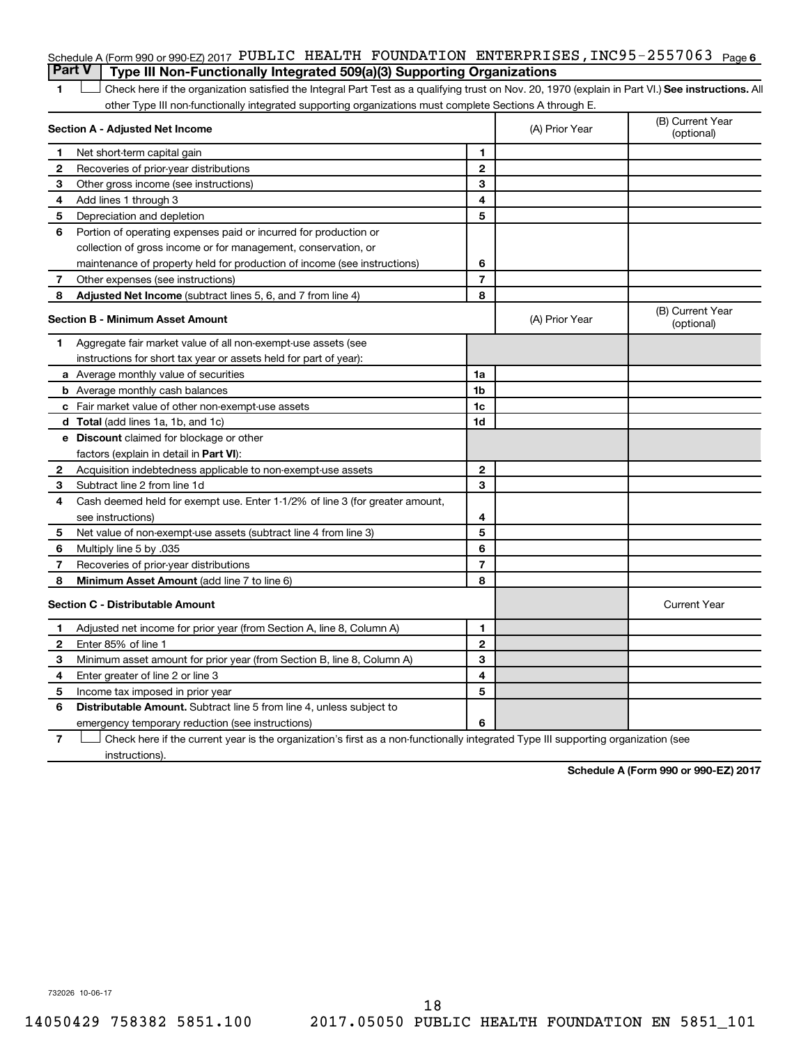Schedule A (Form 990 or 990-EZ) 2017 PUBLIC HEALTH FOUNDATION ENTERPRISES,INC95-2557063 Page 6

## Part V | Type III Non-Functionally Integrated 509(a)(3) Supporting Organizations

1 ☐ Check here if the organization satisfied the Integral Part Test as a qualifying trust on Nov. 20, 1970 (explain in Part VI.) **See instructions.** All other Type III non-functionally integrated supporting organizations must complete Sections A through E.

| | **Section A - Adjusted Net Income** | | (A) Prior Year | (B) Current Year (optional) |
|---|---|---|---|---|
| 1 | Net short-term capital gain | 1 | | |
| 2 | Recoveries of prior-year distributions | 2 | | |
| 3 | Other gross income (see instructions) | 3 | | |
| 4 | Add lines 1 through 3 | 4 | | |
| 5 | Depreciation and depletion | 5 | | |
| 6 | Portion of operating expenses paid or incurred for production or collection of gross income or for management, conservation, or maintenance of property held for production of income (see instructions) | 6 | | |
| 7 | Other expenses (see instructions) | 7 | | |
| 8 | **Adjusted Net Income** (subtract lines 5, 6, and 7 from line 4) | 8 | | |

| | **Section B - Minimum Asset Amount** | | (A) Prior Year | (B) Current Year (optional) |
|---|---|---|---|---|
| 1 | Aggregate fair market value of all non-exempt-use assets (see instructions for short tax year or assets held for part of year): | | | |
| a | Average monthly value of securities | 1a | | |
| b | Average monthly cash balances | 1b | | |
| c | Fair market value of other non-exempt-use assets | 1c | | |
| d | **Total** (add lines 1a, 1b, and 1c) | 1d | | |
| e | **Discount** claimed for blockage or other factors (explain in detail in **Part VI**): | | | |
| 2 | Acquisition indebtedness applicable to non-exempt-use assets | 2 | | |
| 3 | Subtract line 2 from line 1d | 3 | | |
| 4 | Cash deemed held for exempt use. Enter 1-1/2% of line 3 (for greater amount, see instructions) | 4 | | |
| 5 | Net value of non-exempt-use assets (subtract line 4 from line 3) | 5 | | |
| 6 | Multiply line 5 by .035 | 6 | | |
| 7 | Recoveries of prior-year distributions | 7 | | |
| 8 | **Minimum Asset Amount** (add line 7 to line 6) | 8 | | |

| | **Section C - Distributable Amount** | | | Current Year |
|---|---|---|---|---|
| 1 | Adjusted net income for prior year (from Section A, line 8, Column A) | 1 | | |
| 2 | Enter 85% of line 1 | 2 | | |
| 3 | Minimum asset amount for prior year (from Section B, line 8, Column A) | 3 | | |
| 4 | Enter greater of line 2 or line 3 | 4 | | |
| 5 | Income tax imposed in prior year | 5 | | |
| 6 | **Distributable Amount.** Subtract line 5 from line 4, unless subject to emergency temporary reduction (see instructions) | 6 | | |

7 ☐ Check here if the current year is the organization's first as a non-functionally integrated Type III supporting organization (see instructions).

**Schedule A (Form 990 or 990-EZ) 2017**

732026 10-06-17

14050429 758382 5851.100 2017.05050 PUBLIC HEALTH FOUNDATION EN 5851_101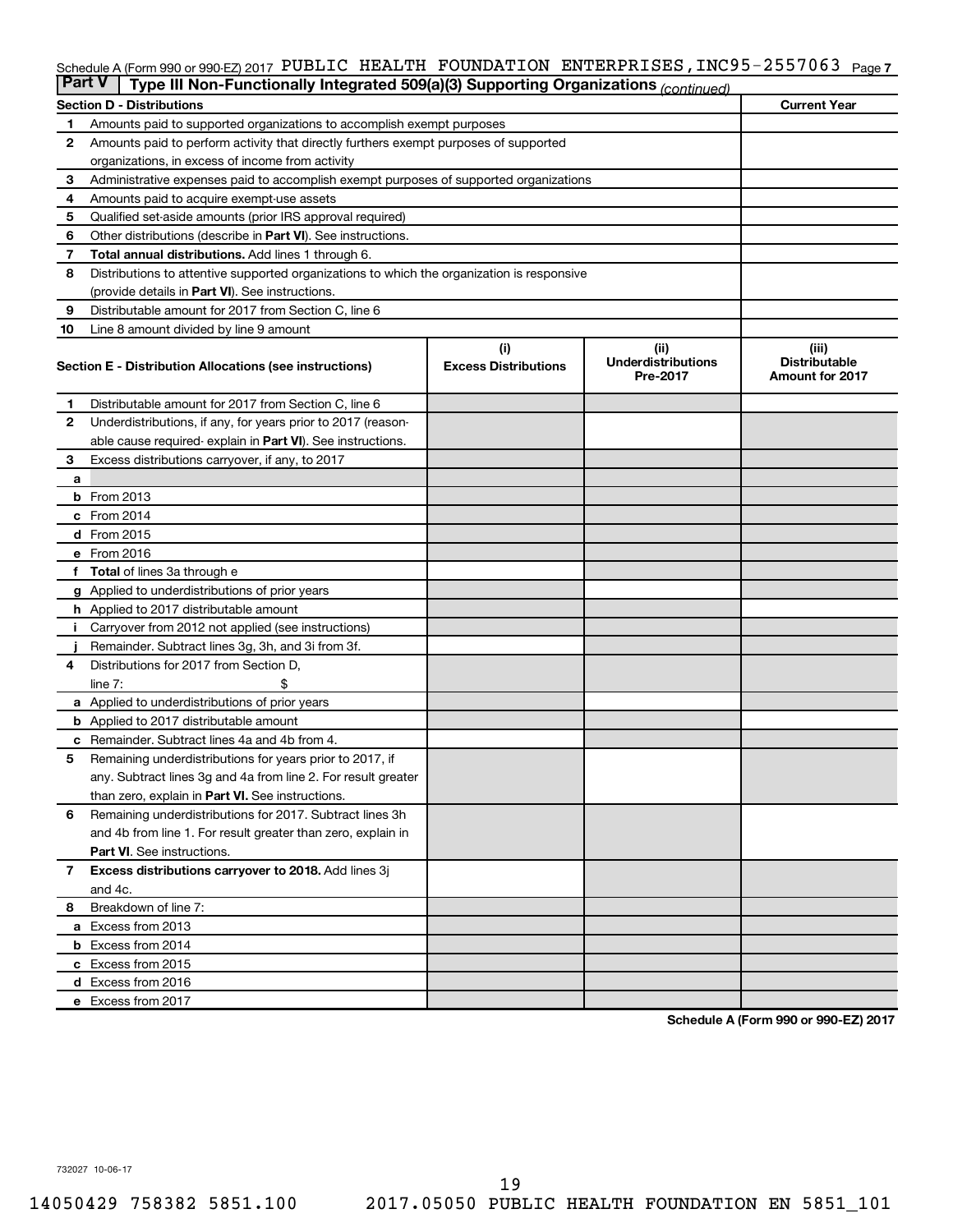Schedule A (Form 990 or 990-EZ) 2017 PUBLIC HEALTH FOUNDATION ENTERPRISES,INC95-2557063 Page 7

## Part V Type III Non-Functionally Integrated 509(a)(3) Supporting Organizations *(continued)*

| Section D - Distributions | | Current Year |
|---|---|---|
| 1 | Amounts paid to supported organizations to accomplish exempt purposes | |
| 2 | Amounts paid to perform activity that directly furthers exempt purposes of supported organizations, in excess of income from activity | |
| 3 | Administrative expenses paid to accomplish exempt purposes of supported organizations | |
| 4 | Amounts paid to acquire exempt-use assets | |
| 5 | Qualified set-aside amounts (prior IRS approval required) | |
| 6 | Other distributions (describe in **Part VI**). See instructions. | |
| 7 | **Total annual distributions.** Add lines 1 through 6. | |
| 8 | Distributions to attentive supported organizations to which the organization is responsive (provide details in **Part VI**). See instructions. | |
| 9 | Distributable amount for 2017 from Section C, line 6 | |
| 10 | Line 8 amount divided by line 9 amount | |

| Section E - Distribution Allocations (see instructions) | (i) Excess Distributions | (ii) Underdistributions Pre-2017 | (iii) Distributable Amount for 2017 |
|---|---|---|---|
| 1 Distributable amount for 2017 from Section C, line 6 | | | |
| 2 Underdistributions, if any, for years prior to 2017 (reasonable cause required- explain in **Part VI**). See instructions. | | | |
| 3 Excess distributions carryover, if any, to 2017 | | | |
| a | | | |
| b From 2013 | | | |
| c From 2014 | | | |
| d From 2015 | | | |
| e From 2016 | | | |
| f **Total** of lines 3a through e | | | |
| g Applied to underdistributions of prior years | | | |
| h Applied to 2017 distributable amount | | | |
| i Carryover from 2012 not applied (see instructions) | | | |
| j Remainder. Subtract lines 3g, 3h, and 3i from 3f. | | | |
| 4 Distributions for 2017 from Section D, line 7: $ | | | |
| a Applied to underdistributions of prior years | | | |
| b Applied to 2017 distributable amount | | | |
| c Remainder. Subtract lines 4a and 4b from 4. | | | |
| 5 Remaining underdistributions for years prior to 2017, if any. Subtract lines 3g and 4a from line 2. For result greater than zero, explain in **Part VI.** See instructions. | | | |
| 6 Remaining underdistributions for 2017. Subtract lines 3h and 4b from line 1. For result greater than zero, explain in **Part VI**. See instructions. | | | |
| 7 **Excess distributions carryover to 2018.** Add lines 3j and 4c. | | | |
| 8 Breakdown of line 7: | | | |
| a Excess from 2013 | | | |
| b Excess from 2014 | | | |
| c Excess from 2015 | | | |
| d Excess from 2016 | | | |
| e Excess from 2017 | | | |

**Schedule A (Form 990 or 990-EZ) 2017**

732027 10-06-17

14050429 758382 5851.100 2017.05050 PUBLIC HEALTH FOUNDATION EN 5851_101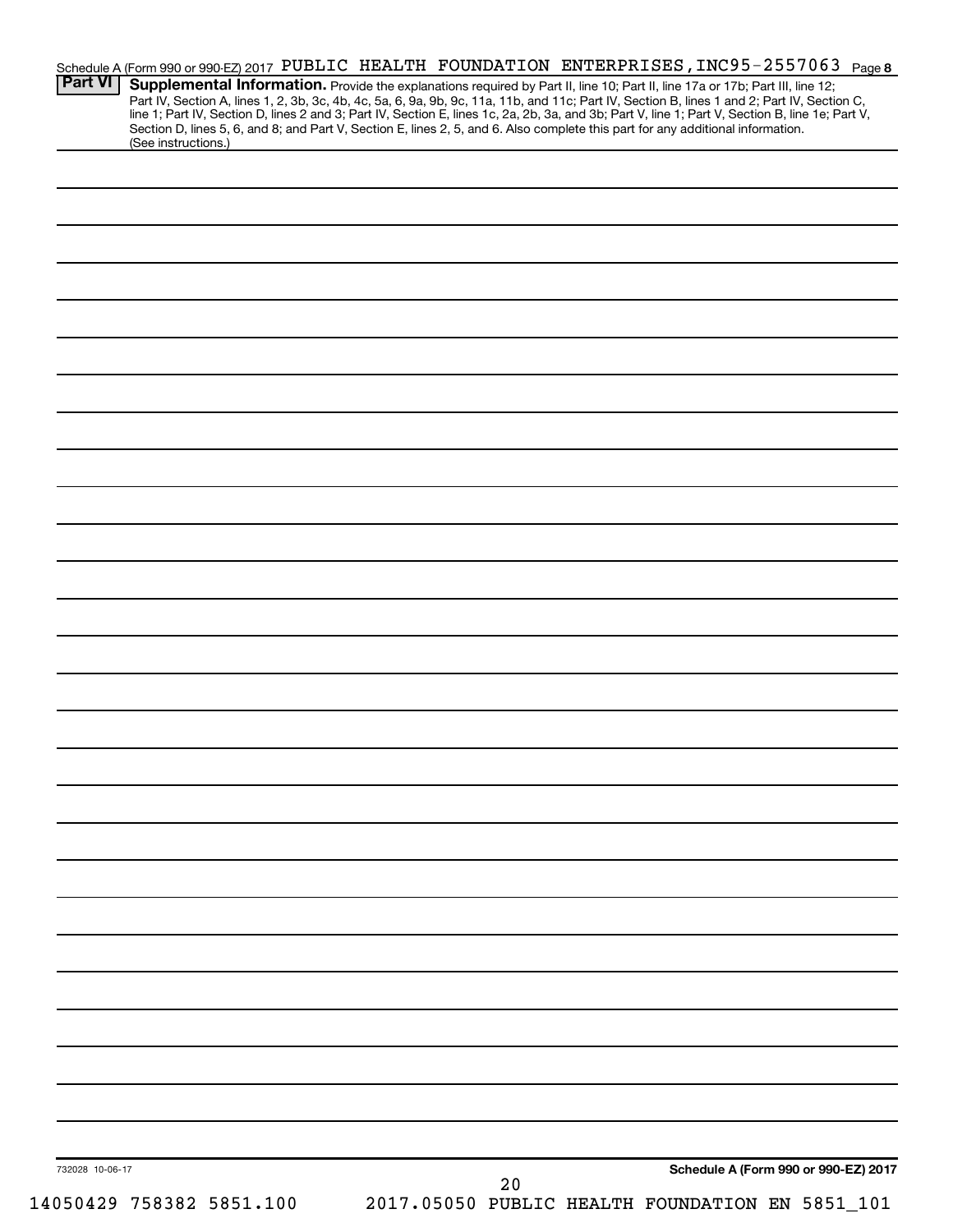Schedule A (Form 990 or 990-EZ) 2017 PUBLIC HEALTH FOUNDATION ENTERPRISES,INC95-2557063 Page **8**

**Part VI** **Supplemental Information.** Provide the explanations required by Part II, line 10; Part II, line 17a or 17b; Part III, line 12; Part IV, Section A, lines 1, 2, 3b, 3c, 4b, 4c, 5a, 6, 9a, 9b, 9c, 11a, 11b, and 11c; Part IV, Section B, lines 1 and 2; Part IV, Section C, line 1; Part IV, Section D, lines 2 and 3; Part IV, Section E, lines 1c, 2a, 2b, 3a, and 3b; Part V, line 1; Part V, Section B, line 1e; Part V, Section D, lines 5, 6, and 8; and Part V, Section E, lines 2, 5, and 6. Also complete this part for any additional information. (See instructions.)

732028 10-06-17

**Schedule A (Form 990 or 990-EZ) 2017**

14050429 758382 5851.100 2017.05050 PUBLIC HEALTH FOUNDATION EN 5851_101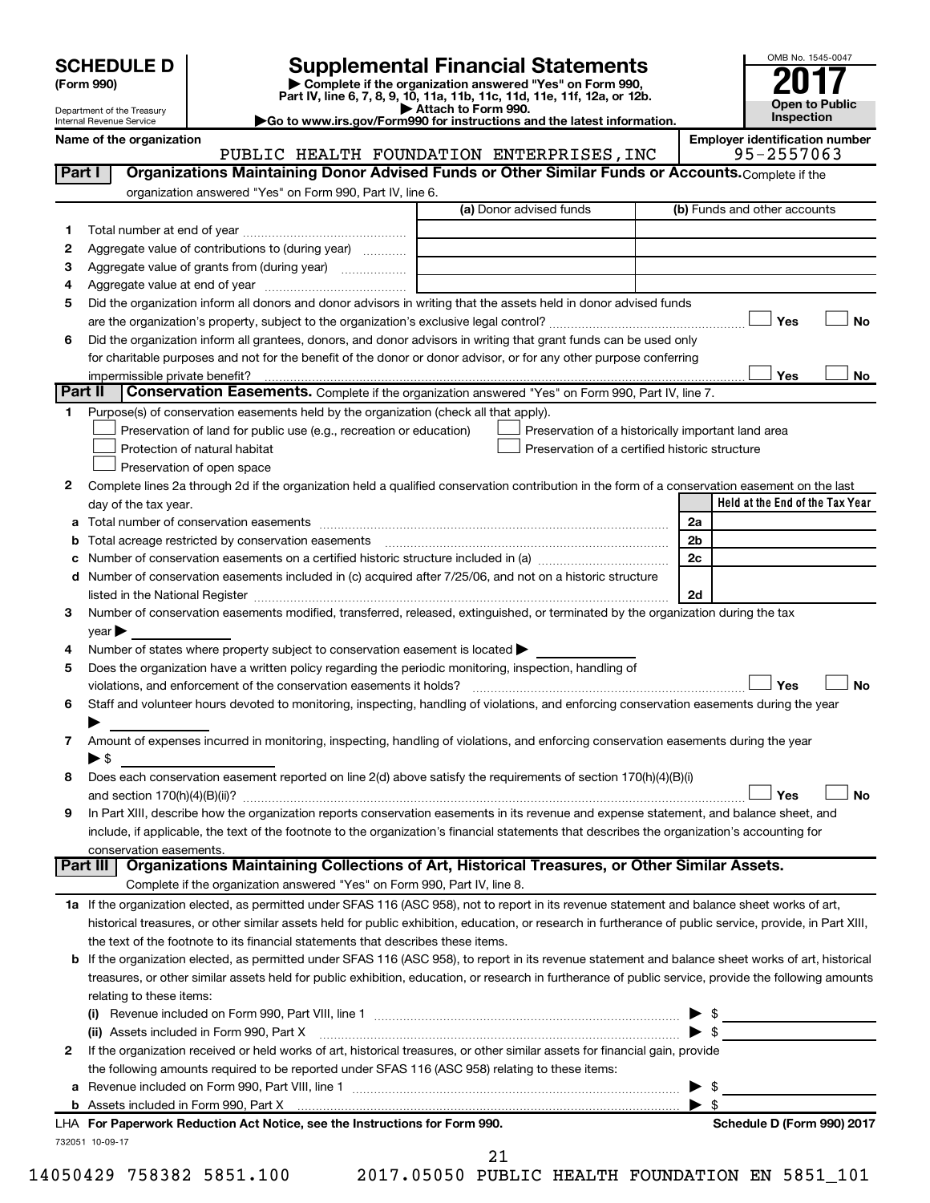**SCHEDULE D**
**(Form 990)**

Department of the Treasury
Internal Revenue Service

# Supplemental Financial Statements

▶ Complete if the organization answered "Yes" on Form 990, Part IV, line 6, 7, 8, 9, 10, 11a, 11b, 11c, 11d, 11e, 11f, 12a, or 12b.
▶ Attach to Form 990.
▶Go to www.irs.gov/Form990 for instructions and the latest information.

OMB No. 1545-0047
**2017**
**Open to Public Inspection**

| Name of the organization | Employer identification number |
|---|---|
| PUBLIC HEALTH FOUNDATION ENTERPRISES,INC | 95-2557063 |

**Part I | Organizations Maintaining Donor Advised Funds or Other Similar Funds or Accounts.** Complete if the organization answered "Yes" on Form 990, Part IV, line 6.

| | | (a) Donor advised funds | (b) Funds and other accounts |
|---|---|---|---|
| 1 | Total number at end of year | | |
| 2 | Aggregate value of contributions to (during year) | | |
| 3 | Aggregate value of grants from (during year) | | |
| 4 | Aggregate value at end of year | | |

5 Did the organization inform all donors and donor advisors in writing that the assets held in donor advised funds are the organization's property, subject to the organization's exclusive legal control? ☐ Yes ☐ No

6 Did the organization inform all grantees, donors, and donor advisors in writing that grant funds can be used only for charitable purposes and not for the benefit of the donor or donor advisor, or for any other purpose conferring impermissible private benefit? ☐ Yes ☐ No

**Part II | Conservation Easements.** Complete if the organization answered "Yes" on Form 990, Part IV, line 7.

1 Purpose(s) of conservation easements held by the organization (check all that apply).
- ☐ Preservation of land for public use (e.g., recreation or education)
- ☐ Preservation of a historically important land area
- ☐ Protection of natural habitat
- ☐ Preservation of a certified historic structure
- ☐ Preservation of open space

2 Complete lines 2a through 2d if the organization held a qualified conservation contribution in the form of a conservation easement on the last day of the tax year.

| | | | Held at the End of the Tax Year |
|---|---|---|---|
| a | Total number of conservation easements | 2a | |
| b | Total acreage restricted by conservation easements | 2b | |
| c | Number of conservation easements on a certified historic structure included in (a) | 2c | |
| d | Number of conservation easements included in (c) acquired after 7/25/06, and not on a historic structure listed in the National Register | 2d | |

3 Number of conservation easements modified, transferred, released, extinguished, or terminated by the organization during the tax year ▶

4 Number of states where property subject to conservation easement is located ▶

5 Does the organization have a written policy regarding the periodic monitoring, inspection, handling of violations, and enforcement of the conservation easements it holds? ☐ Yes ☐ No

6 Staff and volunteer hours devoted to monitoring, inspecting, handling of violations, and enforcing conservation easements during the year ▶

7 Amount of expenses incurred in monitoring, inspecting, handling of violations, and enforcing conservation easements during the year ▶ $

8 Does each conservation easement reported on line 2(d) above satisfy the requirements of section 170(h)(4)(B)(i) and section 170(h)(4)(B)(ii)? ☐ Yes ☐ No

9 In Part XIII, describe how the organization reports conservation easements in its revenue and expense statement, and balance sheet, and include, if applicable, the text of the footnote to the organization's financial statements that describes the organization's accounting for conservation easements.

**Part III | Organizations Maintaining Collections of Art, Historical Treasures, or Other Similar Assets.** Complete if the organization answered "Yes" on Form 990, Part IV, line 8.

1a If the organization elected, as permitted under SFAS 116 (ASC 958), not to report in its revenue statement and balance sheet works of art, historical treasures, or other similar assets held for public exhibition, education, or research in furtherance of public service, provide, in Part XIII, the text of the footnote to its financial statements that describes these items.

b If the organization elected, as permitted under SFAS 116 (ASC 958), to report in its revenue statement and balance sheet works of art, historical treasures, or other similar assets held for public exhibition, education, or research in furtherance of public service, provide the following amounts relating to these items:

(i) Revenue included on Form 990, Part VIII, line 1 ▶ $

(ii) Assets included in Form 990, Part X ▶ $

2 If the organization received or held works of art, historical treasures, or other similar assets for financial gain, provide the following amounts required to be reported under SFAS 116 (ASC 958) relating to these items:

a Revenue included on Form 990, Part VIII, line 1 ▶ $

b Assets included in Form 990, Part X ▶ $

LHA **For Paperwork Reduction Act Notice, see the Instructions for Form 990.** **Schedule D (Form 990) 2017**

732051 10-09-17

14050429 758382 5851.100 2017.05050 PUBLIC HEALTH FOUNDATION EN 5851_101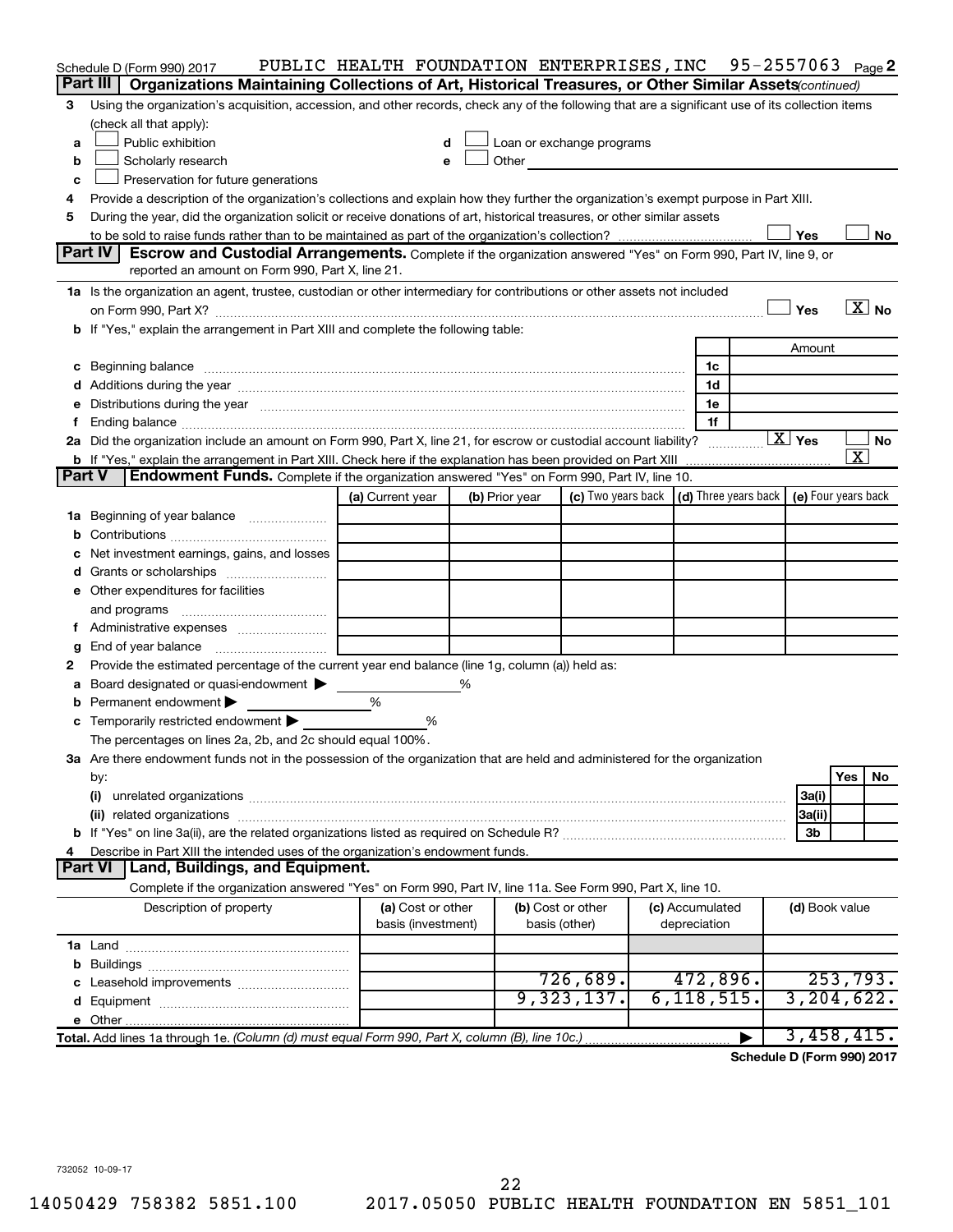Schedule D (Form 990) 2017 PUBLIC HEALTH FOUNDATION ENTERPRISES,INC 95-2557063 Page 2

## Part III Organizations Maintaining Collections of Art, Historical Treasures, or Other Similar Assets *(continued)*

3 Using the organization's acquisition, accession, and other records, check any of the following that are a significant use of its collection items (check all that apply):

- a ☐ Public exhibition
- b ☐ Scholarly research
- c ☐ Preservation for future generations
- d ☐ Loan or exchange programs
- e ☐ Other

4 Provide a description of the organization's collections and explain how they further the organization's exempt purpose in Part XIII.

5 During the year, did the organization solicit or receive donations of art, historical treasures, or other similar assets to be sold to raise funds rather than to be maintained as part of the organization's collection? ☐ Yes ☐ No

## Part IV Escrow and Custodial Arrangements. 
Complete if the organization answered "Yes" on Form 990, Part IV, line 9, or reported an amount on Form 990, Part X, line 21.

1a Is the organization an agent, trustee, custodian or other intermediary for contributions or other assets not included on Form 990, Part X? ☐ Yes ☒ No

b If "Yes," explain the arrangement in Part XIII and complete the following table:

| | | Amount |
|---|---|---|
| c Beginning balance | 1c | |
| d Additions during the year | 1d | |
| e Distributions during the year | 1e | |
| f Ending balance | 1f | |

2a Did the organization include an amount on Form 990, Part X, line 21, for escrow or custodial account liability? ☒ Yes ☐ No

b If "Yes," explain the arrangement in Part XIII. Check here if the explanation has been provided on Part XIII ☒

## Part V Endowment Funds. 
Complete if the organization answered "Yes" on Form 990, Part IV, line 10.

| | (a) Current year | (b) Prior year | (c) Two years back | (d) Three years back | (e) Four years back |
|---|---|---|---|---|---|
| 1a Beginning of year balance | | | | | |
| b Contributions | | | | | |
| c Net investment earnings, gains, and losses | | | | | |
| d Grants or scholarships | | | | | |
| e Other expenditures for facilities and programs | | | | | |
| f Administrative expenses | | | | | |
| g End of year balance | | | | | |

2 Provide the estimated percentage of the current year end balance (line 1g, column (a)) held as:

a Board designated or quasi-endowment ▶ %

b Permanent endowment ▶ %

c Temporarily restricted endowment ▶ %

The percentages on lines 2a, 2b, and 2c should equal 100%.

3a Are there endowment funds not in the possession of the organization that are held and administered for the organization by:

| | | Yes | No |
|---|---|---|---|
| (i) unrelated organizations | 3a(i) | | |
| (ii) related organizations | 3a(ii) | | |
| b If "Yes" on line 3a(ii), are the related organizations listed as required on Schedule R? | 3b | | |

4 Describe in Part XIII the intended uses of the organization's endowment funds.

## Part VI Land, Buildings, and Equipment.

Complete if the organization answered "Yes" on Form 990, Part IV, line 11a. See Form 990, Part X, line 10.

| Description of property | (a) Cost or other basis (investment) | (b) Cost or other basis (other) | (c) Accumulated depreciation | (d) Book value |
|---|---|---|---|---|
| 1a Land | | | | |
| b Buildings | | | | |
| c Leasehold improvements | | 726,689. | 472,896. | 253,793. |
| d Equipment | | 9,323,137. | 6,118,515. | 3,204,622. |
| e Other | | | | |
| **Total.** Add lines 1a through 1e. *(Column (d) must equal Form 990, Part X, column (B), line 10c.)* | | | | 3,458,415. |

**Schedule D (Form 990) 2017**

732052 10-09-17

14050429 758382 5851.100 2017.05050 PUBLIC HEALTH FOUNDATION EN 5851_101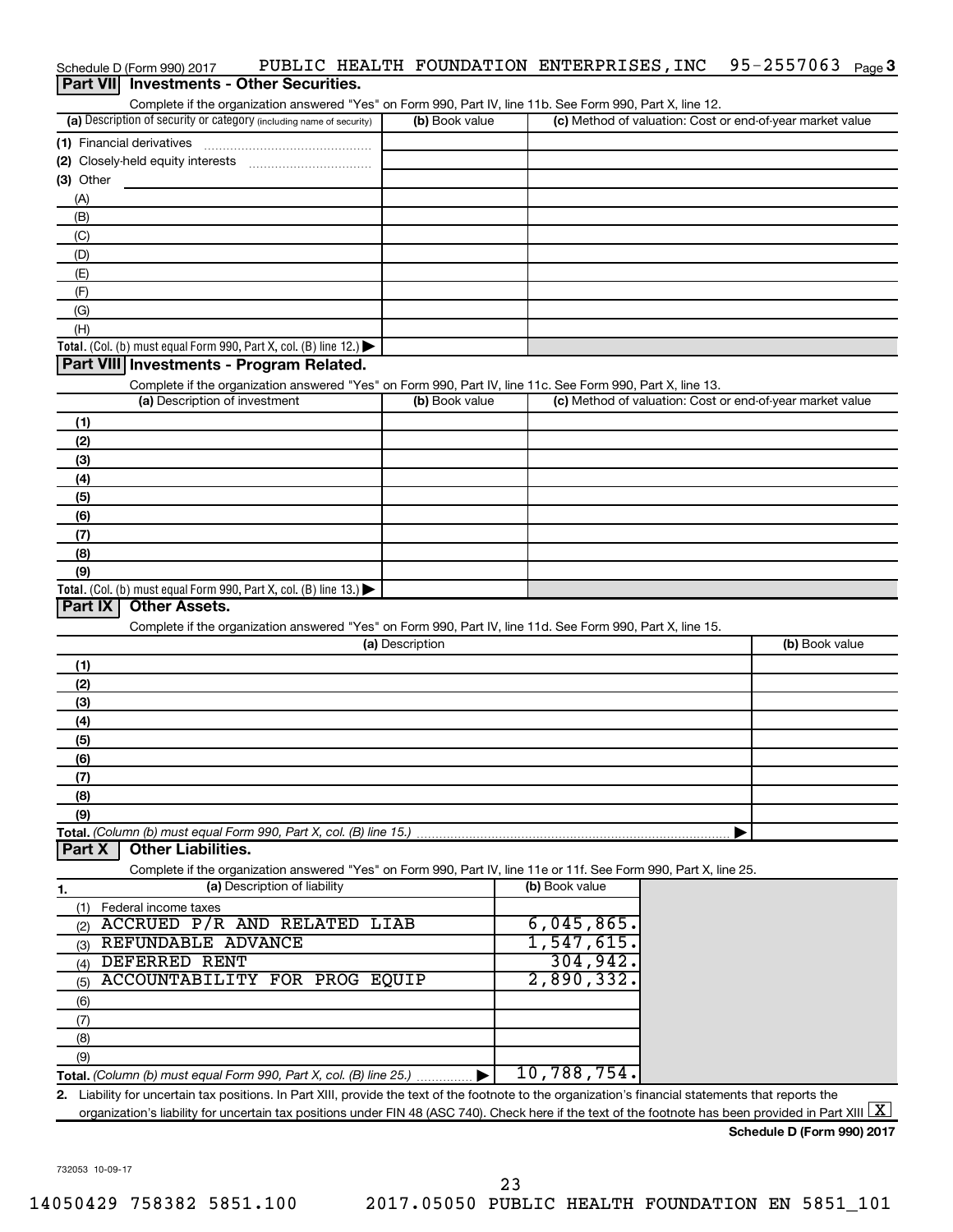Schedule D (Form 990) 2017 PUBLIC HEALTH FOUNDATION ENTERPRISES,INC 95-2557063 Page 3

## Part VII Investments - Other Securities.

Complete if the organization answered "Yes" on Form 990, Part IV, line 11b. See Form 990, Part X, line 12.

| (a) Description of security or category (including name of security) | (b) Book value | (c) Method of valuation: Cost or end-of-year market value |
|---|---|---|
| (1) Financial derivatives | | |
| (2) Closely-held equity interests | | |
| (3) Other | | |
| (A) | | |
| (B) | | |
| (C) | | |
| (D) | | |
| (E) | | |
| (F) | | |
| (G) | | |
| (H) | | |
| **Total.** (Col. (b) must equal Form 990, Part X, col. (B) line 12.) | | |

## Part VIII Investments - Program Related.

Complete if the organization answered "Yes" on Form 990, Part IV, line 11c. See Form 990, Part X, line 13.

| (a) Description of investment | (b) Book value | (c) Method of valuation: Cost or end-of-year market value |
|---|---|---|
| (1) | | |
| (2) | | |
| (3) | | |
| (4) | | |
| (5) | | |
| (6) | | |
| (7) | | |
| (8) | | |
| (9) | | |
| **Total.** (Col. (b) must equal Form 990, Part X, col. (B) line 13.) | | |

## Part IX Other Assets.

Complete if the organization answered "Yes" on Form 990, Part IV, line 11d. See Form 990, Part X, line 15.

| (a) Description | (b) Book value |
|---|---|
| (1) | |
| (2) | |
| (3) | |
| (4) | |
| (5) | |
| (6) | |
| (7) | |
| (8) | |
| (9) | |
| **Total.** *(Column (b) must equal Form 990, Part X, col. (B) line 15.)* | |

## Part X Other Liabilities.

Complete if the organization answered "Yes" on Form 990, Part IV, line 11e or 11f. See Form 990, Part X, line 25.

| 1. (a) Description of liability | (b) Book value |
|---|---|
| (1) Federal income taxes | |
| (2) ACCRUED P/R AND RELATED LIAB | 6,045,865. |
| (3) REFUNDABLE ADVANCE | 1,547,615. |
| (4) DEFERRED RENT | 304,942. |
| (5) ACCOUNTABILITY FOR PROG EQUIP | 2,890,332. |
| (6) | |
| (7) | |
| (8) | |
| (9) | |
| **Total.** *(Column (b) must equal Form 990, Part X, col. (B) line 25.)* | 10,788,754. |

2. Liability for uncertain tax positions. In Part XIII, provide the text of the footnote to the organization's financial statements that reports the organization's liability for uncertain tax positions under FIN 48 (ASC 740). Check here if the text of the footnote has been provided in Part XIII [X]

**Schedule D (Form 990) 2017**

732053 10-09-17

14050429 758382 5851.100 2017.05050 PUBLIC HEALTH FOUNDATION EN 5851_101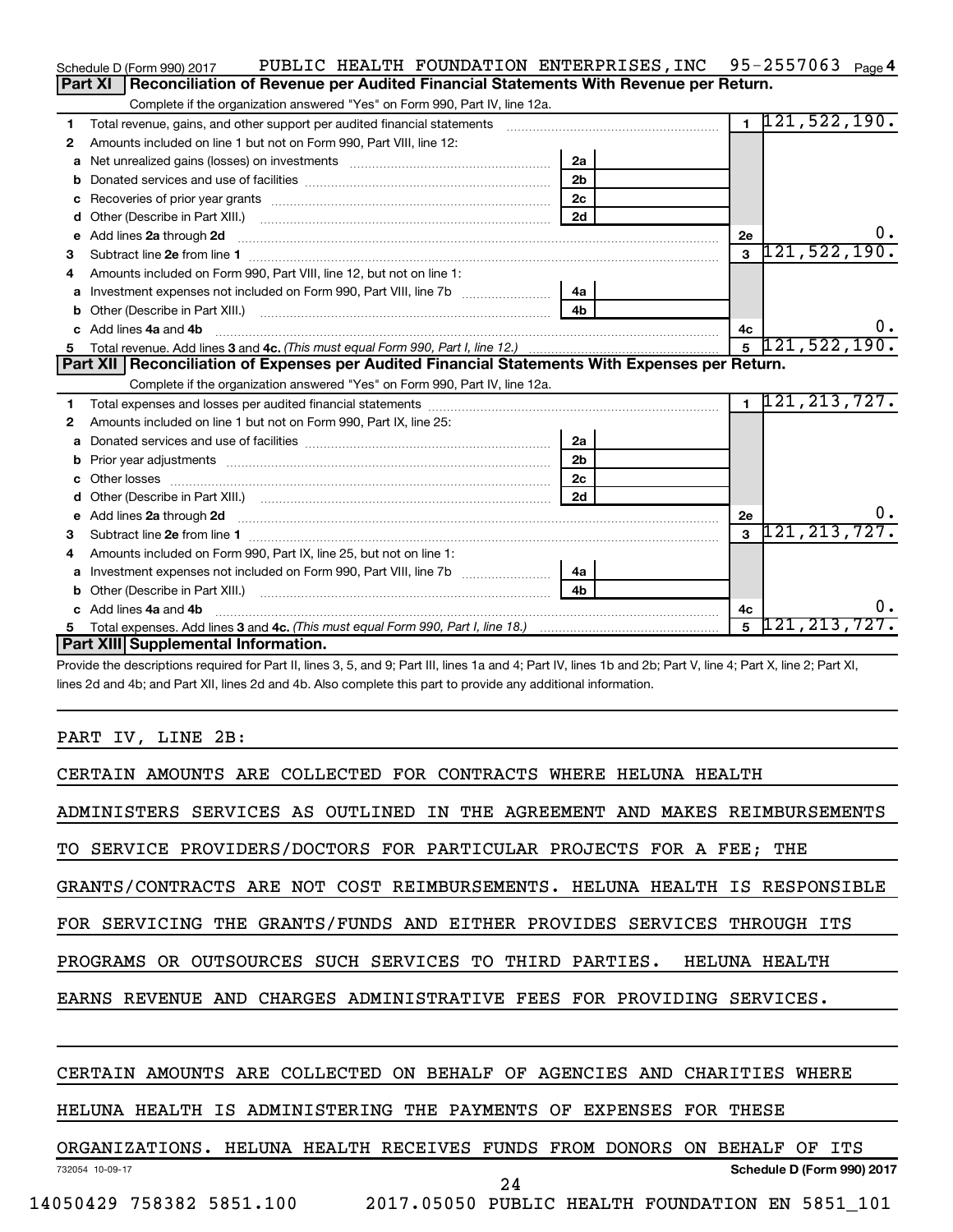Schedule D (Form 990) 2017    PUBLIC HEALTH FOUNDATION ENTERPRISES,INC    95-2557063    Page 4

**Part XI | Reconciliation of Revenue per Audited Financial Statements With Revenue per Return.**

Complete if the organization answered "Yes" on Form 990, Part IV, line 12a.

| | | | | | |
|---|---|---|---|---|---|
| 1 | Total revenue, gains, and other support per audited financial statements | | | 1 | 121,522,190. |
| 2 | Amounts included on line 1 but not on Form 990, Part VIII, line 12: | | | | |
| a | Net unrealized gains (losses) on investments | 2a | | | |
| b | Donated services and use of facilities | 2b | | | |
| c | Recoveries of prior year grants | 2c | | | |
| d | Other (Describe in Part XIII.) | 2d | | | |
| e | Add lines 2a through 2d | | | 2e | 0. |
| 3 | Subtract line 2e from line 1 | | | 3 | 121,522,190. |
| 4 | Amounts included on Form 990, Part VIII, line 12, but not on line 1: | | | | |
| a | Investment expenses not included on Form 990, Part VIII, line 7b | 4a | | | |
| b | Other (Describe in Part XIII.) | 4b | | | |
| c | Add lines 4a and 4b | | | 4c | 0. |
| 5 | Total revenue. Add lines 3 and 4c. *(This must equal Form 990, Part I, line 12.)* | | | 5 | 121,522,190. |

**Part XII | Reconciliation of Expenses per Audited Financial Statements With Expenses per Return.**

Complete if the organization answered "Yes" on Form 990, Part IV, line 12a.

| | | | | | |
|---|---|---|---|---|---|
| 1 | Total expenses and losses per audited financial statements | | | 1 | 121,213,727. |
| 2 | Amounts included on line 1 but not on Form 990, Part IX, line 25: | | | | |
| a | Donated services and use of facilities | 2a | | | |
| b | Prior year adjustments | 2b | | | |
| c | Other losses | 2c | | | |
| d | Other (Describe in Part XIII.) | 2d | | | |
| e | Add lines 2a through 2d | | | 2e | 0. |
| 3 | Subtract line 2e from line 1 | | | 3 | 121,213,727. |
| 4 | Amounts included on Form 990, Part IX, line 25, but not on line 1: | | | | |
| a | Investment expenses not included on Form 990, Part VIII, line 7b | 4a | | | |
| b | Other (Describe in Part XIII.) | 4b | | | |
| c | Add lines 4a and 4b | | | 4c | 0. |
| 5 | Total expenses. Add lines 3 and 4c. *(This must equal Form 990, Part I, line 18.)* | | | 5 | 121,213,727. |

**Part XIII | Supplemental Information.**

Provide the descriptions required for Part II, lines 3, 5, and 9; Part III, lines 1a and 4; Part IV, lines 1b and 2b; Part V, line 4; Part X, line 2; Part XI, lines 2d and 4b; and Part XII, lines 2d and 4b. Also complete this part to provide any additional information.

PART IV, LINE 2B:

CERTAIN AMOUNTS ARE COLLECTED FOR CONTRACTS WHERE HELUNA HEALTH ADMINISTERS SERVICES AS OUTLINED IN THE AGREEMENT AND MAKES REIMBURSEMENTS TO SERVICE PROVIDERS/DOCTORS FOR PARTICULAR PROJECTS FOR A FEE; THE GRANTS/CONTRACTS ARE NOT COST REIMBURSEMENTS. HELUNA HEALTH IS RESPONSIBLE FOR SERVICING THE GRANTS/FUNDS AND EITHER PROVIDES SERVICES THROUGH ITS PROGRAMS OR OUTSOURCES SUCH SERVICES TO THIRD PARTIES. HELUNA HEALTH EARNS REVENUE AND CHARGES ADMINISTRATIVE FEES FOR PROVIDING SERVICES.

CERTAIN AMOUNTS ARE COLLECTED ON BEHALF OF AGENCIES AND CHARITIES WHERE HELUNA HEALTH IS ADMINISTERING THE PAYMENTS OF EXPENSES FOR THESE ORGANIZATIONS. HELUNA HEALTH RECEIVES FUNDS FROM DONORS ON BEHALF OF ITS

732054 10-09-17    **Schedule D (Form 990) 2017**

14050429 758382 5851.100    2017.05050 PUBLIC HEALTH FOUNDATION EN 5851_101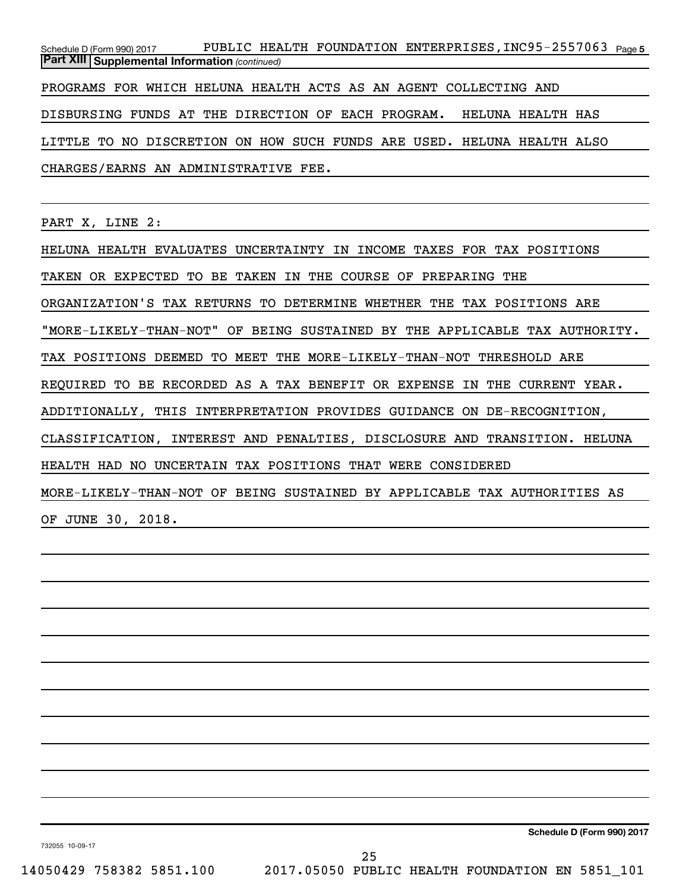**Part XIII Supplemental Information** *(continued)*

PROGRAMS FOR WHICH HELUNA HEALTH ACTS AS AN AGENT COLLECTING AND DISBURSING FUNDS AT THE DIRECTION OF EACH PROGRAM. HELUNA HEALTH HAS LITTLE TO NO DISCRETION ON HOW SUCH FUNDS ARE USED. HELUNA HEALTH ALSO CHARGES/EARNS AN ADMINISTRATIVE FEE.

PART X, LINE 2:

HELUNA HEALTH EVALUATES UNCERTAINTY IN INCOME TAXES FOR TAX POSITIONS TAKEN OR EXPECTED TO BE TAKEN IN THE COURSE OF PREPARING THE ORGANIZATION'S TAX RETURNS TO DETERMINE WHETHER THE TAX POSITIONS ARE "MORE-LIKELY-THAN-NOT" OF BEING SUSTAINED BY THE APPLICABLE TAX AUTHORITY. TAX POSITIONS DEEMED TO MEET THE MORE-LIKELY-THAN-NOT THRESHOLD ARE REQUIRED TO BE RECORDED AS A TAX BENEFIT OR EXPENSE IN THE CURRENT YEAR. ADDITIONALLY, THIS INTERPRETATION PROVIDES GUIDANCE ON DE-RECOGNITION, CLASSIFICATION, INTEREST AND PENALTIES, DISCLOSURE AND TRANSITION. HELUNA HEALTH HAD NO UNCERTAIN TAX POSITIONS THAT WERE CONSIDERED MORE-LIKELY-THAN-NOT OF BEING SUSTAINED BY APPLICABLE TAX AUTHORITIES AS OF JUNE 30, 2018.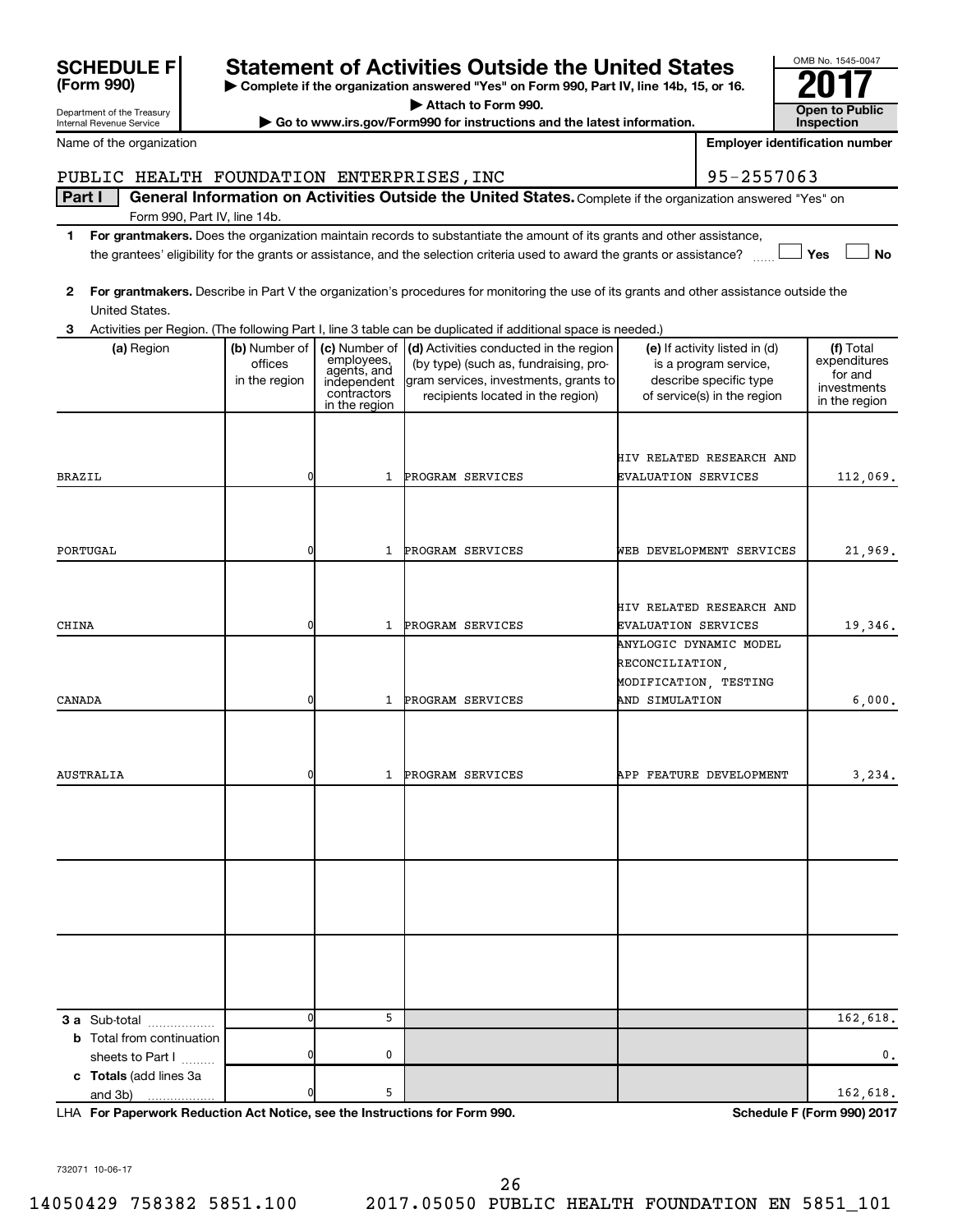**SCHEDULE F (Form 990)**

Department of the Treasury
Internal Revenue Service

# Statement of Activities Outside the United States

▶ Complete if the organization answered "Yes" on Form 990, Part IV, line 14b, 15, or 16.
▶ Attach to Form 990.
▶ Go to www.irs.gov/Form990 for instructions and the latest information.

OMB No. 1545-0047
**2017**
**Open to Public Inspection**

Name of the organization: PUBLIC HEALTH FOUNDATION ENTERPRISES,INC

Employer identification number: 95-2557063

**Part I — General Information on Activities Outside the United States.** Complete if the organization answered "Yes" on Form 990, Part IV, line 14b.

1 **For grantmakers.** Does the organization maintain records to substantiate the amount of its grants and other assistance, the grantees' eligibility for the grants or assistance, and the selection criteria used to award the grants or assistance? ☐ Yes ☐ No

2 **For grantmakers.** Describe in Part V the organization's procedures for monitoring the use of its grants and other assistance outside the United States.

3 Activities per Region. (The following Part I, line 3 table can be duplicated if additional space is needed.)

| (a) Region | (b) Number of offices in the region | (c) Number of employees, agents, and independent contractors in the region | (d) Activities conducted in the region (by type) (such as, fundraising, program services, investments, grants to recipients located in the region) | (e) If activity listed in (d) is a program service, describe specific type of service(s) in the region | (f) Total expenditures for and investments in the region |
|---|---|---|---|---|---|
| BRAZIL | 0 | 1 | PROGRAM SERVICES | HIV RELATED RESEARCH AND EVALUATION SERVICES | 112,069. |
| PORTUGAL | 0 | 1 | PROGRAM SERVICES | WEB DEVELOPMENT SERVICES | 21,969. |
| CHINA | 0 | 1 | PROGRAM SERVICES | HIV RELATED RESEARCH AND EVALUATION SERVICES | 19,346. |
| CANADA | 0 | 1 | PROGRAM SERVICES | ANYLOGIC DYNAMIC MODEL RECONCILIATION, MODIFICATION, TESTING AND SIMULATION | 6,000. |
| AUSTRALIA | 0 | 1 | PROGRAM SERVICES | APP FEATURE DEVELOPMENT | 3,234. |
| | | | | | |
| | | | | | |
| | | | | | |
| **3 a** Sub-total | 0 | 5 | | | 162,618. |
| **b** Total from continuation sheets to Part I | 0 | 0 | | | 0. |
| **c Totals** (add lines 3a and 3b) | 0 | 5 | | | 162,618. |

LHA **For Paperwork Reduction Act Notice, see the Instructions for Form 990.** **Schedule F (Form 990) 2017**

732071 10-06-17

14050429 758382 5851.100 2017.05050 PUBLIC HEALTH FOUNDATION EN 5851_101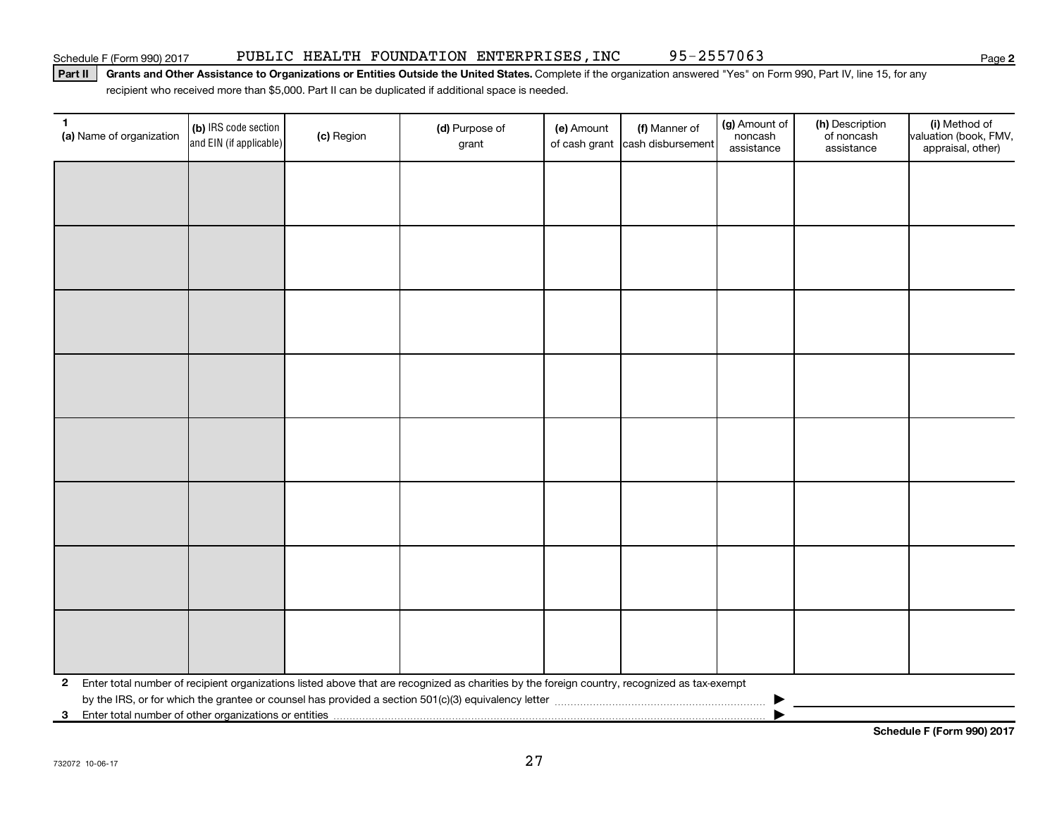Schedule F (Form 990) 2017 PUBLIC HEALTH FOUNDATION ENTERPRISES,INC 95-2557063

**Part II** **Grants and Other Assistance to Organizations or Entities Outside the United States.** Complete if the organization answered "Yes" on Form 990, Part IV, line 15, for any recipient who received more than $5,000. Part II can be duplicated if additional space is needed.

| 1 (a) Name of organization | (b) IRS code section and EIN (if applicable) | (c) Region | (d) Purpose of grant | (e) Amount of cash grant | (f) Manner of cash disbursement | (g) Amount of noncash assistance | (h) Description of noncash assistance | (i) Method of valuation (book, FMV, appraisal, other) |
|---|---|---|---|---|---|---|---|---|
| | | | | | | | | |
| | | | | | | | | |
| | | | | | | | | |
| | | | | | | | | |
| | | | | | | | | |
| | | | | | | | | |
| | | | | | | | | |
| | | | | | | | | |

**2** Enter total number of recipient organizations listed above that are recognized as charities by the foreign country, recognized as tax-exempt by the IRS, or for which the grantee or counsel has provided a section 501(c)(3) equivalency letter ▶

**3** Enter total number of other organizations or entities ▶

**Schedule F (Form 990) 2017**

732072 10-06-17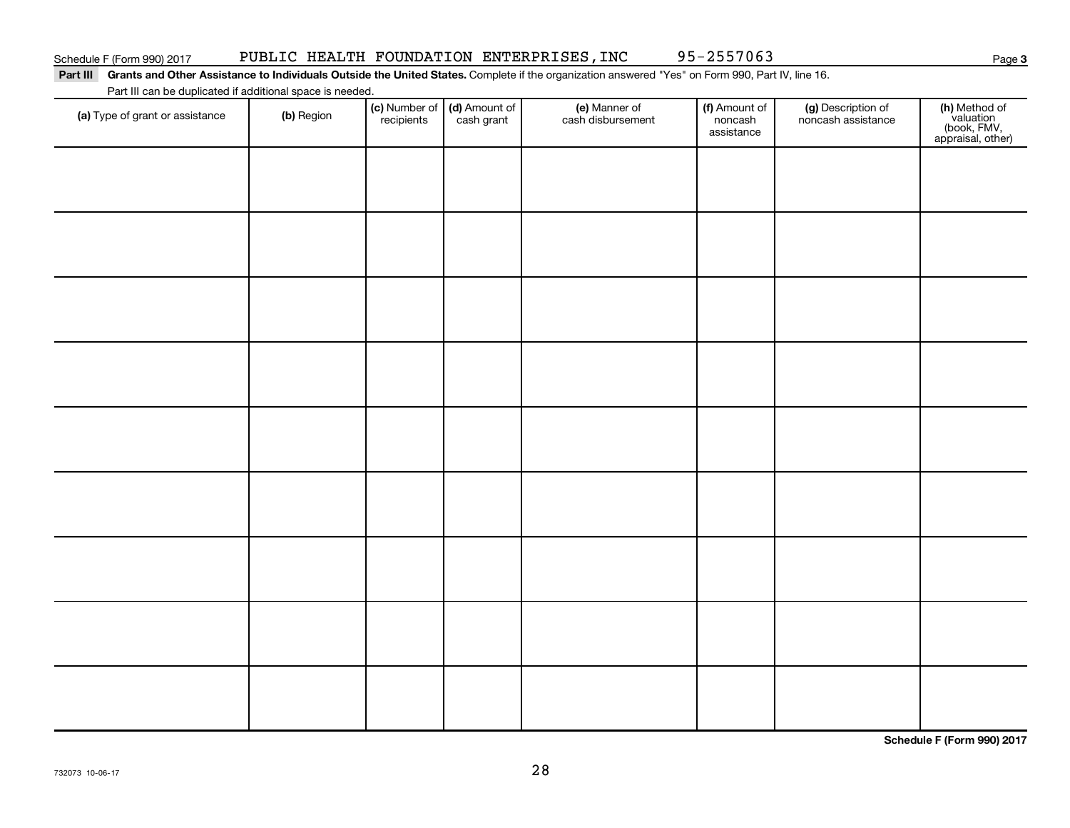Schedule F (Form 990) 2017 PUBLIC HEALTH FOUNDATION ENTERPRISES,INC 95-2557063 Page **3**

**Part III** **Grants and Other Assistance to Individuals Outside the United States.** Complete if the organization answered "Yes" on Form 990, Part IV, line 16.

Part III can be duplicated if additional space is needed.

| **(a)** Type of grant or assistance | **(b)** Region | **(c)** Number of recipients | **(d)** Amount of cash grant | **(e)** Manner of cash disbursement | **(f)** Amount of noncash assistance | **(g)** Description of noncash assistance | **(h)** Method of valuation (book, FMV, appraisal, other) |
|---|---|---|---|---|---|---|---|
| | | | | | | | |
| | | | | | | | |
| | | | | | | | |
| | | | | | | | |
| | | | | | | | |
| | | | | | | | |
| | | | | | | | |
| | | | | | | | |
| | | | | | | | |

**Schedule F (Form 990) 2017**

732073 10-06-17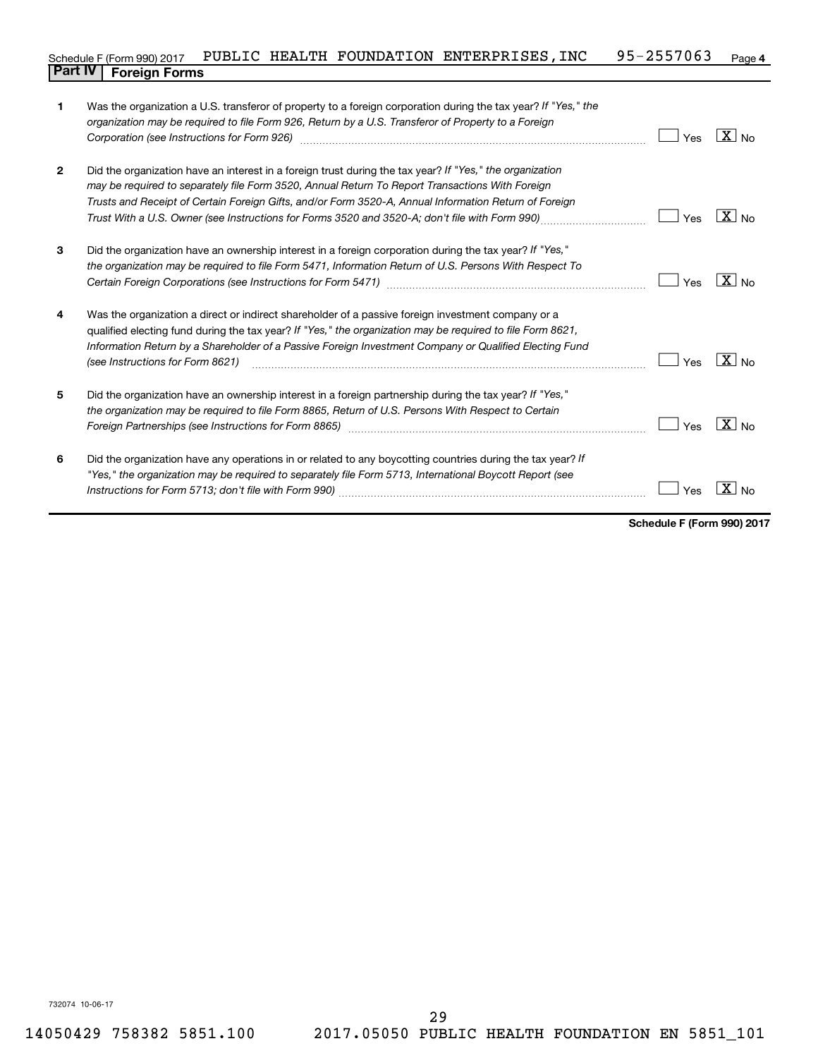Schedule F (Form 990) 2017 PUBLIC HEALTH FOUNDATION ENTERPRISES, INC 95-2557063 Page 4

## Part IV Foreign Forms

| | | | |
|---|---|---|---|
| 1 | Was the organization a U.S. transferor of property to a foreign corporation during the tax year? *If "Yes," the organization may be required to file Form 926, Return by a U.S. Transferor of Property to a Foreign Corporation (see Instructions for Form 926)* | Yes | [X] No |
| 2 | Did the organization have an interest in a foreign trust during the tax year? *If "Yes," the organization may be required to separately file Form 3520, Annual Return To Report Transactions With Foreign Trusts and Receipt of Certain Foreign Gifts, and/or Form 3520-A, Annual Information Return of Foreign Trust With a U.S. Owner (see Instructions for Forms 3520 and 3520-A; don't file with Form 990)* | Yes | [X] No |
| 3 | Did the organization have an ownership interest in a foreign corporation during the tax year? *If "Yes," the organization may be required to file Form 5471, Information Return of U.S. Persons With Respect To Certain Foreign Corporations (see Instructions for Form 5471)* | Yes | [X] No |
| 4 | Was the organization a direct or indirect shareholder of a passive foreign investment company or a qualified electing fund during the tax year? *If "Yes," the organization may be required to file Form 8621, Information Return by a Shareholder of a Passive Foreign Investment Company or Qualified Electing Fund (see Instructions for Form 8621)* | Yes | [X] No |
| 5 | Did the organization have an ownership interest in a foreign partnership during the tax year? *If "Yes," the organization may be required to file Form 8865, Return of U.S. Persons With Respect to Certain Foreign Partnerships (see Instructions for Form 8865)* | Yes | [X] No |
| 6 | Did the organization have any operations in or related to any boycotting countries during the tax year? *If "Yes," the organization may be required to separately file Form 5713, International Boycott Report (see Instructions for Form 5713; don't file with Form 990)* | Yes | [X] No |

**Schedule F (Form 990) 2017**

732074 10-06-17

14050429 758382 5851.100 2017.05050 PUBLIC HEALTH FOUNDATION EN 5851_101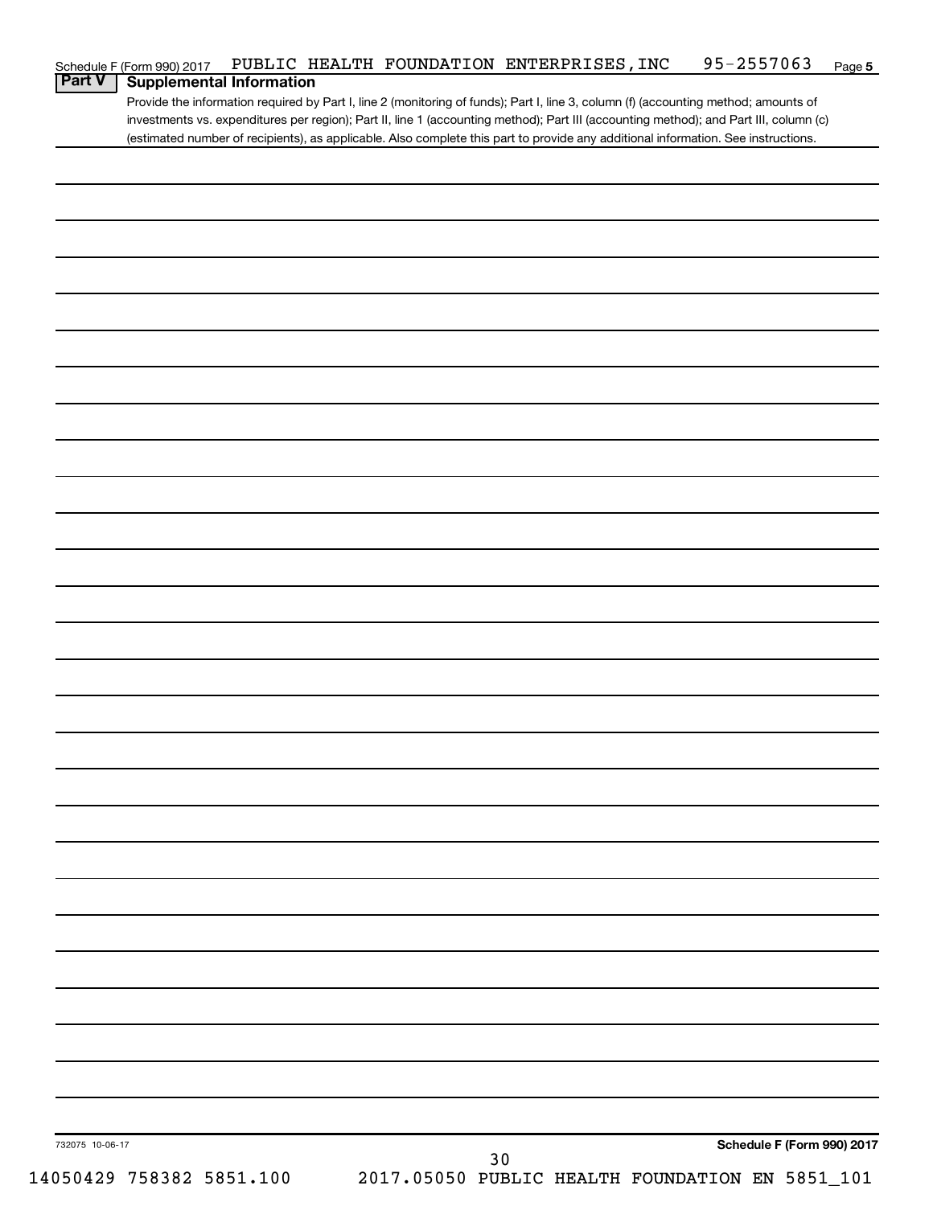Schedule F (Form 990) 2017 PUBLIC HEALTH FOUNDATION ENTERPRISES,INC 95-2557063 Page **5**

## Part V Supplemental Information

Provide the information required by Part I, line 2 (monitoring of funds); Part I, line 3, column (f) (accounting method; amounts of investments vs. expenditures per region); Part II, line 1 (accounting method); Part III (accounting method); and Part III, column (c) (estimated number of recipients), as applicable. Also complete this part to provide any additional information. See instructions.

732075 10-06-17

**Schedule F (Form 990) 2017**

14050429 758382 5851.100 2017.05050 PUBLIC HEALTH FOUNDATION EN 5851_101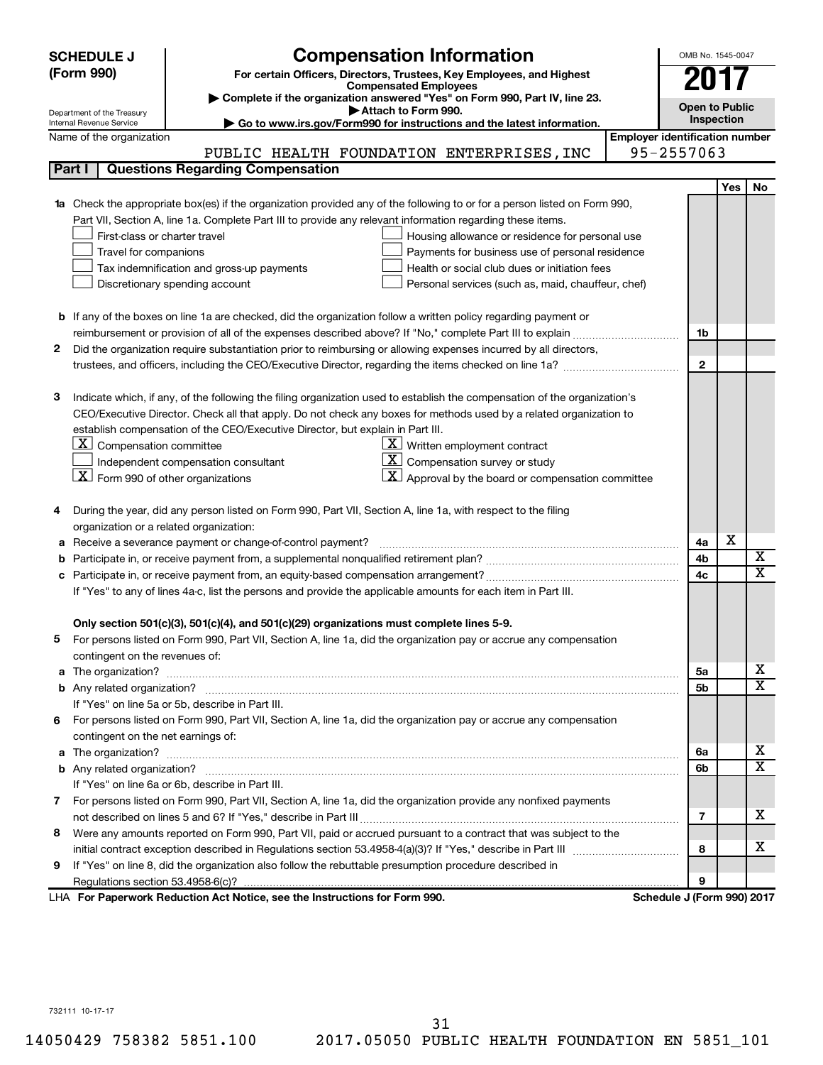**SCHEDULE J (Form 990)**

Department of the Treasury
Internal Revenue Service

# Compensation Information

**For certain Officers, Directors, Trustees, Key Employees, and Highest Compensated Employees**

▶ Complete if the organization answered "Yes" on Form 990, Part IV, line 23.
▶ Attach to Form 990.
▶ Go to www.irs.gov/Form990 for instructions and the latest information.

OMB No. 1545-0047

**2017**

**Open to Public Inspection**

Name of the organization: PUBLIC HEALTH FOUNDATION ENTERPRISES,INC

Employer identification number: 95-2557063

## Part I  Questions Regarding Compensation

| | | | Yes | No |
|---|---|---|---|---|
| **1a** | Check the appropriate box(es) if the organization provided any of the following to or for a person listed on Form 990, Part VII, Section A, line 1a. Complete Part III to provide any relevant information regarding these items.<br>☐ First-class or charter travel ☐ Housing allowance or residence for personal use<br>☐ Travel for companions ☐ Payments for business use of personal residence<br>☐ Tax indemnification and gross-up payments ☐ Health or social club dues or initiation fees<br>☐ Discretionary spending account ☐ Personal services (such as, maid, chauffeur, chef) | | | |
| **b** | If any of the boxes on line 1a are checked, did the organization follow a written policy regarding payment or reimbursement or provision of all of the expenses described above? If "No," complete Part III to explain | 1b | | |
| **2** | Did the organization require substantiation prior to reimbursing or allowing expenses incurred by all directors, trustees, and officers, including the CEO/Executive Director, regarding the items checked on line 1a? | 2 | | |
| **3** | Indicate which, if any, of the following the filing organization used to establish the compensation of the organization's CEO/Executive Director. Check all that apply. Do not check any boxes for methods used by a related organization to establish compensation of the CEO/Executive Director, but explain in Part III.<br>☒ Compensation committee ☒ Written employment contract<br>☐ Independent compensation consultant ☒ Compensation survey or study<br>☒ Form 990 of other organizations ☒ Approval by the board or compensation committee | | | |
| **4** | During the year, did any person listed on Form 990, Part VII, Section A, line 1a, with respect to the filing organization or a related organization: | | | |
| **a** | Receive a severance payment or change-of-control payment? | 4a | X | |
| **b** | Participate in, or receive payment from, a supplemental nonqualified retirement plan? | 4b | | X |
| **c** | Participate in, or receive payment from, an equity-based compensation arrangement? | 4c | | X |
| | If "Yes" to any of lines 4a-c, list the persons and provide the applicable amounts for each item in Part III. | | | |
| | **Only section 501(c)(3), 501(c)(4), and 501(c)(29) organizations must complete lines 5-9.** | | | |
| **5** | For persons listed on Form 990, Part VII, Section A, line 1a, did the organization pay or accrue any compensation contingent on the revenues of: | | | |
| **a** | The organization? | 5a | | X |
| **b** | Any related organization? | 5b | | X |
| | If "Yes" on line 5a or 5b, describe in Part III. | | | |
| **6** | For persons listed on Form 990, Part VII, Section A, line 1a, did the organization pay or accrue any compensation contingent on the net earnings of: | | | |
| **a** | The organization? | 6a | | X |
| **b** | Any related organization? | 6b | | X |
| | If "Yes" on line 6a or 6b, describe in Part III. | | | |
| **7** | For persons listed on Form 990, Part VII, Section A, line 1a, did the organization provide any nonfixed payments not described on lines 5 and 6? If "Yes," describe in Part III | 7 | | X |
| **8** | Were any amounts reported on Form 990, Part VII, paid or accrued pursuant to a contract that was subject to the initial contract exception described in Regulations section 53.4958-4(a)(3)? If "Yes," describe in Part III | 8 | | X |
| **9** | If "Yes" on line 8, did the organization also follow the rebuttable presumption procedure described in Regulations section 53.4958-6(c)? | 9 | | |

LHA **For Paperwork Reduction Act Notice, see the Instructions for Form 990.** **Schedule J (Form 990) 2017**

732111 10-17-17

14050429 758382 5851.100 2017.05050 PUBLIC HEALTH FOUNDATION EN 5851_101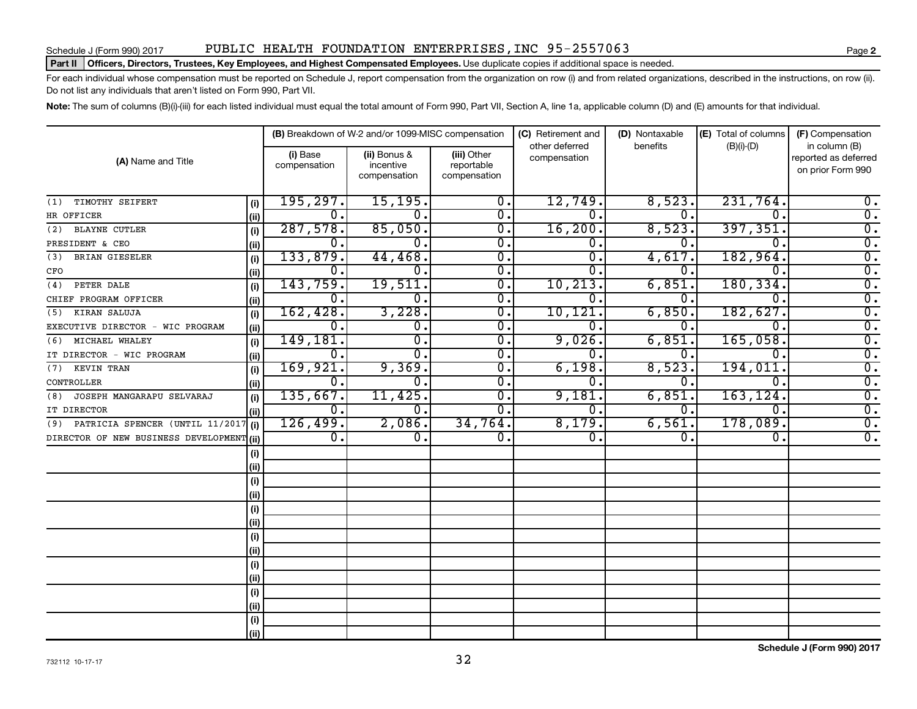Schedule J (Form 990) 2017 PUBLIC HEALTH FOUNDATION ENTERPRISES,INC 95-2557063 Page **2**

**Part II Officers, Directors, Trustees, Key Employees, and Highest Compensated Employees.** Use duplicate copies if additional space is needed.

For each individual whose compensation must be reported on Schedule J, report compensation from the organization on row (i) and from related organizations, described in the instructions, on row (ii). Do not list any individuals that aren't listed on Form 990, Part VII.

**Note:** The sum of columns (B)(i)-(iii) for each listed individual must equal the total amount of Form 990, Part VII, Section A, line 1a, applicable column (D) and (E) amounts for that individual.

| (A) Name and Title | | (B) Breakdown of W-2 and/or 1099-MISC compensation | | | (C) Retirement and other deferred compensation | (D) Nontaxable benefits | (E) Total of columns (B)(i)-(D) | (F) Compensation in column (B) reported as deferred on prior Form 990 |
|---|---|---|---|---|---|---|---|---|
| | | (i) Base compensation | (ii) Bonus & incentive compensation | (iii) Other reportable compensation | | | | |
| (1) TIMOTHY SEIFERT | (i) | 195,297. | 15,195. | 0. | 12,749. | 8,523. | 231,764. | 0. |
| HR OFFICER | (ii) | 0. | 0. | 0. | 0. | 0. | 0. | 0. |
| (2) BLAYNE CUTLER | (i) | 287,578. | 85,050. | 0. | 16,200. | 8,523. | 397,351. | 0. |
| PRESIDENT & CEO | (ii) | 0. | 0. | 0. | 0. | 0. | 0. | 0. |
| (3) BRIAN GIESELER | (i) | 133,879. | 44,468. | 0. | 0. | 4,617. | 182,964. | 0. |
| CFO | (ii) | 0. | 0. | 0. | 0. | 0. | 0. | 0. |
| (4) PETER DALE | (i) | 143,759. | 19,511. | 0. | 10,213. | 6,851. | 180,334. | 0. |
| CHIEF PROGRAM OFFICER | (ii) | 0. | 0. | 0. | 0. | 0. | 0. | 0. |
| (5) KIRAN SALUJA | (i) | 162,428. | 3,228. | 0. | 10,121. | 6,850. | 182,627. | 0. |
| EXECUTIVE DIRECTOR - WIC PROGRAM | (ii) | 0. | 0. | 0. | 0. | 0. | 0. | 0. |
| (6) MICHAEL WHALEY | (i) | 149,181. | 0. | 0. | 9,026. | 6,851. | 165,058. | 0. |
| IT DIRECTOR - WIC PROGRAM | (ii) | 0. | 0. | 0. | 0. | 0. | 0. | 0. |
| (7) KEVIN TRAN | (i) | 169,921. | 9,369. | 0. | 6,198. | 8,523. | 194,011. | 0. |
| CONTROLLER | (ii) | 0. | 0. | 0. | 0. | 0. | 0. | 0. |
| (8) JOSEPH MANGARAPU SELVARAJ | (i) | 135,667. | 11,425. | 0. | 9,181. | 6,851. | 163,124. | 0. |
| IT DIRECTOR | (ii) | 0. | 0. | 0. | 0. | 0. | 0. | 0. |
| (9) PATRICIA SPENCER (UNTIL 11/2017 | (i) | 126,499. | 2,086. | 34,764. | 8,179. | 6,561. | 178,089. | 0. |
| DIRECTOR OF NEW BUSINESS DEVELOPMENT | (ii) | 0. | 0. | 0. | 0. | 0. | 0. | 0. |
| | (i) | | | | | | | |
| | (ii) | | | | | | | |
| | (i) | | | | | | | |
| | (ii) | | | | | | | |
| | (i) | | | | | | | |
| | (ii) | | | | | | | |
| | (i) | | | | | | | |
| | (ii) | | | | | | | |
| | (i) | | | | | | | |
| | (ii) | | | | | | | |
| | (i) | | | | | | | |
| | (ii) | | | | | | | |
| | (i) | | | | | | | |
| | (ii) | | | | | | | |

732112 10-17-17

**Schedule J (Form 990) 2017**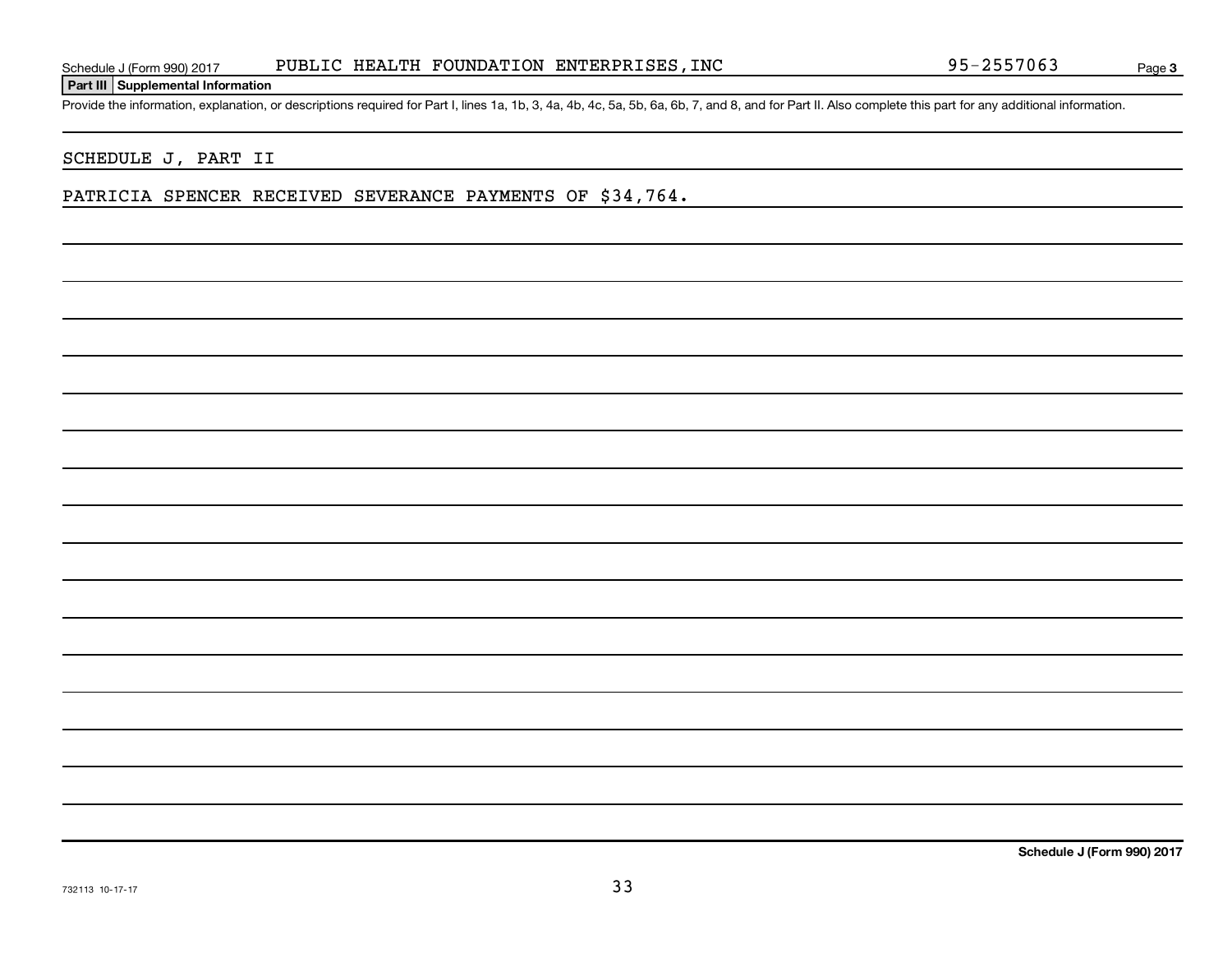**Part III Supplemental Information**

Provide the information, explanation, or descriptions required for Part I, lines 1a, 1b, 3, 4a, 4b, 4c, 5a, 5b, 6a, 6b, 7, and 8, and for Part II. Also complete this part for any additional information.

SCHEDULE J, PART II

PATRICIA SPENCER RECEIVED SEVERANCE PAYMENTS OF $34,764.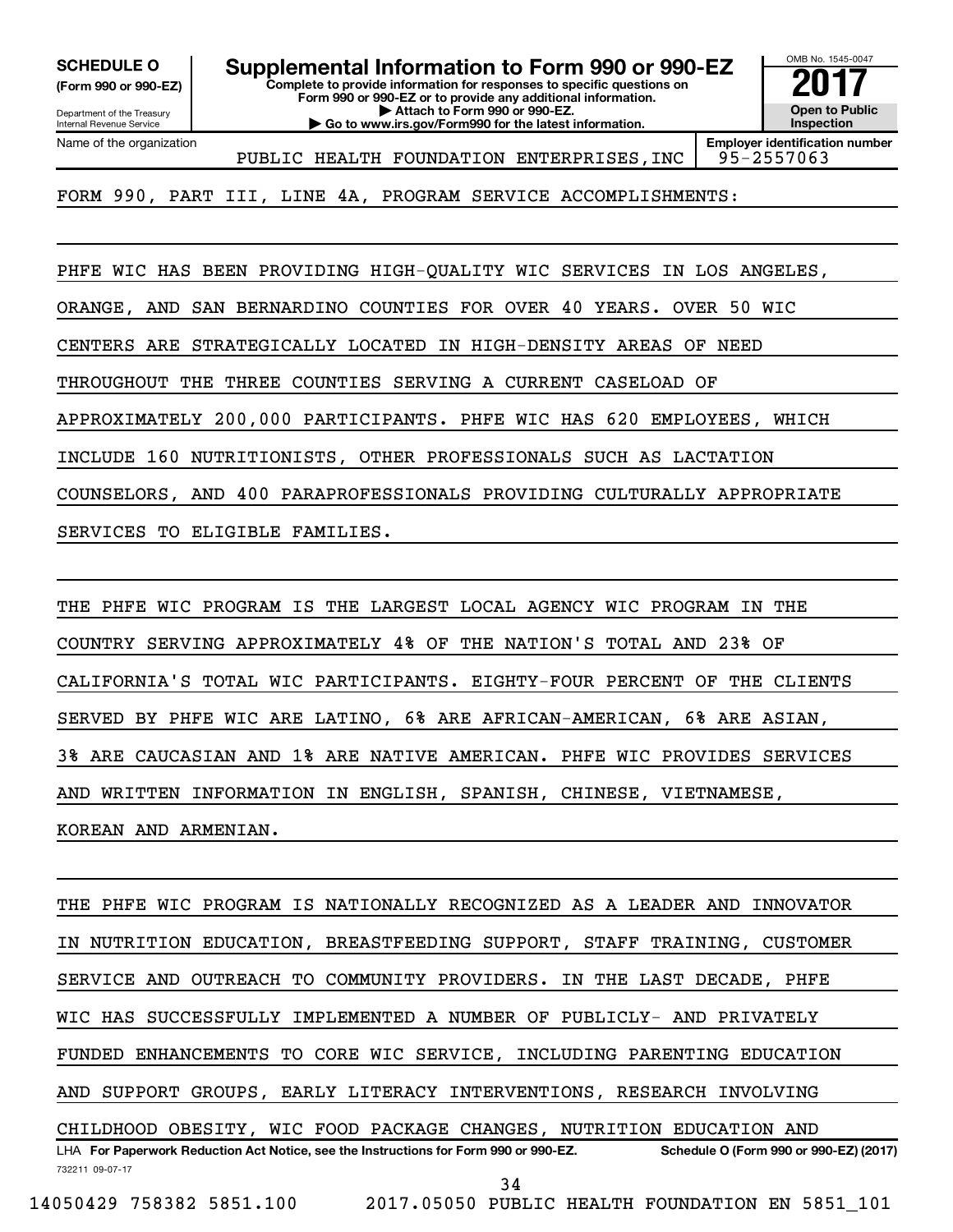**SCHEDULE O**
**(Form 990 or 990-EZ)**

Department of the Treasury
Internal Revenue Service

# Supplemental Information to Form 990 or 990-EZ

**Complete to provide information for responses to specific questions on Form 990 or 990-EZ or to provide any additional information.**
**▶ Attach to Form 990 or 990-EZ.**
**▶ Go to www.irs.gov/Form990 for the latest information.**

OMB No. 1545-0047

**2017**

**Open to Public Inspection**

Name of the organization: PUBLIC HEALTH FOUNDATION ENTERPRISES,INC

**Employer identification number:** 95-2557063

FORM 990, PART III, LINE 4A, PROGRAM SERVICE ACCOMPLISHMENTS:

PHFE WIC HAS BEEN PROVIDING HIGH-QUALITY WIC SERVICES IN LOS ANGELES, ORANGE, AND SAN BERNARDINO COUNTIES FOR OVER 40 YEARS. OVER 50 WIC CENTERS ARE STRATEGICALLY LOCATED IN HIGH-DENSITY AREAS OF NEED THROUGHOUT THE THREE COUNTIES SERVING A CURRENT CASELOAD OF APPROXIMATELY 200,000 PARTICIPANTS. PHFE WIC HAS 620 EMPLOYEES, WHICH INCLUDE 160 NUTRITIONISTS, OTHER PROFESSIONALS SUCH AS LACTATION COUNSELORS, AND 400 PARAPROFESSIONALS PROVIDING CULTURALLY APPROPRIATE SERVICES TO ELIGIBLE FAMILIES.

THE PHFE WIC PROGRAM IS THE LARGEST LOCAL AGENCY WIC PROGRAM IN THE COUNTRY SERVING APPROXIMATELY 4% OF THE NATION'S TOTAL AND 23% OF CALIFORNIA'S TOTAL WIC PARTICIPANTS. EIGHTY-FOUR PERCENT OF THE CLIENTS SERVED BY PHFE WIC ARE LATINO, 6% ARE AFRICAN-AMERICAN, 6% ARE ASIAN, 3% ARE CAUCASIAN AND 1% ARE NATIVE AMERICAN. PHFE WIC PROVIDES SERVICES AND WRITTEN INFORMATION IN ENGLISH, SPANISH, CHINESE, VIETNAMESE, KOREAN AND ARMENIAN.

THE PHFE WIC PROGRAM IS NATIONALLY RECOGNIZED AS A LEADER AND INNOVATOR IN NUTRITION EDUCATION, BREASTFEEDING SUPPORT, STAFF TRAINING, CUSTOMER SERVICE AND OUTREACH TO COMMUNITY PROVIDERS. IN THE LAST DECADE, PHFE WIC HAS SUCCESSFULLY IMPLEMENTED A NUMBER OF PUBLICLY- AND PRIVATELY FUNDED ENHANCEMENTS TO CORE WIC SERVICE, INCLUDING PARENTING EDUCATION AND SUPPORT GROUPS, EARLY LITERACY INTERVENTIONS, RESEARCH INVOLVING CHILDHOOD OBESITY, WIC FOOD PACKAGE CHANGES, NUTRITION EDUCATION AND

LHA **For Paperwork Reduction Act Notice, see the Instructions for Form 990 or 990-EZ.** **Schedule O (Form 990 or 990-EZ) (2017)**

732211 09-07-17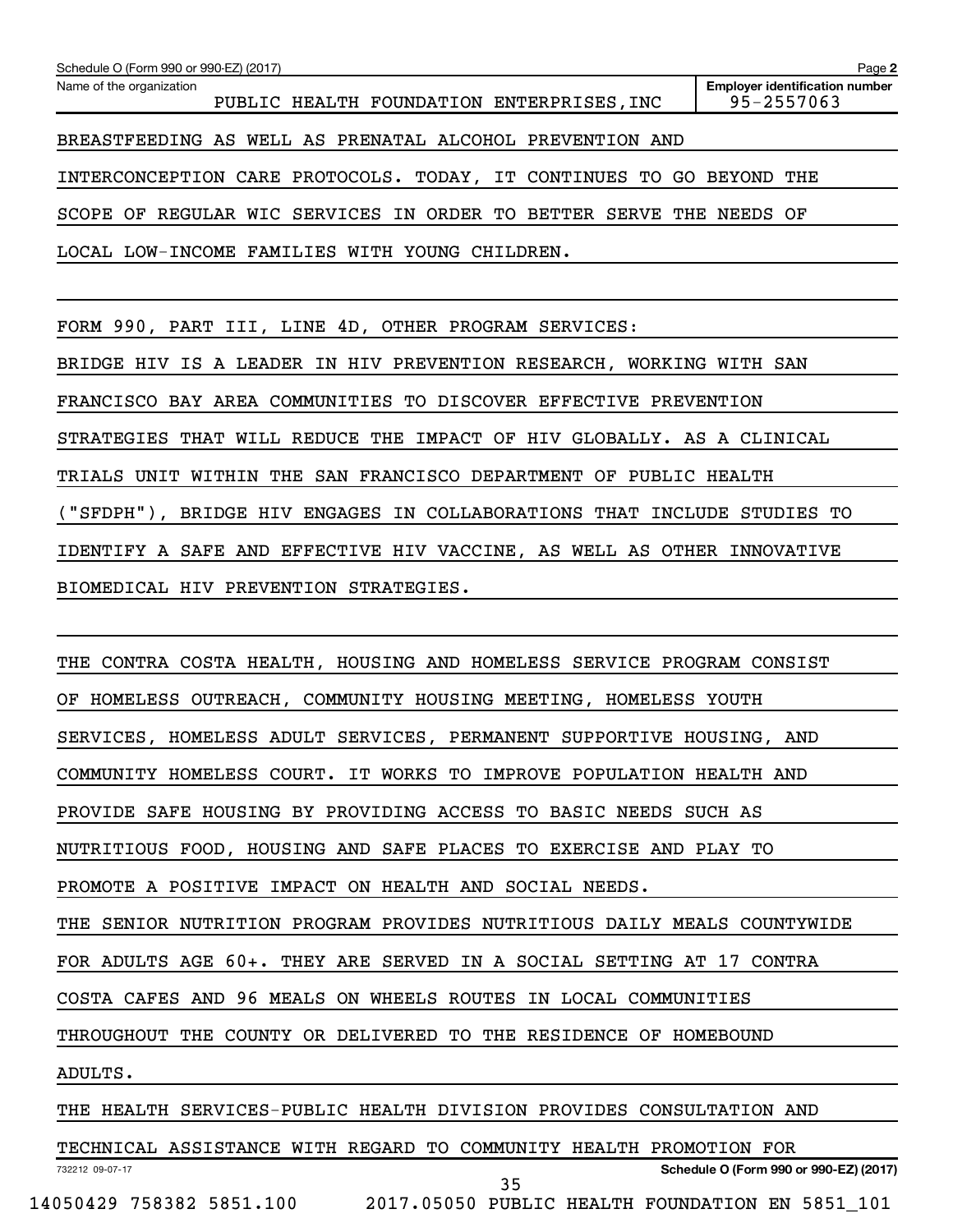BREASTFEEDING AS WELL AS PRENATAL ALCOHOL PREVENTION AND INTERCONCEPTION CARE PROTOCOLS. TODAY, IT CONTINUES TO GO BEYOND THE SCOPE OF REGULAR WIC SERVICES IN ORDER TO BETTER SERVE THE NEEDS OF LOCAL LOW-INCOME FAMILIES WITH YOUNG CHILDREN.

FORM 990, PART III, LINE 4D, OTHER PROGRAM SERVICES:

BRIDGE HIV IS A LEADER IN HIV PREVENTION RESEARCH, WORKING WITH SAN FRANCISCO BAY AREA COMMUNITIES TO DISCOVER EFFECTIVE PREVENTION STRATEGIES THAT WILL REDUCE THE IMPACT OF HIV GLOBALLY. AS A CLINICAL TRIALS UNIT WITHIN THE SAN FRANCISCO DEPARTMENT OF PUBLIC HEALTH ("SFDPH"), BRIDGE HIV ENGAGES IN COLLABORATIONS THAT INCLUDE STUDIES TO IDENTIFY A SAFE AND EFFECTIVE HIV VACCINE, AS WELL AS OTHER INNOVATIVE BIOMEDICAL HIV PREVENTION STRATEGIES.

THE CONTRA COSTA HEALTH, HOUSING AND HOMELESS SERVICE PROGRAM CONSIST OF HOMELESS OUTREACH, COMMUNITY HOUSING MEETING, HOMELESS YOUTH SERVICES, HOMELESS ADULT SERVICES, PERMANENT SUPPORTIVE HOUSING, AND COMMUNITY HOMELESS COURT. IT WORKS TO IMPROVE POPULATION HEALTH AND PROVIDE SAFE HOUSING BY PROVIDING ACCESS TO BASIC NEEDS SUCH AS NUTRITIOUS FOOD, HOUSING AND SAFE PLACES TO EXERCISE AND PLAY TO PROMOTE A POSITIVE IMPACT ON HEALTH AND SOCIAL NEEDS.

THE SENIOR NUTRITION PROGRAM PROVIDES NUTRITIOUS DAILY MEALS COUNTYWIDE FOR ADULTS AGE 60+. THEY ARE SERVED IN A SOCIAL SETTING AT 17 CONTRA COSTA CAFES AND 96 MEALS ON WHEELS ROUTES IN LOCAL COMMUNITIES THROUGHOUT THE COUNTY OR DELIVERED TO THE RESIDENCE OF HOMEBOUND ADULTS.

THE HEALTH SERVICES-PUBLIC HEALTH DIVISION PROVIDES CONSULTATION AND TECHNICAL ASSISTANCE WITH REGARD TO COMMUNITY HEALTH PROMOTION FOR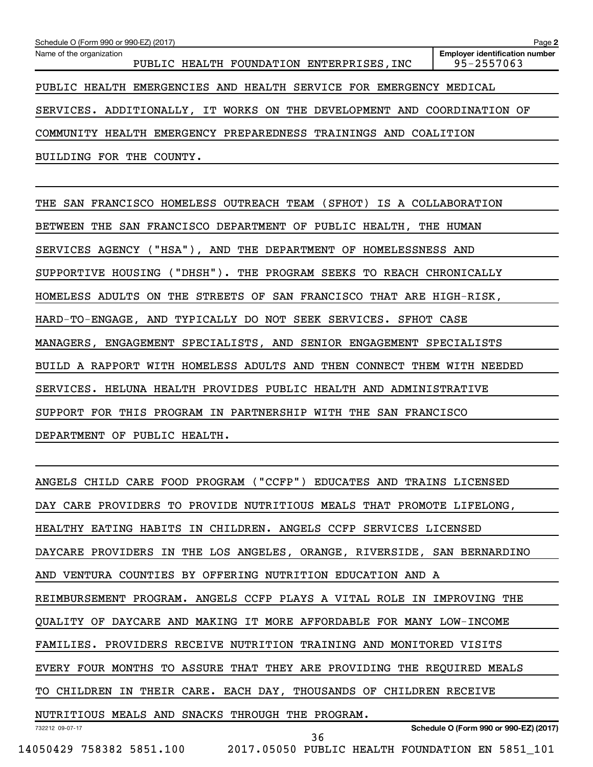Schedule O (Form 990 or 990-EZ) (2017)

Name of the organization: PUBLIC HEALTH FOUNDATION ENTERPRISES,INC

Employer identification number: 95-2557063

PUBLIC HEALTH EMERGENCIES AND HEALTH SERVICE FOR EMERGENCY MEDICAL SERVICES. ADDITIONALLY, IT WORKS ON THE DEVELOPMENT AND COORDINATION OF COMMUNITY HEALTH EMERGENCY PREPAREDNESS TRAININGS AND COALITION BUILDING FOR THE COUNTY.

THE SAN FRANCISCO HOMELESS OUTREACH TEAM (SFHOT) IS A COLLABORATION BETWEEN THE SAN FRANCISCO DEPARTMENT OF PUBLIC HEALTH, THE HUMAN SERVICES AGENCY ("HSA"), AND THE DEPARTMENT OF HOMELESSNESS AND SUPPORTIVE HOUSING ("DHSH"). THE PROGRAM SEEKS TO REACH CHRONICALLY HOMELESS ADULTS ON THE STREETS OF SAN FRANCISCO THAT ARE HIGH-RISK, HARD-TO-ENGAGE, AND TYPICALLY DO NOT SEEK SERVICES. SFHOT CASE MANAGERS, ENGAGEMENT SPECIALISTS, AND SENIOR ENGAGEMENT SPECIALISTS BUILD A RAPPORT WITH HOMELESS ADULTS AND THEN CONNECT THEM WITH NEEDED SERVICES. HELUNA HEALTH PROVIDES PUBLIC HEALTH AND ADMINISTRATIVE SUPPORT FOR THIS PROGRAM IN PARTNERSHIP WITH THE SAN FRANCISCO DEPARTMENT OF PUBLIC HEALTH.

ANGELS CHILD CARE FOOD PROGRAM ("CCFP") EDUCATES AND TRAINS LICENSED DAY CARE PROVIDERS TO PROVIDE NUTRITIOUS MEALS THAT PROMOTE LIFELONG, HEALTHY EATING HABITS IN CHILDREN. ANGELS CCFP SERVICES LICENSED DAYCARE PROVIDERS IN THE LOS ANGELES, ORANGE, RIVERSIDE, SAN BERNARDINO AND VENTURA COUNTIES BY OFFERING NUTRITION EDUCATION AND A REIMBURSEMENT PROGRAM. ANGELS CCFP PLAYS A VITAL ROLE IN IMPROVING THE QUALITY OF DAYCARE AND MAKING IT MORE AFFORDABLE FOR MANY LOW-INCOME FAMILIES. PROVIDERS RECEIVE NUTRITION TRAINING AND MONITORED VISITS EVERY FOUR MONTHS TO ASSURE THAT THEY ARE PROVIDING THE REQUIRED MEALS TO CHILDREN IN THEIR CARE. EACH DAY, THOUSANDS OF CHILDREN RECEIVE NUTRITIOUS MEALS AND SNACKS THROUGH THE PROGRAM.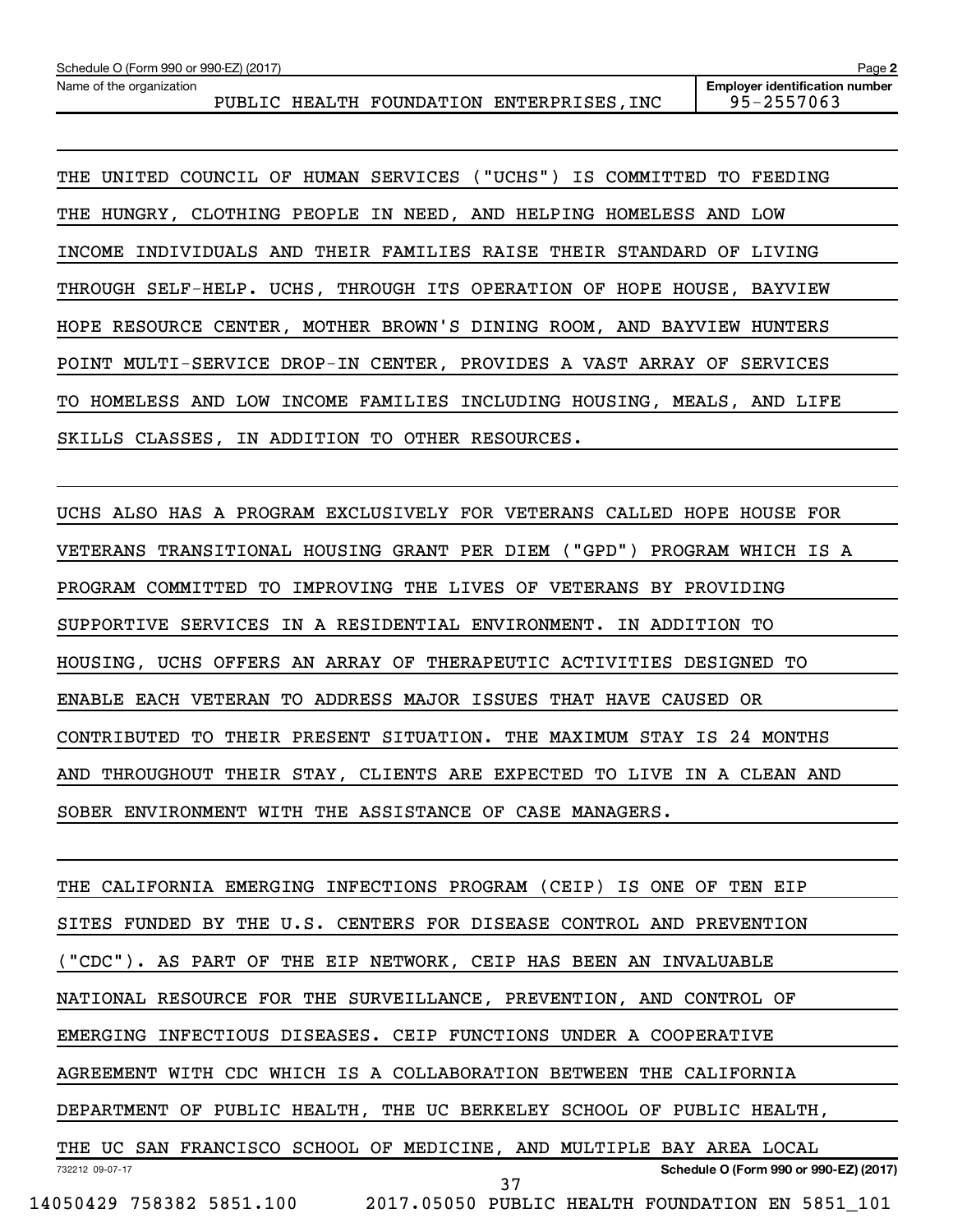Schedule O (Form 990 or 990-EZ) (2017)

Name of the organization: PUBLIC HEALTH FOUNDATION ENTERPRISES,INC

Employer identification number: 95-2557063

THE UNITED COUNCIL OF HUMAN SERVICES ("UCHS") IS COMMITTED TO FEEDING THE HUNGRY, CLOTHING PEOPLE IN NEED, AND HELPING HOMELESS AND LOW INCOME INDIVIDUALS AND THEIR FAMILIES RAISE THEIR STANDARD OF LIVING THROUGH SELF-HELP. UCHS, THROUGH ITS OPERATION OF HOPE HOUSE, BAYVIEW HOPE RESOURCE CENTER, MOTHER BROWN'S DINING ROOM, AND BAYVIEW HUNTERS POINT MULTI-SERVICE DROP-IN CENTER, PROVIDES A VAST ARRAY OF SERVICES TO HOMELESS AND LOW INCOME FAMILIES INCLUDING HOUSING, MEALS, AND LIFE SKILLS CLASSES, IN ADDITION TO OTHER RESOURCES.

UCHS ALSO HAS A PROGRAM EXCLUSIVELY FOR VETERANS CALLED HOPE HOUSE FOR VETERANS TRANSITIONAL HOUSING GRANT PER DIEM ("GPD") PROGRAM WHICH IS A PROGRAM COMMITTED TO IMPROVING THE LIVES OF VETERANS BY PROVIDING SUPPORTIVE SERVICES IN A RESIDENTIAL ENVIRONMENT. IN ADDITION TO HOUSING, UCHS OFFERS AN ARRAY OF THERAPEUTIC ACTIVITIES DESIGNED TO ENABLE EACH VETERAN TO ADDRESS MAJOR ISSUES THAT HAVE CAUSED OR CONTRIBUTED TO THEIR PRESENT SITUATION. THE MAXIMUM STAY IS 24 MONTHS AND THROUGHOUT THEIR STAY, CLIENTS ARE EXPECTED TO LIVE IN A CLEAN AND SOBER ENVIRONMENT WITH THE ASSISTANCE OF CASE MANAGERS.

THE CALIFORNIA EMERGING INFECTIONS PROGRAM (CEIP) IS ONE OF TEN EIP SITES FUNDED BY THE U.S. CENTERS FOR DISEASE CONTROL AND PREVENTION ("CDC"). AS PART OF THE EIP NETWORK, CEIP HAS BEEN AN INVALUABLE NATIONAL RESOURCE FOR THE SURVEILLANCE, PREVENTION, AND CONTROL OF EMERGING INFECTIOUS DISEASES. CEIP FUNCTIONS UNDER A COOPERATIVE AGREEMENT WITH CDC WHICH IS A COLLABORATION BETWEEN THE CALIFORNIA DEPARTMENT OF PUBLIC HEALTH, THE UC BERKELEY SCHOOL OF PUBLIC HEALTH, THE UC SAN FRANCISCO SCHOOL OF MEDICINE, AND MULTIPLE BAY AREA LOCAL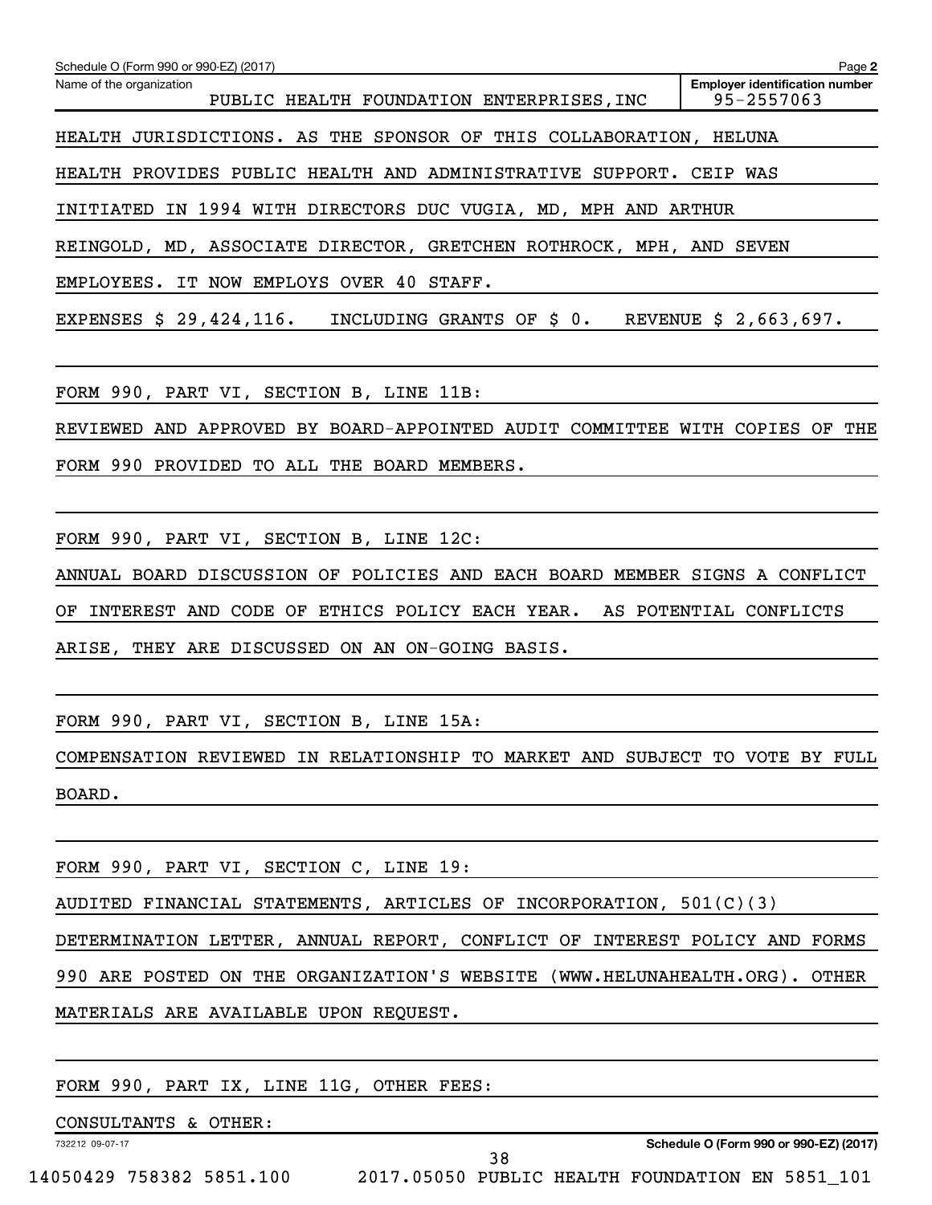HEALTH JURISDICTIONS. AS THE SPONSOR OF THIS COLLABORATION, HELUNA HEALTH PROVIDES PUBLIC HEALTH AND ADMINISTRATIVE SUPPORT. CEIP WAS INITIATED IN 1994 WITH DIRECTORS DUC VUGIA, MD, MPH AND ARTHUR REINGOLD, MD, ASSOCIATE DIRECTOR, GRETCHEN ROTHROCK, MPH, AND SEVEN EMPLOYEES. IT NOW EMPLOYS OVER 40 STAFF.

EXPENSES $ 29,424,116.   INCLUDING GRANTS OF $ 0.   REVENUE $ 2,663,697.

FORM 990, PART VI, SECTION B, LINE 11B:

REVIEWED AND APPROVED BY BOARD-APPOINTED AUDIT COMMITTEE WITH COPIES OF THE FORM 990 PROVIDED TO ALL THE BOARD MEMBERS.

FORM 990, PART VI, SECTION B, LINE 12C:

ANNUAL BOARD DISCUSSION OF POLICIES AND EACH BOARD MEMBER SIGNS A CONFLICT OF INTEREST AND CODE OF ETHICS POLICY EACH YEAR. AS POTENTIAL CONFLICTS ARISE, THEY ARE DISCUSSED ON AN ON-GOING BASIS.

FORM 990, PART VI, SECTION B, LINE 15A:

COMPENSATION REVIEWED IN RELATIONSHIP TO MARKET AND SUBJECT TO VOTE BY FULL BOARD.

FORM 990, PART VI, SECTION C, LINE 19:

AUDITED FINANCIAL STATEMENTS, ARTICLES OF INCORPORATION, 501(C)(3) DETERMINATION LETTER, ANNUAL REPORT, CONFLICT OF INTEREST POLICY AND FORMS 990 ARE POSTED ON THE ORGANIZATION'S WEBSITE (WWW.HELUNAHEALTH.ORG). OTHER MATERIALS ARE AVAILABLE UPON REQUEST.

FORM 990, PART IX, LINE 11G, OTHER FEES:

CONSULTANTS & OTHER: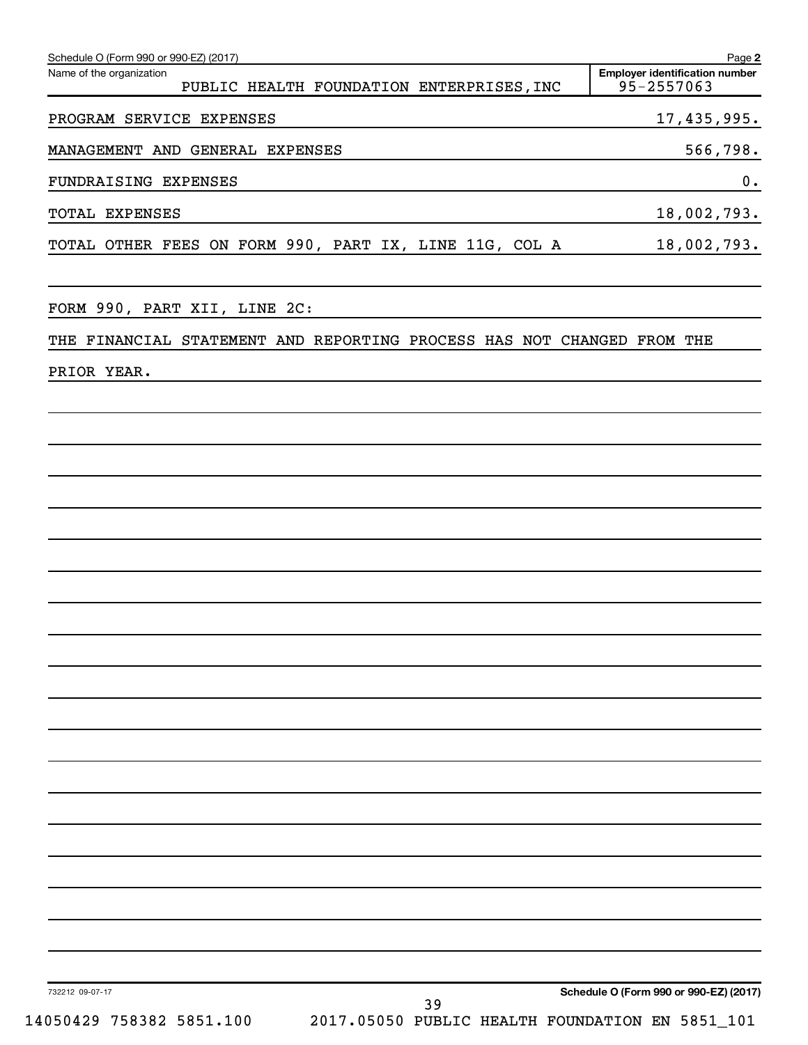Schedule O (Form 990 or 990-EZ) (2017) Page **2**

Name of the organization: PUBLIC HEALTH FOUNDATION ENTERPRISES,INC

**Employer identification number:** 95-2557063

| | |
|---|---|
| PROGRAM SERVICE EXPENSES | 17,435,995. |
| MANAGEMENT AND GENERAL EXPENSES | 566,798. |
| FUNDRAISING EXPENSES | 0. |
| TOTAL EXPENSES | 18,002,793. |
| TOTAL OTHER FEES ON FORM 990, PART IX, LINE 11G, COL A | 18,002,793. |

FORM 990, PART XII, LINE 2C:

THE FINANCIAL STATEMENT AND REPORTING PROCESS HAS NOT CHANGED FROM THE PRIOR YEAR.

732212 09-07-17

**Schedule O (Form 990 or 990-EZ) (2017)**

14050429 758382 5851.100 2017.05050 PUBLIC HEALTH FOUNDATION EN 5851_101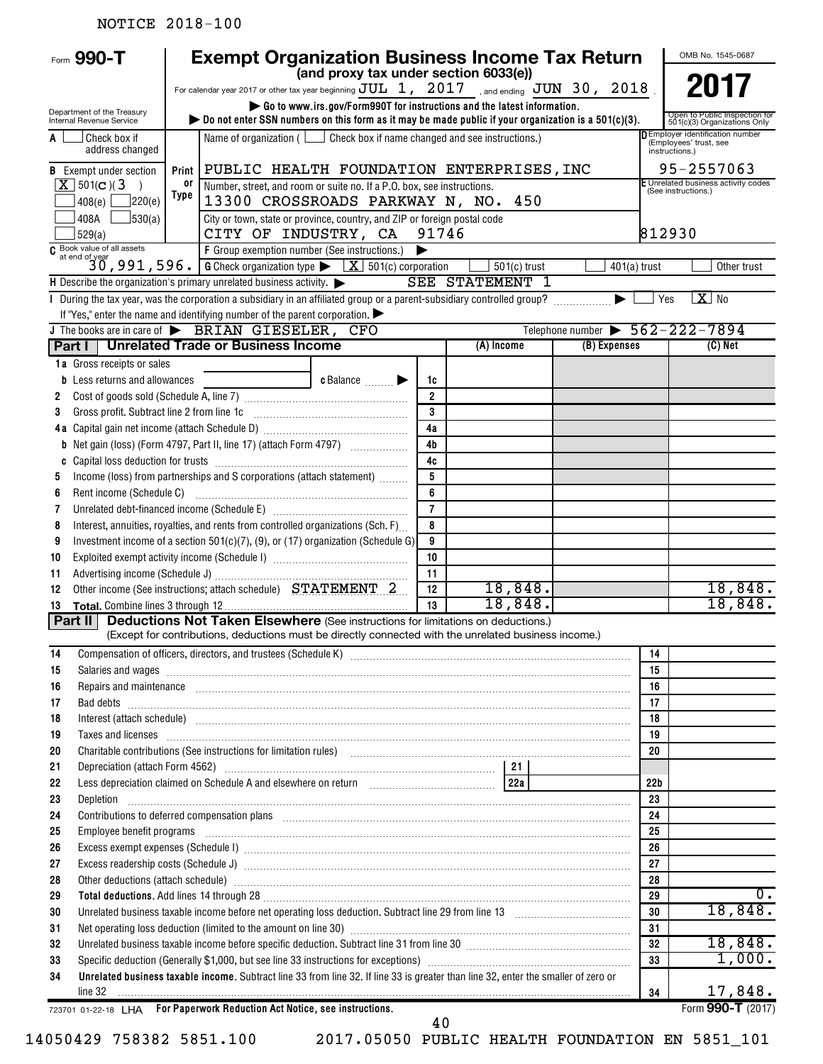NOTICE 2018-100

# Form 990-T Exempt Organization Business Income Tax Return (and proxy tax under section 6033(e))

Department of the Treasury
Internal Revenue Service

OMB No. 1545-0687

**2017**

Open to Public Inspection for 501(c)(3) Organizations Only

For calendar year 2017 or other tax year beginning JUL 1, 2017 , and ending JUN 30, 2018 .

▶ Go to www.irs.gov/Form990T for instructions and the latest information.
▶ Do not enter SSN numbers on this form as it may be made public if your organization is a 501(c)(3).

A ☐ Check box if address changed

B Exempt under section
[X] 501(c)(3)
☐ 408(e) ☐ 220(e)
☐ 408A ☐ 530(a)
☐ 529(a)

Name of organization ( ☐ Check box if name changed and see instructions.)
PUBLIC HEALTH FOUNDATION ENTERPRISES,INC

Number, street, and room or suite no. If a P.O. box, see instructions.
13300 CROSSROADS PARKWAY N, NO. 450

City or town, state or province, country, and ZIP or foreign postal code
CITY OF INDUSTRY, CA 91746

D Employer identification number (Employees' trust, see instructions.)
95-2557063

E Unrelated business activity codes (See instructions.)
812930

C Book value of all assets at end of year 30,991,596.

F Group exemption number (See instructions.) ▶

G Check organization type ▶ [X] 501(c) corporation ☐ 501(c) trust ☐ 401(a) trust ☐ Other trust

H Describe the organization's primary unrelated business activity. ▶ SEE STATEMENT 1

I During the tax year, was the corporation a subsidiary in an affiliated group or a parent-subsidiary controlled group? ▶ ☐ Yes [X] No

If "Yes," enter the name and identifying number of the parent corporation. ▶

J The books are in care of ▶ BRIAN GIESELER, CFO  Telephone number ▶ 562-222-7894

## Part I Unrelated Trade or Business Income

| | | Line | (A) Income | (B) Expenses | (C) Net |
|---|---|---|---|---|---|
| 1a | Gross receipts or sales | | | | |
| b | Less returns and allowances    c Balance ▶ | 1c | | | |
| 2 | Cost of goods sold (Schedule A, line 7) | 2 | | | |
| 3 | Gross profit. Subtract line 2 from line 1c | 3 | | | |
| 4a | Capital gain net income (attach Schedule D) | 4a | | | |
| b | Net gain (loss) (Form 4797, Part II, line 17) (attach Form 4797) | 4b | | | |
| c | Capital loss deduction for trusts | 4c | | | |
| 5 | Income (loss) from partnerships and S corporations (attach statement) | 5 | | | |
| 6 | Rent income (Schedule C) | 6 | | | |
| 7 | Unrelated debt-financed income (Schedule E) | 7 | | | |
| 8 | Interest, annuities, royalties, and rents from controlled organizations (Sch. F) | 8 | | | |
| 9 | Investment income of a section 501(c)(7), (9), or (17) organization (Schedule G) | 9 | | | |
| 10 | Exploited exempt activity income (Schedule I) | 10 | | | |
| 11 | Advertising income (Schedule J) | 11 | | | |
| 12 | Other income (See instructions; attach schedule) STATEMENT 2 | 12 | 18,848. | | 18,848. |
| 13 | **Total.** Combine lines 3 through 12 | 13 | 18,848. | | 18,848. |

## Part II Deductions Not Taken Elsewhere (See instructions for limitations on deductions.)

(Except for contributions, deductions must be directly connected with the unrelated business income.)

| | | Line | Amount |
|---|---|---|---|
| 14 | Compensation of officers, directors, and trustees (Schedule K) | 14 | |
| 15 | Salaries and wages | 15 | |
| 16 | Repairs and maintenance | 16 | |
| 17 | Bad debts | 17 | |
| 18 | Interest (attach schedule) | 18 | |
| 19 | Taxes and licenses | 19 | |
| 20 | Charitable contributions (See instructions for limitation rules) | 20 | |
| 21 | Depreciation (attach Form 4562) — 21 | | |
| 22 | Less depreciation claimed on Schedule A and elsewhere on return — 22a | 22b | |
| 23 | Depletion | 23 | |
| 24 | Contributions to deferred compensation plans | 24 | |
| 25 | Employee benefit programs | 25 | |
| 26 | Excess exempt expenses (Schedule I) | 26 | |
| 27 | Excess readership costs (Schedule J) | 27 | |
| 28 | Other deductions (attach schedule) | 28 | |
| 29 | **Total deductions.** Add lines 14 through 28 | 29 | 0. |
| 30 | Unrelated business taxable income before net operating loss deduction. Subtract line 29 from line 13 | 30 | 18,848. |
| 31 | Net operating loss deduction (limited to the amount on line 30) | 31 | |
| 32 | Unrelated business taxable income before specific deduction. Subtract line 31 from line 30 | 32 | 18,848. |
| 33 | Specific deduction (Generally $1,000, but see line 33 instructions for exceptions) | 33 | 1,000. |
| 34 | **Unrelated business taxable income.** Subtract line 33 from line 32. If line 33 is greater than line 32, enter the smaller of zero or line 32 | 34 | 17,848. |

723701 01-22-18 LHA For Paperwork Reduction Act Notice, see instructions. Form **990-T** (2017)

14050429 758382 5851.100 2017.05050 PUBLIC HEALTH FOUNDATION EN 5851_101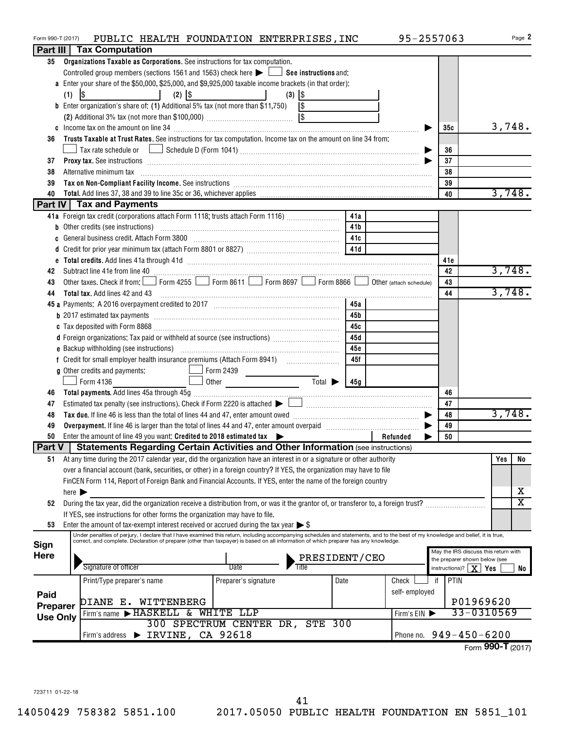Form 990-T (2017) PUBLIC HEALTH FOUNDATION ENTERPRISES, INC 95-2557063 Page 2

## Part III Tax Computation

**35 Organizations Taxable as Corporations.** See instructions for tax computation.

Controlled group members (sections 1561 and 1563) check here ▶ ☐ **See instructions** and:

**a** Enter your share of the $50,000, $25,000, and $9,925,000 taxable income brackets (in that order):

(1) $ (2) $ (3) $

**b** Enter organization's share of: **(1)** Additional 5% tax (not more than $11,750) $

(2) Additional 3% tax (not more than $100,000) $

**c** Income tax on the amount on line 34 ▶ | 35c | 3,748.

**36 Trusts Taxable at Trust Rates.** See instructions for tax computation. Income tax on the amount on line 34 from:

☐ Tax rate schedule or ☐ Schedule D (Form 1041) ▶ | 36 |

**37 Proxy tax.** See instructions ▶ | 37 |

**38** Alternative minimum tax | 38 |

**39 Tax on Non-Compliant Facility Income.** See instructions | 39 |

**40 Total.** Add lines 37, 38 and 39 to line 35c or 36, whichever applies | 40 | 3,748.

## Part IV Tax and Payments

| Line | Description | Ref | Amount | Line | Amount |
|---|---|---|---|---|---|
| 41a | Foreign tax credit (corporations attach Form 1118; trusts attach Form 1116) | 41a | | | |
| b | Other credits (see instructions) | 41b | | | |
| c | General business credit. Attach Form 3800 | 41c | | | |
| d | Credit for prior year minimum tax (attach Form 8801 or 8827) | 41d | | | |
| e | **Total credits.** Add lines 41a through 41d | | | 41e | |
| 42 | Subtract line 41e from line 40 | | | 42 | 3,748. |
| 43 | Other taxes. Check if from: ☐ Form 4255 ☐ Form 8611 ☐ Form 8697 ☐ Form 8866 ☐ Other (attach schedule) | | | 43 | |
| 44 | **Total tax.** Add lines 42 and 43 | | | 44 | 3,748. |
| 45a | Payments: A 2016 overpayment credited to 2017 | 45a | | | |
| b | 2017 estimated tax payments | 45b | | | |
| c | Tax deposited with Form 8868 | 45c | | | |
| d | Foreign organizations: Tax paid or withheld at source (see instructions) | 45d | | | |
| e | Backup withholding (see instructions) | 45e | | | |
| f | Credit for small employer health insurance premiums (Attach Form 8941) | 45f | | | |
| g | Other credits and payments: ☐ Form 2439 ☐ Form 4136 ☐ Other Total ▶ | 45g | | | |
| 46 | **Total payments.** Add lines 45a through 45g | | | 46 | |
| 47 | Estimated tax penalty (see instructions). Check if Form 2220 is attached ▶ ☐ | | | 47 | |
| 48 | **Tax due.** If line 46 is less than the total of lines 44 and 47, enter amount owed ▶ | | | 48 | 3,748. |
| 49 | **Overpayment.** If line 46 is larger than the total of lines 44 and 47, enter amount overpaid ▶ | | | 49 | |
| 50 | Enter the amount of line 49 you want: **Credited to 2018 estimated tax** ▶ Refunded ▶ | | | 50 | |

## Part V Statements Regarding Certain Activities and Other Information (see instructions)

| | | Yes | No |
|---|---|---|---|
| 51 | At any time during the 2017 calendar year, did the organization have an interest in or a signature or other authority over a financial account (bank, securities, or other) in a foreign country? If YES, the organization may have to file FinCEN Form 114, Report of Foreign Bank and Financial Accounts. If YES, enter the name of the foreign country here ▶ | | X |
| 52 | During the tax year, did the organization receive a distribution from, or was it the grantor of, or transferor to, a foreign trust? If YES, see instructions for other forms the organization may have to file. | | X |
| 53 | Enter the amount of tax-exempt interest received or accrued during the tax year ▶ $ | | |

**Sign Here**

Under penalties of perjury, I declare that I have examined this return, including accompanying schedules and statements, and to the best of my knowledge and belief, it is true, correct, and complete. Declaration of preparer (other than taxpayer) is based on all information of which preparer has any knowledge.

Signature of officer | Date | Title: PRESIDENT/CEO

May the IRS discuss this return with the preparer shown below (see instructions)? ☒ Yes ☐ No

**Paid Preparer Use Only**

| Print/Type preparer's name | Preparer's signature | Date | Check ☐ if self-employed | PTIN |
|---|---|---|---|---|
| DIANE E. WITTENBERG | | | | P01969620 |

Firm's name ▶ HASKELL & WHITE LLP | Firm's EIN ▶ 33-0310569

Firm's address ▶ 300 SPECTRUM CENTER DR, STE 300, IRVINE, CA 92618 | Phone no. 949-450-6200

Form **990-T** (2017)

723711 01-22-18

14050429 758382 5851.100 2017.05050 PUBLIC HEALTH FOUNDATION EN 5851_101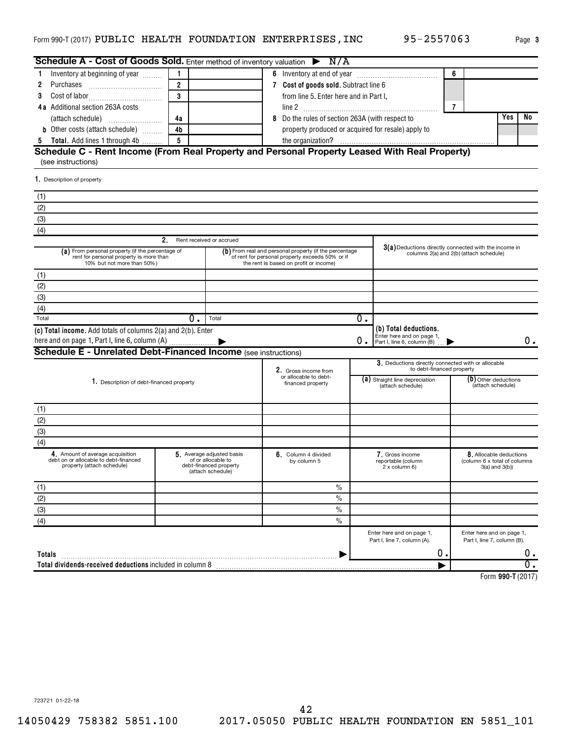Form 990-T (2017) PUBLIC HEALTH FOUNDATION ENTERPRISES,INC 95-2557063 Page **3**

## Schedule A - Cost of Goods Sold. Enter method of inventory valuation ▶ N/A

| | | | | |
|---|---|---|---|---|
| **1** Inventory at beginning of year | 1 | | **6** Inventory at end of year | 6 | |
| **2** Purchases | 2 | | **7 Cost of goods sold.** Subtract line 6 from line 5. Enter here and in Part I, line 2 | 7 | |
| **3** Cost of labor | 3 | | | | |
| **4a** Additional section 263A costs (attach schedule) | 4a | | **8** Do the rules of section 263A (with respect to property produced or acquired for resale) apply to the organization? | Yes | No |
| **b** Other costs (attach schedule) | 4b | | | | |
| **5 Total.** Add lines 1 through 4b | 5 | | | | |

## Schedule C - Rent Income (From Real Property and Personal Property Leased With Real Property)

(see instructions)

| 1. Description of property |
|---|
| (1) |
| (2) |
| (3) |
| (4) |

| | 2. Rent received or accrued | | |
|---|---|---|---|
| | (a) From personal property (if the percentage of rent for personal property is more than 10% but not more than 50%) | (b) From real and personal property (if the percentage of rent for personal property exceeds 50% or if the rent is based on profit or income) | 3(a) Deductions directly connected with the income in columns 2(a) and 2(b) (attach schedule) |
| (1) | | | |
| (2) | | | |
| (3) | | | |
| (4) | | | |
| Total | 0. | 0. | |

**(c) Total income.** Add totals of columns 2(a) and 2(b). Enter here and on page 1, Part I, line 6, column (A) ▶ 0.

**(b) Total deductions.** Enter here and on page 1, Part I, line 6, column (B) ▶ 0.

## Schedule E - Unrelated Debt-Financed Income (see instructions)

| | 1. Description of debt-financed property | 2. Gross income from or allocable to debt-financed property | 3. Deductions directly connected with or allocable to debt-financed property (a) Straight line depreciation (attach schedule) | (b) Other deductions (attach schedule) |
|---|---|---|---|---|
| (1) | | | | |
| (2) | | | | |
| (3) | | | | |
| (4) | | | | |

| | 4. Amount of average acquisition debt on or allocable to debt-financed property (attach schedule) | 5. Average adjusted basis of or allocable to debt-financed property (attach schedule) | 6. Column 4 divided by column 5 | 7. Gross income reportable (column 2 x column 6) | 8. Allocable deductions (column 6 x total of columns 3(a) and 3(b)) |
|---|---|---|---|---|---|
| (1) | | | % | | |
| (2) | | | % | | |
| (3) | | | % | | |
| (4) | | | % | | |
| | | | | Enter here and on page 1, Part I, line 7, column (A). | Enter here and on page 1, Part I, line 7, column (B). |
| **Totals** | | | ▶ | 0. | 0. |
| **Total dividends-received deductions** included in column 8 | | | | ▶ | 0. |

Form **990-T** (2017)

723721 01-22-18

14050429 758382 5851.100 2017.05050 PUBLIC HEALTH FOUNDATION EN 5851_101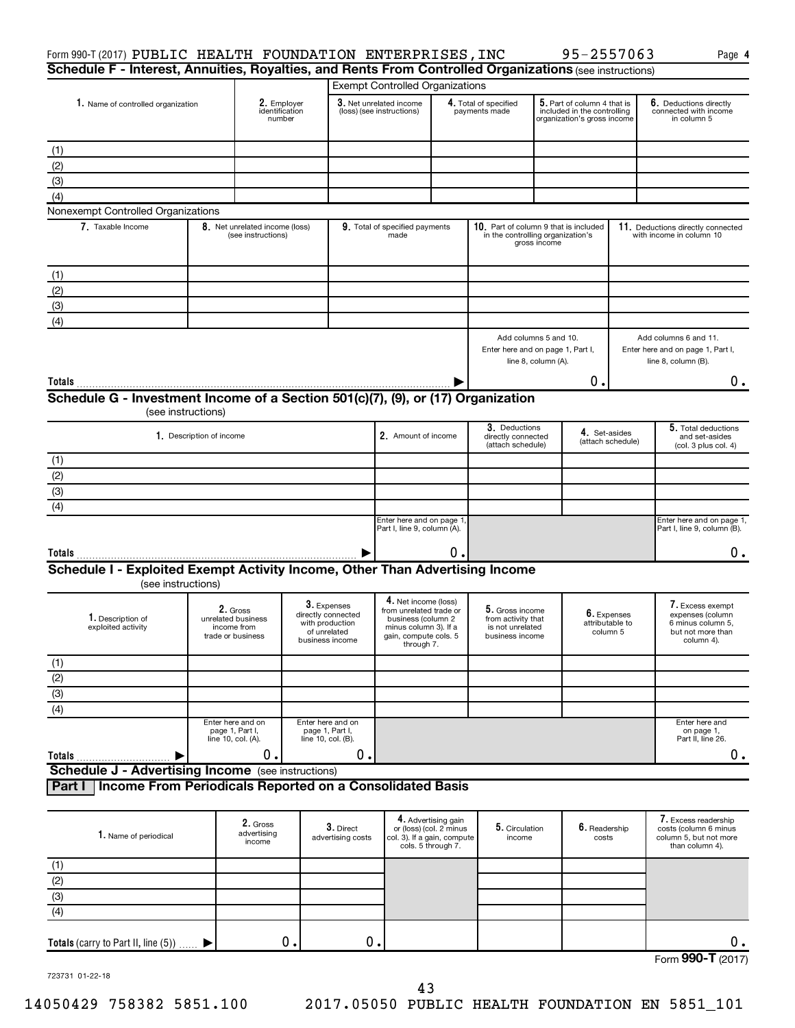Form 990-T (2017) PUBLIC HEALTH FOUNDATION ENTERPRISES,INC 95-2557063 Page **4**

## Schedule F - Interest, Annuities, Royalties, and Rents From Controlled Organizations (see instructions)

**Exempt Controlled Organizations**

| 1. Name of controlled organization | 2. Employer identification number | 3. Net unrelated income (loss) (see instructions) | 4. Total of specified payments made | 5. Part of column 4 that is included in the controlling organization's gross income | 6. Deductions directly connected with income in column 5 |
|---|---|---|---|---|---|
| (1) | | | | | |
| (2) | | | | | |
| (3) | | | | | |
| (4) | | | | | |

**Nonexempt Controlled Organizations**

| 7. Taxable Income | 8. Net unrelated income (loss) (see instructions) | 9. Total of specified payments made | 10. Part of column 9 that is included in the controlling organization's gross income | 11. Deductions directly connected with income in column 10 |
|---|---|---|---|---|
| (1) | | | | |
| (2) | | | | |
| (3) | | | | |
| (4) | | | | |
| | | | Add columns 5 and 10. Enter here and on page 1, Part I, line 8, column (A). | Add columns 6 and 11. Enter here and on page 1, Part I, line 8, column (B). |
| **Totals** | | | 0. | 0. |

## Schedule G - Investment Income of a Section 501(c)(7), (9), or (17) Organization

(see instructions)

| 1. Description of income | 2. Amount of income | 3. Deductions directly connected (attach schedule) | 4. Set-asides (attach schedule) | 5. Total deductions and set-asides (col. 3 plus col. 4) |
|---|---|---|---|---|
| (1) | | | | |
| (2) | | | | |
| (3) | | | | |
| (4) | | | | |
| | Enter here and on page 1, Part I, line 9, column (A). | | | Enter here and on page 1, Part I, line 9, column (B). |
| **Totals** | 0. | | | 0. |

## Schedule I - Exploited Exempt Activity Income, Other Than Advertising Income

(see instructions)

| 1. Description of exploited activity | 2. Gross unrelated business income from trade or business | 3. Expenses directly connected with production of unrelated business income | 4. Net income (loss) from unrelated trade or business (column 2 minus column 3). If a gain, compute cols. 5 through 7. | 5. Gross income from activity that is not unrelated business income | 6. Expenses attributable to column 5 | 7. Excess exempt expenses (column 6 minus column 5, but not more than column 4). |
|---|---|---|---|---|---|---|
| (1) | | | | | | |
| (2) | | | | | | |
| (3) | | | | | | |
| (4) | | | | | | |
| | Enter here and on page 1, Part I, line 10, col. (A). | Enter here and on page 1, Part I, line 10, col. (B). | | | | Enter here and on page 1, Part II, line 26. |
| **Totals** | 0. | 0. | | | | 0. |

## Schedule J - Advertising Income (see instructions)

### Part I Income From Periodicals Reported on a Consolidated Basis

| 1. Name of periodical | 2. Gross advertising income | 3. Direct advertising costs | 4. Advertising gain or (loss) (col. 2 minus col. 3). If a gain, compute cols. 5 through 7. | 5. Circulation income | 6. Readership costs | 7. Excess readership costs (column 6 minus column 5, but not more than column 4). |
|---|---|---|---|---|---|---|
| (1) | | | | | | |
| (2) | | | | | | |
| (3) | | | | | | |
| (4) | | | | | | |
| **Totals** (carry to Part II, line (5)) | 0. | 0. | | | | 0. |

Form **990-T** (2017)

723731 01-22-18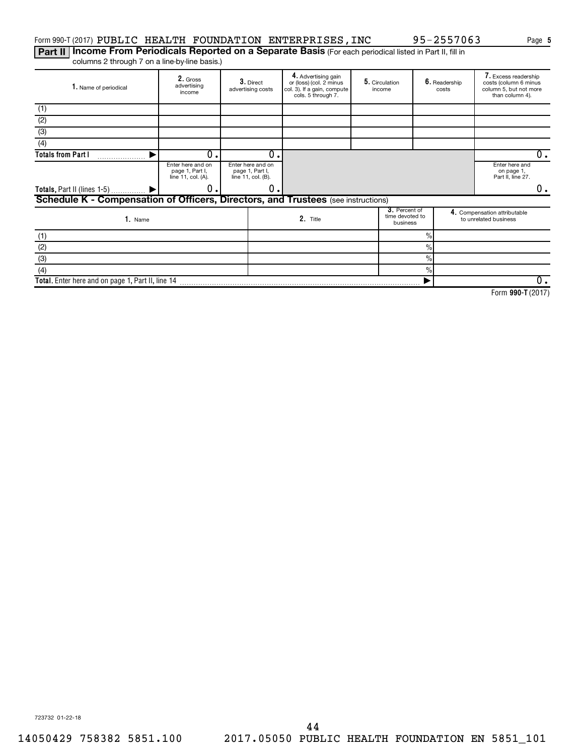Form 990-T (2017) PUBLIC HEALTH FOUNDATION ENTERPRISES,INC 95-2557063

**Part II** **Income From Periodicals Reported on a Separate Basis** (For each periodical listed in Part II, fill in columns 2 through 7 on a line-by-line basis.)

| 1. Name of periodical | 2. Gross advertising income | 3. Direct advertising costs | 4. Advertising gain or (loss) (col. 2 minus col. 3). If a gain, compute cols. 5 through 7. | 5. Circulation income | 6. Readership costs | 7. Excess readership costs (column 6 minus column 5, but not more than column 4). |
|---|---|---|---|---|---|---|
| (1) | | | | | | |
| (2) | | | | | | |
| (3) | | | | | | |
| (4) | | | | | | |
| Totals from Part I | 0. | 0. | | | | 0. |
| | Enter here and on page 1, Part I, line 11, col. (A). | Enter here and on page 1, Part I, line 11, col. (B). | | | | Enter here and on page 1, Part II, line 27. |
| Totals, Part II (lines 1-5) | 0. | 0. | | | | 0. |

## Schedule K - Compensation of Officers, Directors, and Trustees (see instructions)

| 1. Name | 2. Title | 3. Percent of time devoted to business | 4. Compensation attributable to unrelated business |
|---|---|---|---|
| (1) | | % | |
| (2) | | % | |
| (3) | | % | |
| (4) | | % | |
| Total. Enter here and on page 1, Part II, line 14 | | | 0. |

Form **990-T** (2017)

723732 01-22-18

14050429 758382 5851.100 2017.05050 PUBLIC HEALTH FOUNDATION EN 5851_101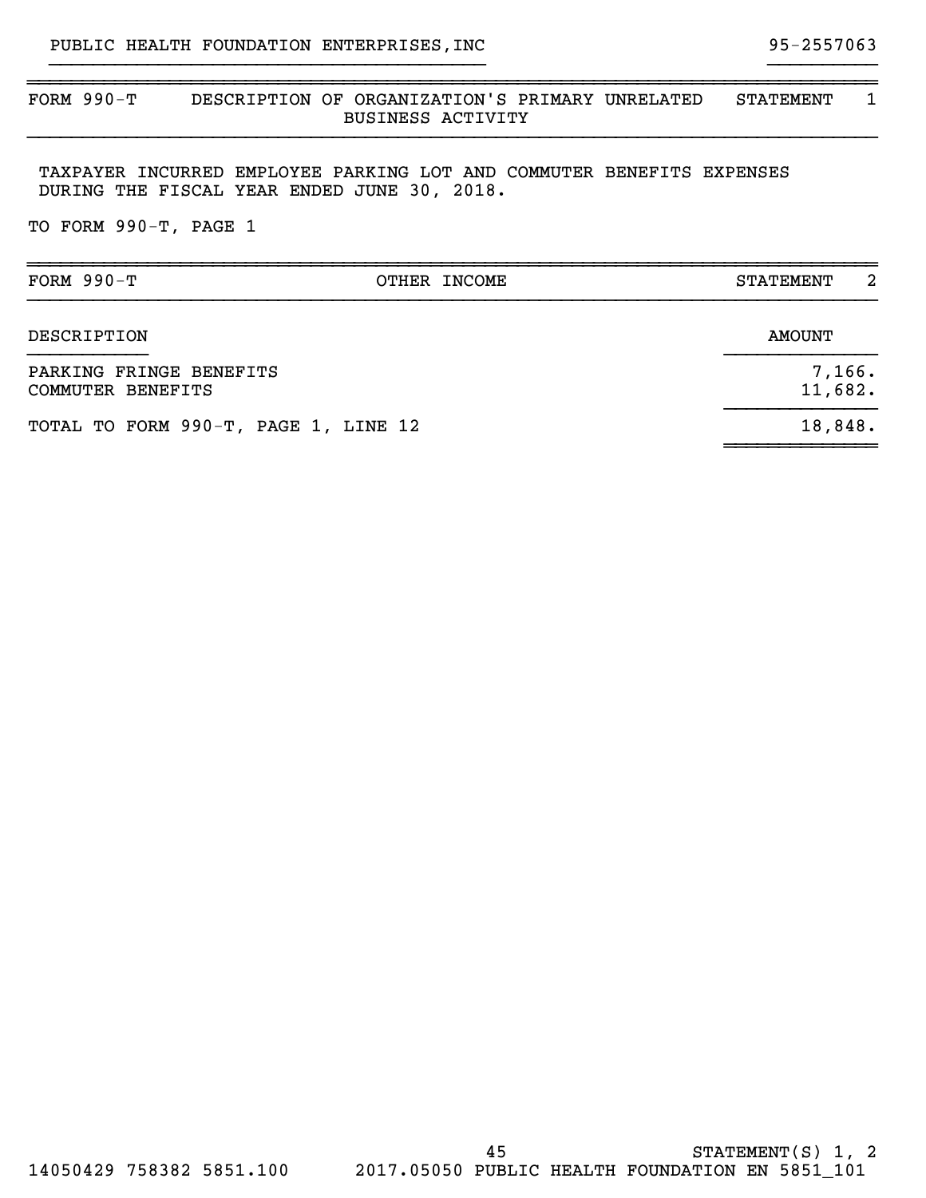PUBLIC HEALTH FOUNDATION ENTERPRISES,INC — 95-2557063

## FORM 990-T — DESCRIPTION OF ORGANIZATION'S PRIMARY UNRELATED BUSINESS ACTIVITY — STATEMENT 1

TAXPAYER INCURRED EMPLOYEE PARKING LOT AND COMMUTER BENEFITS EXPENSES DURING THE FISCAL YEAR ENDED JUNE 30, 2018.

TO FORM 990-T, PAGE 1

## FORM 990-T — OTHER INCOME — STATEMENT 2

| DESCRIPTION | AMOUNT |
|---|---|
| PARKING FRINGE BENEFITS | 7,166. |
| COMMUTER BENEFITS | 11,682. |
| TOTAL TO FORM 990-T, PAGE 1, LINE 12 | 18,848. |

STATEMENT(S) 1, 2

14050429 758382 5851.100 2017.05050 PUBLIC HEALTH FOUNDATION EN 5851_101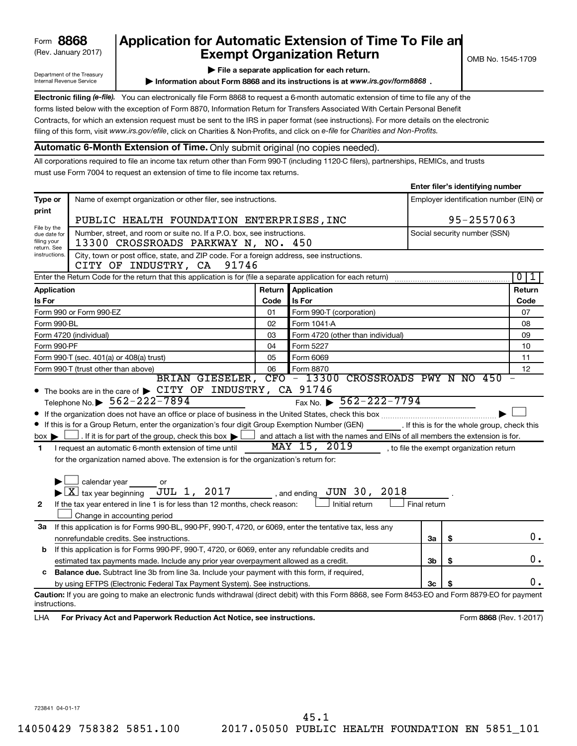Form **8868** (Rev. January 2017)

Department of the Treasury
Internal Revenue Service

# Application for Automatic Extension of Time To File an Exempt Organization Return

OMB No. 1545-1709

▶ File a separate application for each return.

▶ Information about Form 8868 and its instructions is at *www.irs.gov/form8868* .

**Electronic filing *(e-file).*** You can electronically file Form 8868 to request a 6-month automatic extension of time to file any of the forms listed below with the exception of Form 8870, Information Return for Transfers Associated With Certain Personal Benefit Contracts, for which an extension request must be sent to the IRS in paper format (see instructions). For more details on the electronic filing of this form, visit *www.irs.gov/efile*, click on Charities & Non-Profits, and click on *e-file* for *Charities and Non-Profits.*

**Automatic 6-Month Extension of Time.** Only submit original (no copies needed).

All corporations required to file an income tax return other than Form 990-T (including 1120-C filers), partnerships, REMICs, and trusts must use Form 7004 to request an extension of time to file income tax returns.

**Enter filer's identifying number**

| Type or print | | |
|---|---|---|
| File by the due date for filing your return. See instructions. | Name of exempt organization or other filer, see instructions.<br>PUBLIC HEALTH FOUNDATION ENTERPRISES,INC | Employer identification number (EIN) or<br>95-2557063 |
| | Number, street, and room or suite no. If a P.O. box, see instructions.<br>13300 CROSSROADS PARKWAY N, NO. 450 | Social security number (SSN) |
| | City, town or post office, state, and ZIP code. For a foreign address, see instructions.<br>CITY OF INDUSTRY, CA 91746 | |

Enter the Return Code for the return that this application is for (file a separate application for each return) .......... 0 1

| Application Is For | Return Code | Application Is For | Return Code |
|---|---|---|---|
| Form 990 or Form 990-EZ | 01 | Form 990-T (corporation) | 07 |
| Form 990-BL | 02 | Form 1041-A | 08 |
| Form 4720 (individual) | 03 | Form 4720 (other than individual) | 09 |
| Form 990-PF | 04 | Form 5227 | 10 |
| Form 990-T (sec. 401(a) or 408(a) trust) | 05 | Form 6069 | 11 |
| Form 990-T (trust other than above) | 06 | Form 8870 | 12 |

- The books are in the care of ▶ BRIAN GIESELER, CFO - 13300 CROSSROADS PWY N NO 450 - CITY OF INDUSTRY, CA 91746

  Telephone No. ▶ 562-222-7894 Fax No. ▶ 562-222-7794
- If the organization does not have an office or place of business in the United States, check this box .......... ▶ ☐
- If this is for a Group Return, enter the organization's four digit Group Exemption Number (GEN) ______ . If this is for the whole group, check this box ▶ ☐ . If it is for part of the group, check this box ▶ ☐ and attach a list with the names and EINs of all members the extension is for.

**1** I request an automatic 6-month extension of time until MAY 15, 2019 , to file the exempt organization return for the organization named above. The extension is for the organization's return for:

▶ ☐ calendar year ______ or

▶ ☒ tax year beginning JUL 1, 2017 , and ending JUN 30, 2018 .

**2** If the tax year entered in line 1 is for less than 12 months, check reason: ☐ Initial return ☐ Final return ☐ Change in accounting period

| | | | |
|---|---|---|---|
| **3a** If this application is for Forms 990-BL, 990-PF, 990-T, 4720, or 6069, enter the tentative tax, less any nonrefundable credits. See instructions. | 3a | $ | 0. |
| **b** If this application is for Forms 990-PF, 990-T, 4720, or 6069, enter any refundable credits and estimated tax payments made. Include any prior year overpayment allowed as a credit. | 3b | $ | 0. |
| **c** **Balance due.** Subtract line 3b from line 3a. Include your payment with this form, if required, by using EFTPS (Electronic Federal Tax Payment System). See instructions. | 3c | $ | 0. |

**Caution:** If you are going to make an electronic funds withdrawal (direct debit) with this Form 8868, see Form 8453-EO and Form 8879-EO for payment instructions.

LHA **For Privacy Act and Paperwork Reduction Act Notice, see instructions.** Form **8868** (Rev. 1-2017)

723841 04-01-17

45.1

14050429 758382 5851.100 2017.05050 PUBLIC HEALTH FOUNDATION EN 5851_101